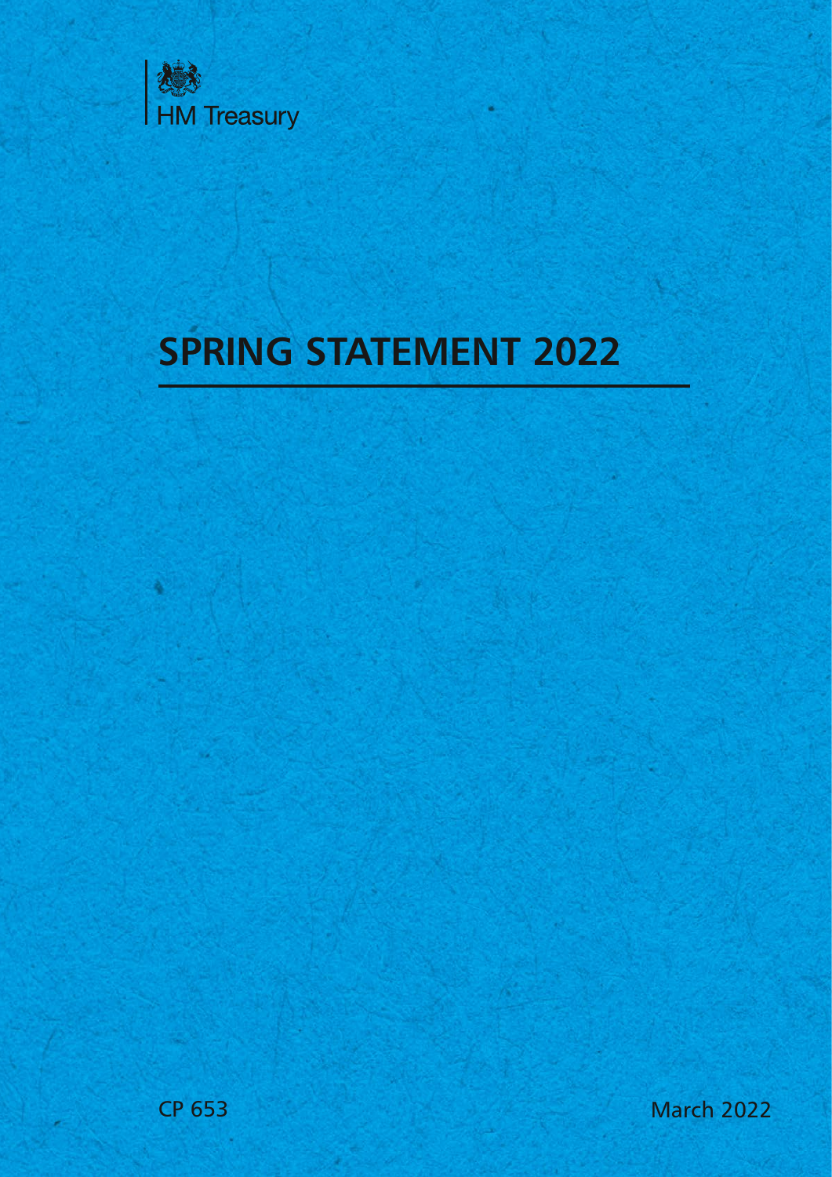HM Treasury

# SPRING STATEMENT 2022

CP 653

March 2022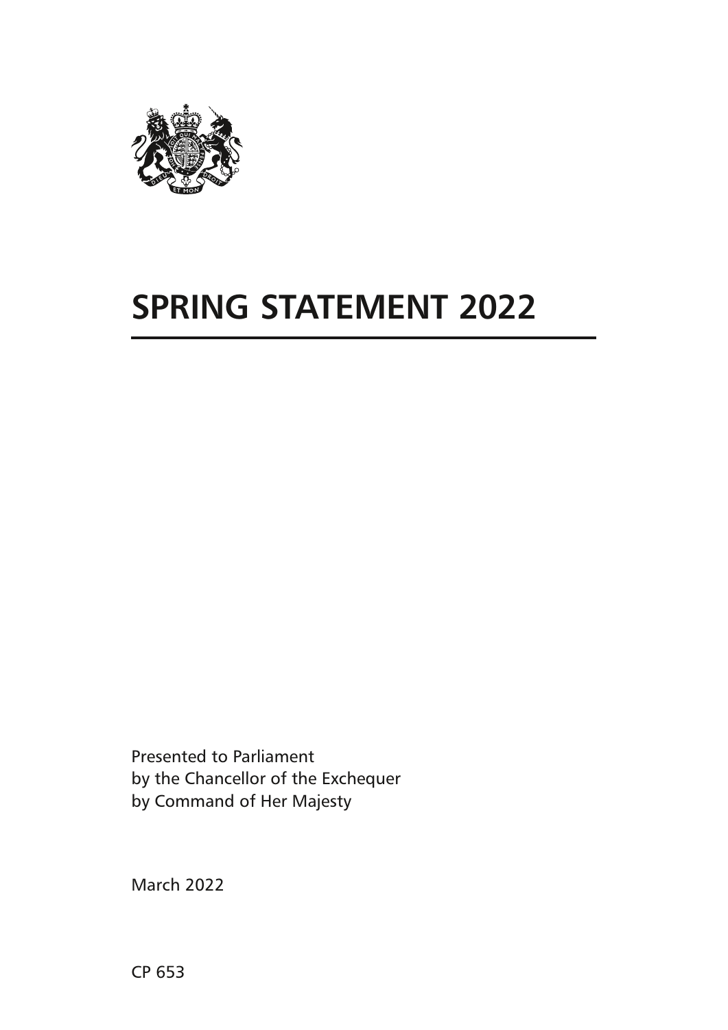# SPRING STATEMENT 2022

Presented to Parliament
by the Chancellor of the Exchequer
by Command of Her Majesty

March 2022

CP 653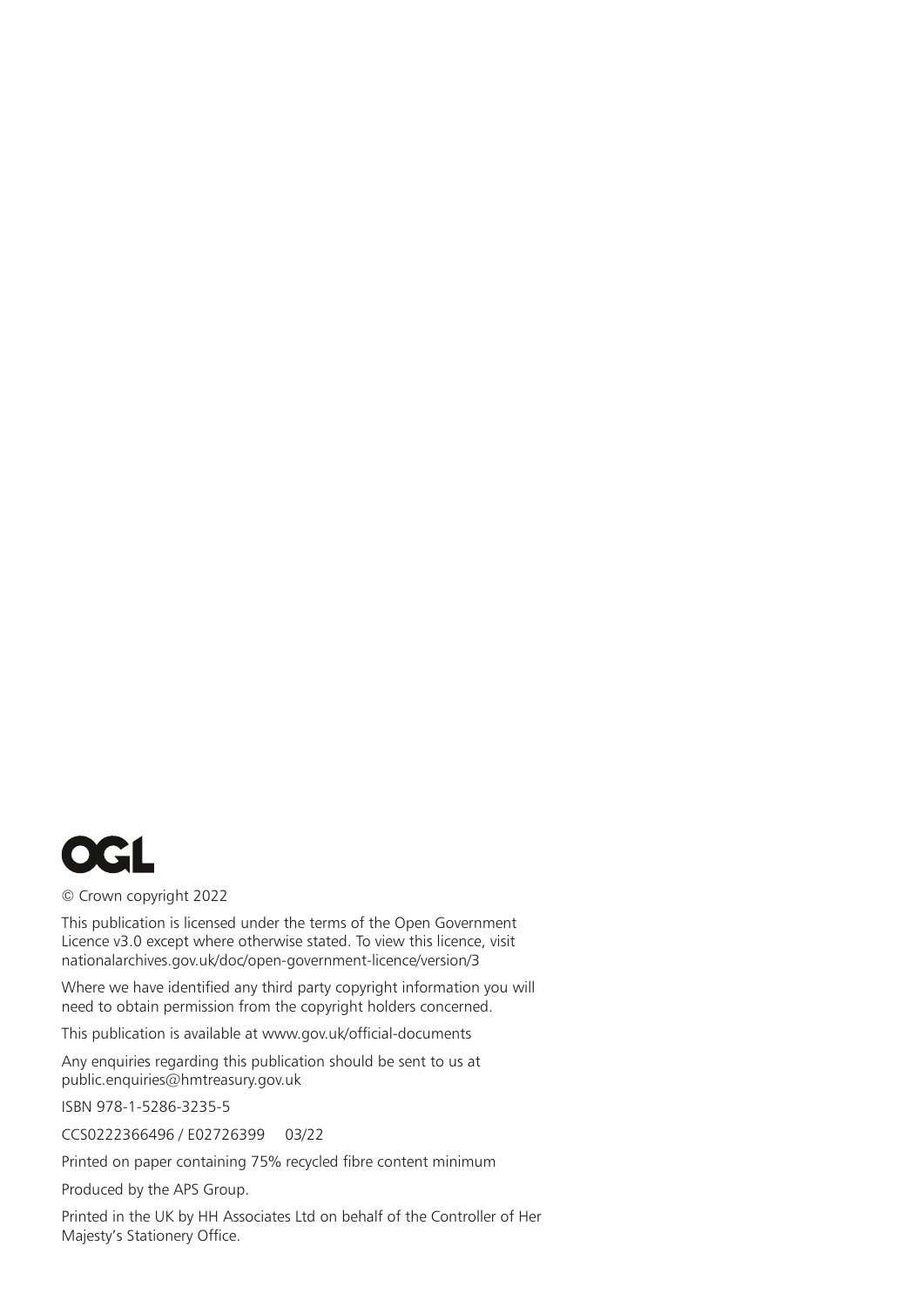OGL

© Crown copyright 2022

This publication is licensed under the terms of the Open Government Licence v3.0 except where otherwise stated. To view this licence, visit nationalarchives.gov.uk/doc/open-government-licence/version/3

Where we have identified any third party copyright information you will need to obtain permission from the copyright holders concerned.

This publication is available at www.gov.uk/official-documents

Any enquiries regarding this publication should be sent to us at public.enquiries@hmtreasury.gov.uk

ISBN 978-1-5286-3235-5

CCS0222366496 / E02726399 03/22

Printed on paper containing 75% recycled fibre content minimum

Produced by the APS Group.

Printed in the UK by HH Associates Ltd on behalf of the Controller of Her Majesty's Stationery Office.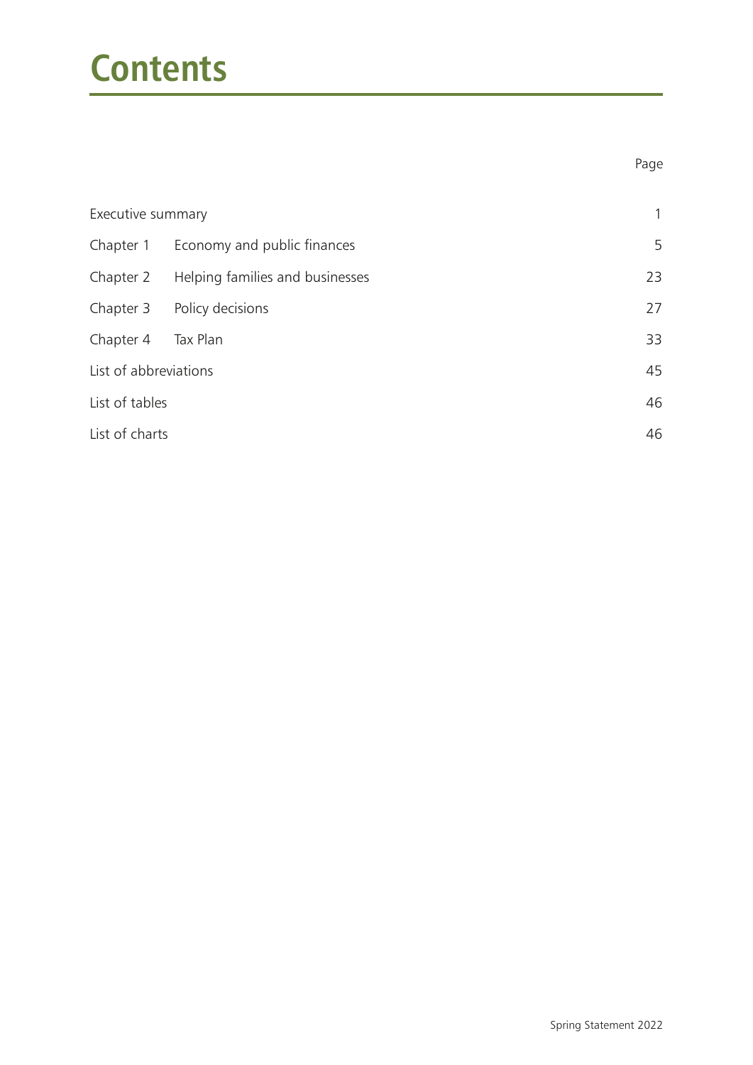# Contents

| | | Page |
|---|---|---|
| Executive summary | | 1 |
| Chapter 1 | Economy and public finances | 5 |
| Chapter 2 | Helping families and businesses | 23 |
| Chapter 3 | Policy decisions | 27 |
| Chapter 4 | Tax Plan | 33 |
| List of abbreviations | | 45 |
| List of tables | | 46 |
| List of charts | | 46 |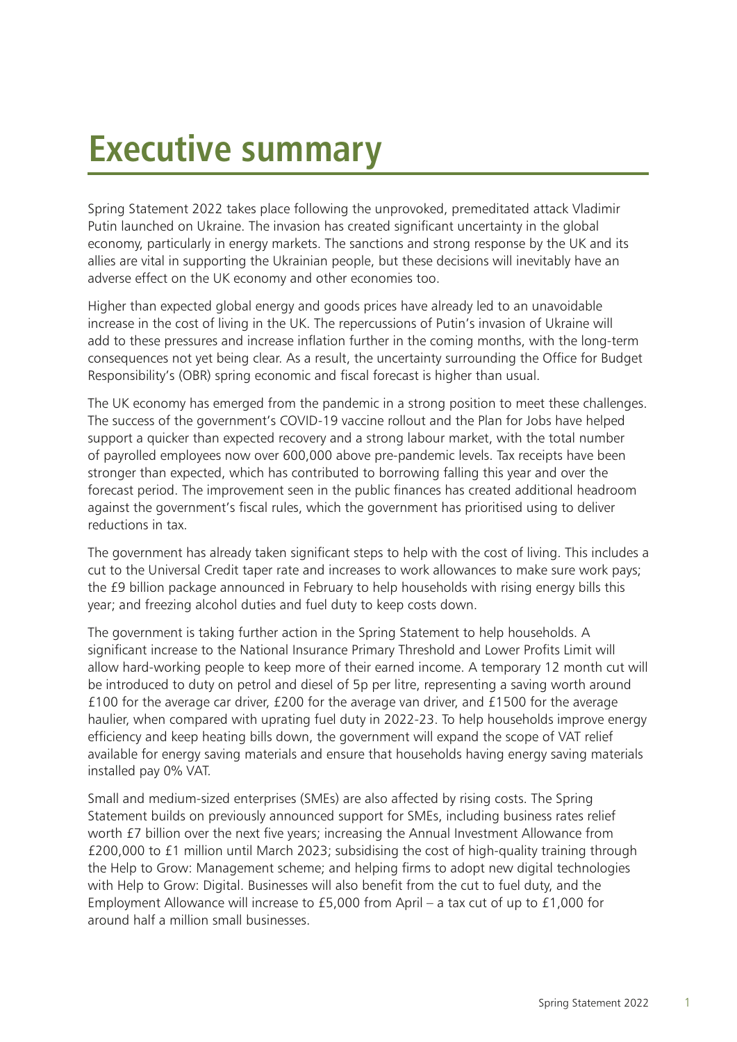# Executive summary

Spring Statement 2022 takes place following the unprovoked, premeditated attack Vladimir Putin launched on Ukraine. The invasion has created significant uncertainty in the global economy, particularly in energy markets. The sanctions and strong response by the UK and its allies are vital in supporting the Ukrainian people, but these decisions will inevitably have an adverse effect on the UK economy and other economies too.

Higher than expected global energy and goods prices have already led to an unavoidable increase in the cost of living in the UK. The repercussions of Putin's invasion of Ukraine will add to these pressures and increase inflation further in the coming months, with the long-term consequences not yet being clear. As a result, the uncertainty surrounding the Office for Budget Responsibility's (OBR) spring economic and fiscal forecast is higher than usual.

The UK economy has emerged from the pandemic in a strong position to meet these challenges. The success of the government's COVID-19 vaccine rollout and the Plan for Jobs have helped support a quicker than expected recovery and a strong labour market, with the total number of payrolled employees now over 600,000 above pre-pandemic levels. Tax receipts have been stronger than expected, which has contributed to borrowing falling this year and over the forecast period. The improvement seen in the public finances has created additional headroom against the government's fiscal rules, which the government has prioritised using to deliver reductions in tax.

The government has already taken significant steps to help with the cost of living. This includes a cut to the Universal Credit taper rate and increases to work allowances to make sure work pays; the £9 billion package announced in February to help households with rising energy bills this year; and freezing alcohol duties and fuel duty to keep costs down.

The government is taking further action in the Spring Statement to help households. A significant increase to the National Insurance Primary Threshold and Lower Profits Limit will allow hard-working people to keep more of their earned income. A temporary 12 month cut will be introduced to duty on petrol and diesel of 5p per litre, representing a saving worth around £100 for the average car driver, £200 for the average van driver, and £1500 for the average haulier, when compared with uprating fuel duty in 2022-23. To help households improve energy efficiency and keep heating bills down, the government will expand the scope of VAT relief available for energy saving materials and ensure that households having energy saving materials installed pay 0% VAT.

Small and medium-sized enterprises (SMEs) are also affected by rising costs. The Spring Statement builds on previously announced support for SMEs, including business rates relief worth £7 billion over the next five years; increasing the Annual Investment Allowance from £200,000 to £1 million until March 2023; subsidising the cost of high-quality training through the Help to Grow: Management scheme; and helping firms to adopt new digital technologies with Help to Grow: Digital. Businesses will also benefit from the cut to fuel duty, and the Employment Allowance will increase to £5,000 from April – a tax cut of up to £1,000 for around half a million small businesses.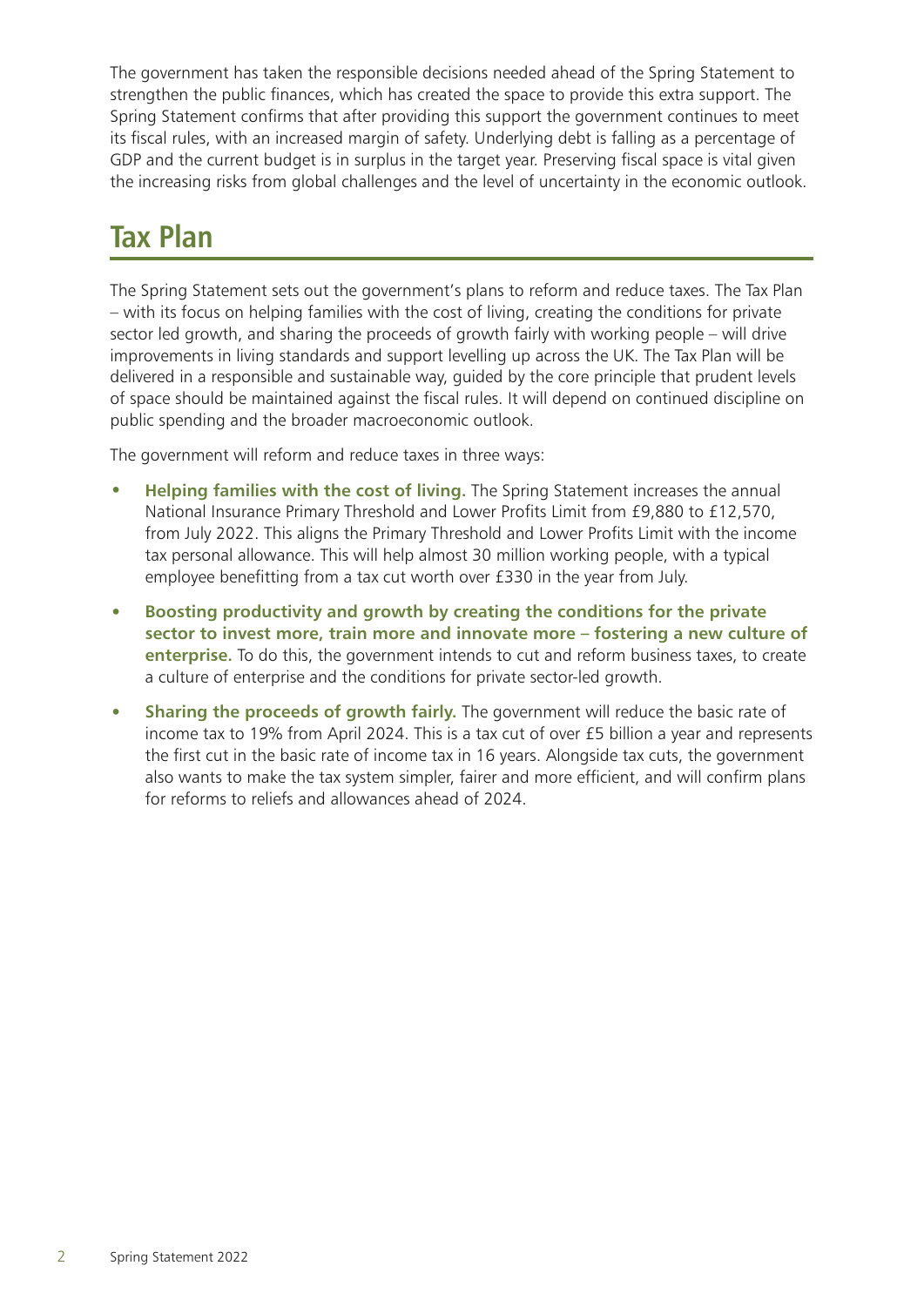The government has taken the responsible decisions needed ahead of the Spring Statement to strengthen the public finances, which has created the space to provide this extra support. The Spring Statement confirms that after providing this support the government continues to meet its fiscal rules, with an increased margin of safety. Underlying debt is falling as a percentage of GDP and the current budget is in surplus in the target year. Preserving fiscal space is vital given the increasing risks from global challenges and the level of uncertainty in the economic outlook.

## Tax Plan

The Spring Statement sets out the government's plans to reform and reduce taxes. The Tax Plan – with its focus on helping families with the cost of living, creating the conditions for private sector led growth, and sharing the proceeds of growth fairly with working people – will drive improvements in living standards and support levelling up across the UK. The Tax Plan will be delivered in a responsible and sustainable way, guided by the core principle that prudent levels of space should be maintained against the fiscal rules. It will depend on continued discipline on public spending and the broader macroeconomic outlook.

The government will reform and reduce taxes in three ways:

- **Helping families with the cost of living.** The Spring Statement increases the annual National Insurance Primary Threshold and Lower Profits Limit from £9,880 to £12,570, from July 2022. This aligns the Primary Threshold and Lower Profits Limit with the income tax personal allowance. This will help almost 30 million working people, with a typical employee benefitting from a tax cut worth over £330 in the year from July.
- **Boosting productivity and growth by creating the conditions for the private sector to invest more, train more and innovate more – fostering a new culture of enterprise.** To do this, the government intends to cut and reform business taxes, to create a culture of enterprise and the conditions for private sector-led growth.
- **Sharing the proceeds of growth fairly.** The government will reduce the basic rate of income tax to 19% from April 2024. This is a tax cut of over £5 billion a year and represents the first cut in the basic rate of income tax in 16 years. Alongside tax cuts, the government also wants to make the tax system simpler, fairer and more efficient, and will confirm plans for reforms to reliefs and allowances ahead of 2024.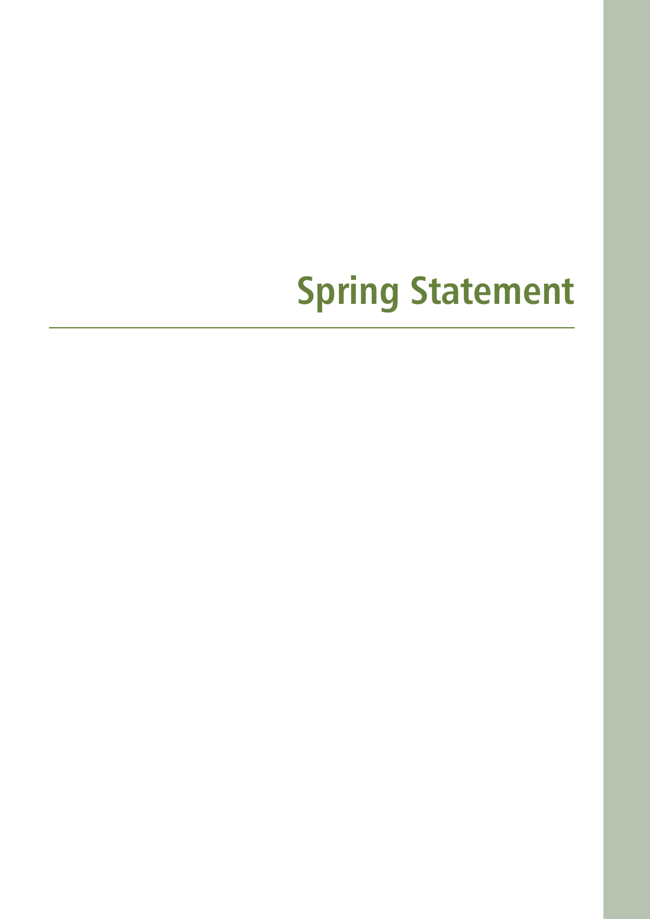# Spring Statement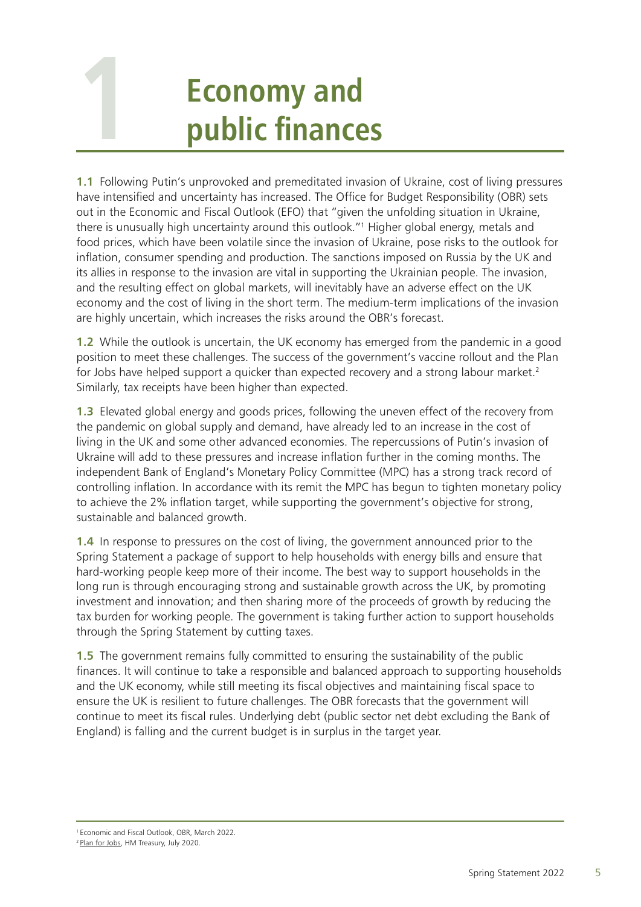# 1 Economy and public finances

**1.1** Following Putin's unprovoked and premeditated invasion of Ukraine, cost of living pressures have intensified and uncertainty has increased. The Office for Budget Responsibility (OBR) sets out in the Economic and Fiscal Outlook (EFO) that "given the unfolding situation in Ukraine, there is unusually high uncertainty around this outlook."[1] Higher global energy, metals and food prices, which have been volatile since the invasion of Ukraine, pose risks to the outlook for inflation, consumer spending and production. The sanctions imposed on Russia by the UK and its allies in response to the invasion are vital in supporting the Ukrainian people. The invasion, and the resulting effect on global markets, will inevitably have an adverse effect on the UK economy and the cost of living in the short term. The medium-term implications of the invasion are highly uncertain, which increases the risks around the OBR's forecast.

**1.2** While the outlook is uncertain, the UK economy has emerged from the pandemic in a good position to meet these challenges. The success of the government's vaccine rollout and the Plan for Jobs have helped support a quicker than expected recovery and a strong labour market.[2] Similarly, tax receipts have been higher than expected.

**1.3** Elevated global energy and goods prices, following the uneven effect of the recovery from the pandemic on global supply and demand, have already led to an increase in the cost of living in the UK and some other advanced economies. The repercussions of Putin's invasion of Ukraine will add to these pressures and increase inflation further in the coming months. The independent Bank of England's Monetary Policy Committee (MPC) has a strong track record of controlling inflation. In accordance with its remit the MPC has begun to tighten monetary policy to achieve the 2% inflation target, while supporting the government's objective for strong, sustainable and balanced growth.

**1.4** In response to pressures on the cost of living, the government announced prior to the Spring Statement a package of support to help households with energy bills and ensure that hard-working people keep more of their income. The best way to support households in the long run is through encouraging strong and sustainable growth across the UK, by promoting investment and innovation; and then sharing more of the proceeds of growth by reducing the tax burden for working people. The government is taking further action to support households through the Spring Statement by cutting taxes.

**1.5** The government remains fully committed to ensuring the sustainability of the public finances. It will continue to take a responsible and balanced approach to supporting households and the UK economy, while still meeting its fiscal objectives and maintaining fiscal space to ensure the UK is resilient to future challenges. The OBR forecasts that the government will continue to meet its fiscal rules. Underlying debt (public sector net debt excluding the Bank of England) is falling and the current budget is in surplus in the target year.

---

[1] Economic and Fiscal Outlook, OBR, March 2022.

[2] Plan for Jobs, HM Treasury, July 2020.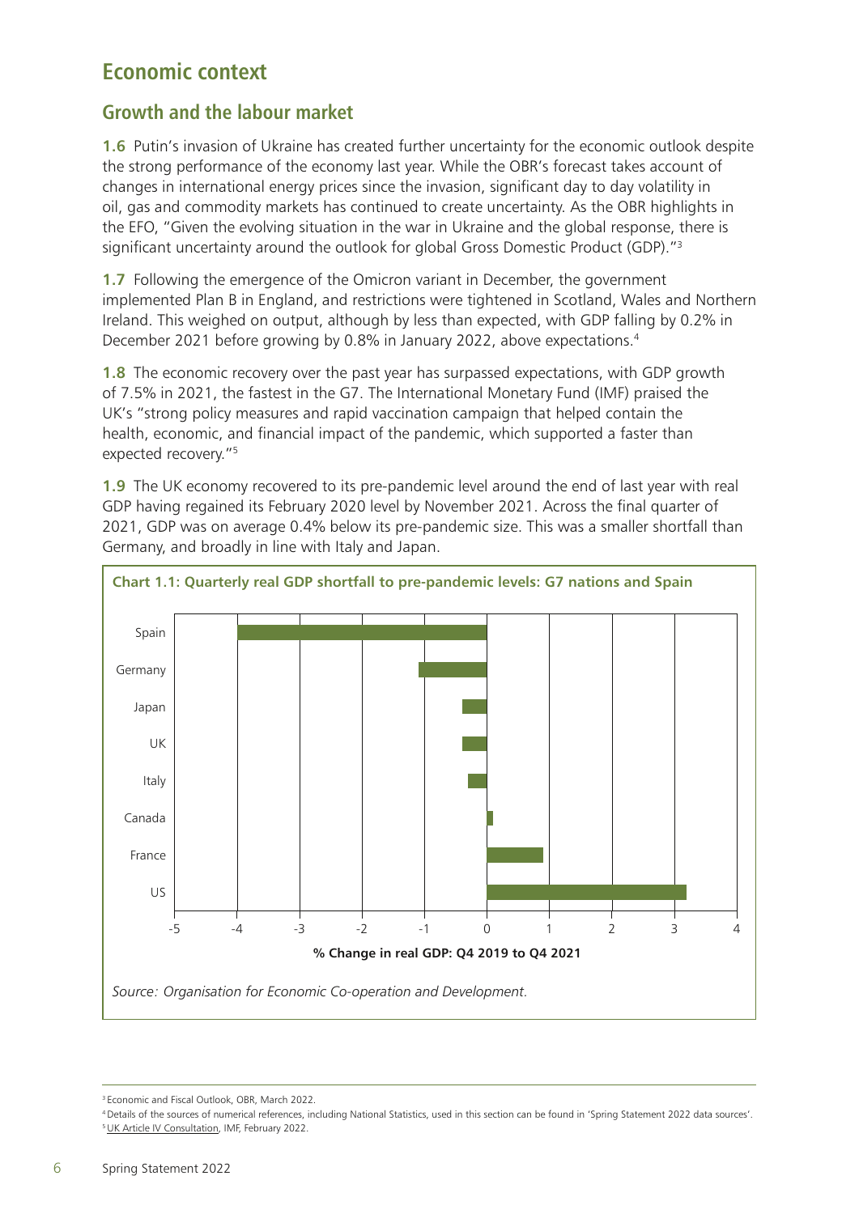## Economic context

### Growth and the labour market

**1.6** Putin's invasion of Ukraine has created further uncertainty for the economic outlook despite the strong performance of the economy last year. While the OBR's forecast takes account of changes in international energy prices since the invasion, significant day to day volatility in oil, gas and commodity markets has continued to create uncertainty. As the OBR highlights in the EFO, "Given the evolving situation in the war in Ukraine and the global response, there is significant uncertainty around the outlook for global Gross Domestic Product (GDP)."[3]

**1.7** Following the emergence of the Omicron variant in December, the government implemented Plan B in England, and restrictions were tightened in Scotland, Wales and Northern Ireland. This weighed on output, although by less than expected, with GDP falling by 0.2% in December 2021 before growing by 0.8% in January 2022, above expectations.[4]

**1.8** The economic recovery over the past year has surpassed expectations, with GDP growth of 7.5% in 2021, the fastest in the G7. The International Monetary Fund (IMF) praised the UK's "strong policy measures and rapid vaccination campaign that helped contain the health, economic, and financial impact of the pandemic, which supported a faster than expected recovery."[5]

**1.9** The UK economy recovered to its pre-pandemic level around the end of last year with real GDP having regained its February 2020 level by November 2021. Across the final quarter of 2021, GDP was on average 0.4% below its pre-pandemic size. This was a smaller shortfall than Germany, and broadly in line with Italy and Japan.

**Chart 1.1: Quarterly real GDP shortfall to pre-pandemic levels: G7 nations and Spain**

| Country | % Change in real GDP: Q4 2019 to Q4 2021 |
|---|---|
| Spain | -4.0 |
| Germany | -1.1 |
| Japan | -0.4 |
| UK | -0.4 |
| Italy | -0.3 |
| Canada | 0.1 |
| France | 0.9 |
| US | 3.2 |

*Source: Organisation for Economic Co-operation and Development.*

---

[3] Economic and Fiscal Outlook, OBR, March 2022.

[4] Details of the sources of numerical references, including National Statistics, used in this section can be found in 'Spring Statement 2022 data sources'.

[5] UK Article IV Consultation, IMF, February 2022.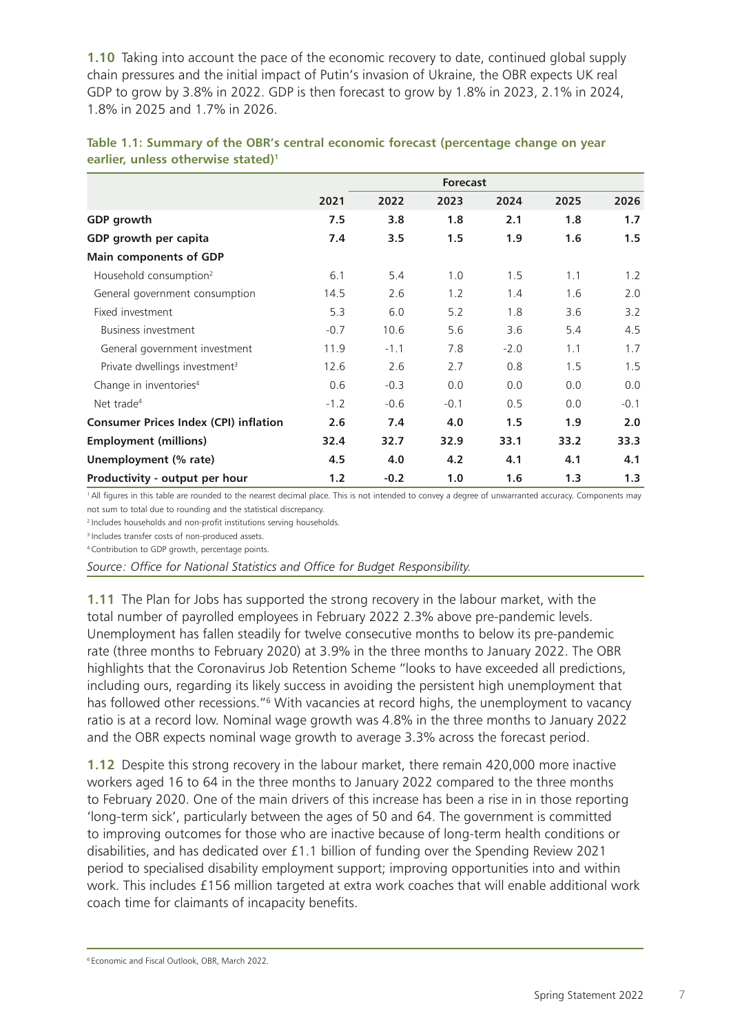**1.10** Taking into account the pace of the economic recovery to date, continued global supply chain pressures and the initial impact of Putin's invasion of Ukraine, the OBR expects UK real GDP to grow by 3.8% in 2022. GDP is then forecast to grow by 1.8% in 2023, 2.1% in 2024, 1.8% in 2025 and 1.7% in 2026.

**Table 1.1: Summary of the OBR's central economic forecast (percentage change on year earlier, unless otherwise stated)[1]**

| | | Forecast | | | | |
|---|---|---|---|---|---|---|
| | **2021** | **2022** | **2023** | **2024** | **2025** | **2026** |
| **GDP growth** | **7.5** | **3.8** | **1.8** | **2.1** | **1.8** | **1.7** |
| **GDP growth per capita** | **7.4** | **3.5** | **1.5** | **1.9** | **1.6** | **1.5** |
| **Main components of GDP** | | | | | | |
| Household consumption[2] | 6.1 | 5.4 | 1.0 | 1.5 | 1.1 | 1.2 |
| General government consumption | 14.5 | 2.6 | 1.2 | 1.4 | 1.6 | 2.0 |
| Fixed investment | 5.3 | 6.0 | 5.2 | 1.8 | 3.6 | 3.2 |
| Business investment | -0.7 | 10.6 | 5.6 | 3.6 | 5.4 | 4.5 |
| General government investment | 11.9 | -1.1 | 7.8 | -2.0 | 1.1 | 1.7 |
| Private dwellings investment[3] | 12.6 | 2.6 | 2.7 | 0.8 | 1.5 | 1.5 |
| Change in inventories[4] | 0.6 | -0.3 | 0.0 | 0.0 | 0.0 | 0.0 |
| Net trade[4] | -1.2 | -0.6 | -0.1 | 0.5 | 0.0 | -0.1 |
| **Consumer Prices Index (CPI) inflation** | **2.6** | **7.4** | **4.0** | **1.5** | **1.9** | **2.0** |
| **Employment (millions)** | **32.4** | **32.7** | **32.9** | **33.1** | **33.2** | **33.3** |
| **Unemployment (% rate)** | **4.5** | **4.0** | **4.2** | **4.1** | **4.1** | **4.1** |
| **Productivity - output per hour** | **1.2** | **-0.2** | **1.0** | **1.6** | **1.3** | **1.3** |

[1] All figures in this table are rounded to the nearest decimal place. This is not intended to convey a degree of unwarranted accuracy. Components may not sum to total due to rounding and the statistical discrepancy.

[2] Includes households and non-profit institutions serving households.

[3] Includes transfer costs of non-produced assets.

[4] Contribution to GDP growth, percentage points.

*Source: Office for National Statistics and Office for Budget Responsibility.*

**1.11** The Plan for Jobs has supported the strong recovery in the labour market, with the total number of payrolled employees in February 2022 2.3% above pre-pandemic levels. Unemployment has fallen steadily for twelve consecutive months to below its pre-pandemic rate (three months to February 2020) at 3.9% in the three months to January 2022. The OBR highlights that the Coronavirus Job Retention Scheme "looks to have exceeded all predictions, including ours, regarding its likely success in avoiding the persistent high unemployment that has followed other recessions."[6] With vacancies at record highs, the unemployment to vacancy ratio is at a record low. Nominal wage growth was 4.8% in the three months to January 2022 and the OBR expects nominal wage growth to average 3.3% across the forecast period.

**1.12** Despite this strong recovery in the labour market, there remain 420,000 more inactive workers aged 16 to 64 in the three months to January 2022 compared to the three months to February 2020. One of the main drivers of this increase has been a rise in in those reporting 'long-term sick', particularly between the ages of 50 and 64. The government is committed to improving outcomes for those who are inactive because of long-term health conditions or disabilities, and has dedicated over £1.1 billion of funding over the Spending Review 2021 period to specialised disability employment support; improving opportunities into and within work. This includes £156 million targeted at extra work coaches that will enable additional work coach time for claimants of incapacity benefits.

[6] Economic and Fiscal Outlook, OBR, March 2022.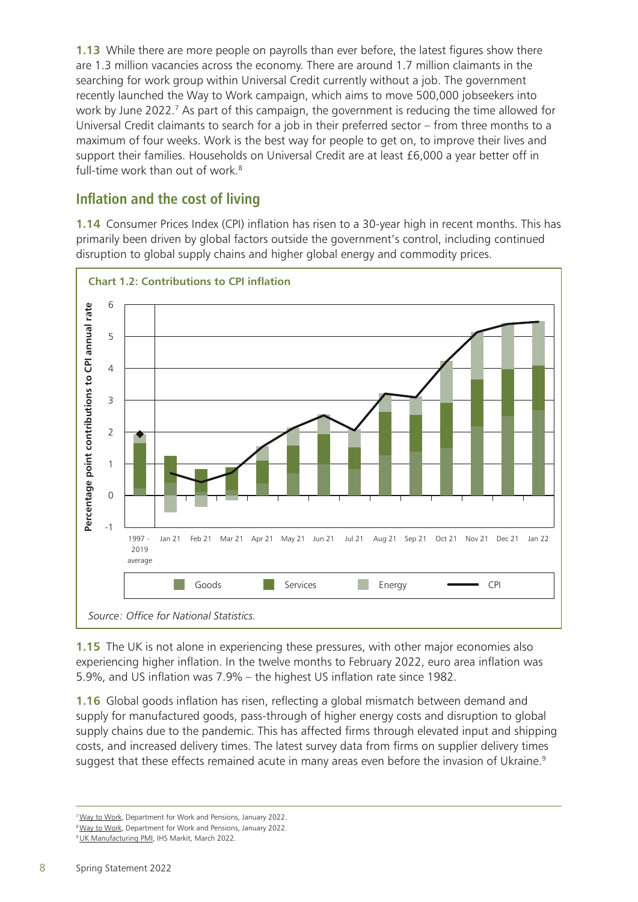**1.13** While there are more people on payrolls than ever before, the latest figures show there are 1.3 million vacancies across the economy. There are around 1.7 million claimants in the searching for work group within Universal Credit currently without a job. The government recently launched the Way to Work campaign, which aims to move 500,000 jobseekers into work by June 2022.[7] As part of this campaign, the government is reducing the time allowed for Universal Credit claimants to search for a job in their preferred sector – from three months to a maximum of four weeks. Work is the best way for people to get on, to improve their lives and support their families. Households on Universal Credit are at least £6,000 a year better off in full-time work than out of work.[8]

## Inflation and the cost of living

**1.14** Consumer Prices Index (CPI) inflation has risen to a 30-year high in recent months. This has primarily been driven by global factors outside the government's control, including continued disruption to global supply chains and higher global energy and commodity prices.

**Chart 1.2: Contributions to CPI inflation**

*Source: Office for National Statistics.*

**1.15** The UK is not alone in experiencing these pressures, with other major economies also experiencing higher inflation. In the twelve months to February 2022, euro area inflation was 5.9%, and US inflation was 7.9% – the highest US inflation rate since 1982.

**1.16** Global goods inflation has risen, reflecting a global mismatch between demand and supply for manufactured goods, pass-through of higher energy costs and disruption to global supply chains due to the pandemic. This has affected firms through elevated input and shipping costs, and increased delivery times. The latest survey data from firms on supplier delivery times suggest that these effects remained acute in many areas even before the invasion of Ukraine.[9]

---

[7] Way to Work, Department for Work and Pensions, January 2022.

[8] Way to Work, Department for Work and Pensions, January 2022.

[9] UK Manufacturing PMI, IHS Markit, March 2022.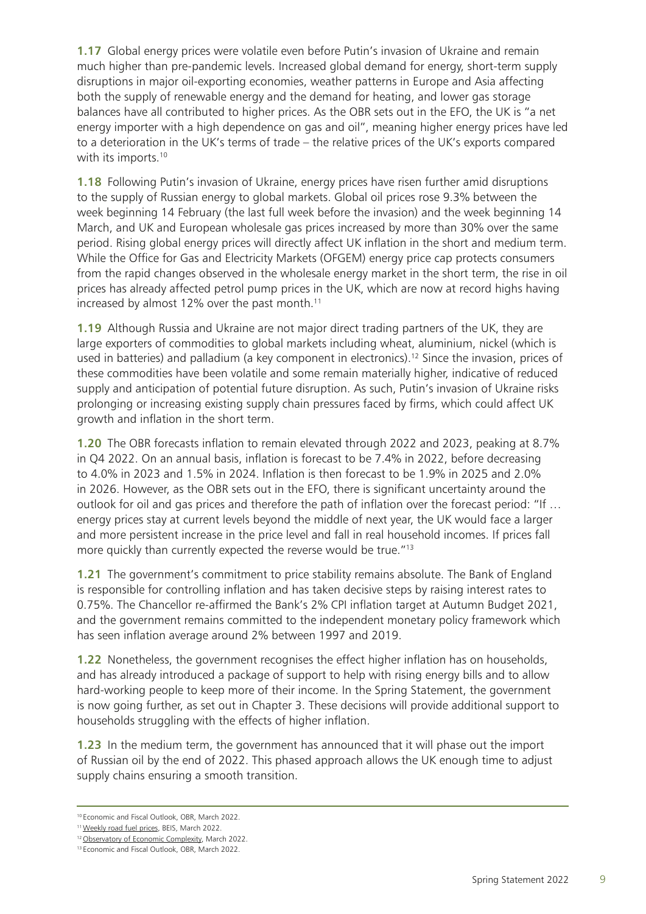**1.17** Global energy prices were volatile even before Putin's invasion of Ukraine and remain much higher than pre-pandemic levels. Increased global demand for energy, short-term supply disruptions in major oil-exporting economies, weather patterns in Europe and Asia affecting both the supply of renewable energy and the demand for heating, and lower gas storage balances have all contributed to higher prices. As the OBR sets out in the EFO, the UK is "a net energy importer with a high dependence on gas and oil", meaning higher energy prices have led to a deterioration in the UK's terms of trade – the relative prices of the UK's exports compared with its imports.[10]

**1.18** Following Putin's invasion of Ukraine, energy prices have risen further amid disruptions to the supply of Russian energy to global markets. Global oil prices rose 9.3% between the week beginning 14 February (the last full week before the invasion) and the week beginning 14 March, and UK and European wholesale gas prices increased by more than 30% over the same period. Rising global energy prices will directly affect UK inflation in the short and medium term. While the Office for Gas and Electricity Markets (OFGEM) energy price cap protects consumers from the rapid changes observed in the wholesale energy market in the short term, the rise in oil prices has already affected petrol pump prices in the UK, which are now at record highs having increased by almost 12% over the past month.[11]

**1.19** Although Russia and Ukraine are not major direct trading partners of the UK, they are large exporters of commodities to global markets including wheat, aluminium, nickel (which is used in batteries) and palladium (a key component in electronics).[12] Since the invasion, prices of these commodities have been volatile and some remain materially higher, indicative of reduced supply and anticipation of potential future disruption. As such, Putin's invasion of Ukraine risks prolonging or increasing existing supply chain pressures faced by firms, which could affect UK growth and inflation in the short term.

**1.20** The OBR forecasts inflation to remain elevated through 2022 and 2023, peaking at 8.7% in Q4 2022. On an annual basis, inflation is forecast to be 7.4% in 2022, before decreasing to 4.0% in 2023 and 1.5% in 2024. Inflation is then forecast to be 1.9% in 2025 and 2.0% in 2026. However, as the OBR sets out in the EFO, there is significant uncertainty around the outlook for oil and gas prices and therefore the path of inflation over the forecast period: "If … energy prices stay at current levels beyond the middle of next year, the UK would face a larger and more persistent increase in the price level and fall in real household incomes. If prices fall more quickly than currently expected the reverse would be true."[13]

**1.21** The government's commitment to price stability remains absolute. The Bank of England is responsible for controlling inflation and has taken decisive steps by raising interest rates to 0.75%. The Chancellor re-affirmed the Bank's 2% CPI inflation target at Autumn Budget 2021, and the government remains committed to the independent monetary policy framework which has seen inflation average around 2% between 1997 and 2019.

**1.22** Nonetheless, the government recognises the effect higher inflation has on households, and has already introduced a package of support to help with rising energy bills and to allow hard-working people to keep more of their income. In the Spring Statement, the government is now going further, as set out in Chapter 3. These decisions will provide additional support to households struggling with the effects of higher inflation.

**1.23** In the medium term, the government has announced that it will phase out the import of Russian oil by the end of 2022. This phased approach allows the UK enough time to adjust supply chains ensuring a smooth transition.

---

[10] Economic and Fiscal Outlook, OBR, March 2022.

[11] Weekly road fuel prices, BEIS, March 2022.

[12] Observatory of Economic Complexity, March 2022.

[13] Economic and Fiscal Outlook, OBR, March 2022.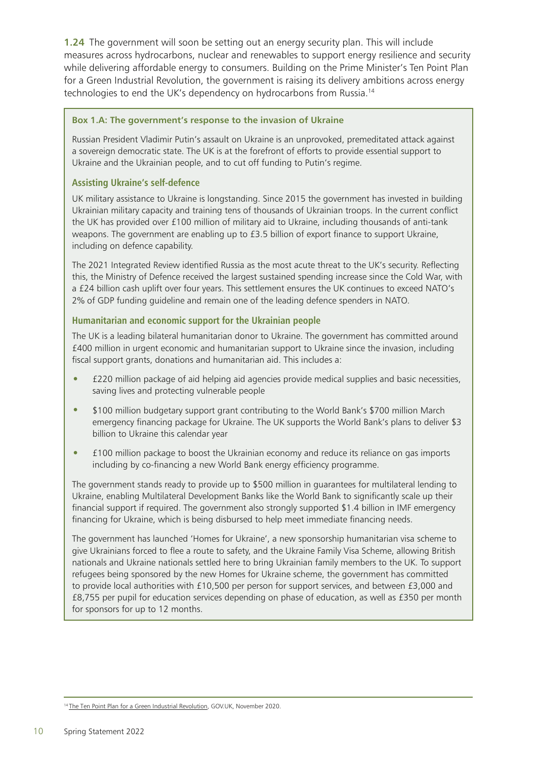**1.24** The government will soon be setting out an energy security plan. This will include measures across hydrocarbons, nuclear and renewables to support energy resilience and security while delivering affordable energy to consumers. Building on the Prime Minister's Ten Point Plan for a Green Industrial Revolution, the government is raising its delivery ambitions across energy technologies to end the UK's dependency on hydrocarbons from Russia.[14]

**Box 1.A: The government's response to the invasion of Ukraine**

Russian President Vladimir Putin's assault on Ukraine is an unprovoked, premeditated attack against a sovereign democratic state. The UK is at the forefront of efforts to provide essential support to Ukraine and the Ukrainian people, and to cut off funding to Putin's regime.

**Assisting Ukraine's self-defence**

UK military assistance to Ukraine is longstanding. Since 2015 the government has invested in building Ukrainian military capacity and training tens of thousands of Ukrainian troops. In the current conflict the UK has provided over £100 million of military aid to Ukraine, including thousands of anti-tank weapons. The government are enabling up to £3.5 billion of export finance to support Ukraine, including on defence capability.

The 2021 Integrated Review identified Russia as the most acute threat to the UK's security. Reflecting this, the Ministry of Defence received the largest sustained spending increase since the Cold War, with a £24 billion cash uplift over four years. This settlement ensures the UK continues to exceed NATO's 2% of GDP funding guideline and remain one of the leading defence spenders in NATO.

**Humanitarian and economic support for the Ukrainian people**

The UK is a leading bilateral humanitarian donor to Ukraine. The government has committed around £400 million in urgent economic and humanitarian support to Ukraine since the invasion, including fiscal support grants, donations and humanitarian aid. This includes a:

- £220 million package of aid helping aid agencies provide medical supplies and basic necessities, saving lives and protecting vulnerable people
- \$100 million budgetary support grant contributing to the World Bank's \$700 million March emergency financing package for Ukraine. The UK supports the World Bank's plans to deliver \$3 billion to Ukraine this calendar year
- £100 million package to boost the Ukrainian economy and reduce its reliance on gas imports including by co-financing a new World Bank energy efficiency programme.

The government stands ready to provide up to \$500 million in guarantees for multilateral lending to Ukraine, enabling Multilateral Development Banks like the World Bank to significantly scale up their financial support if required. The government also strongly supported \$1.4 billion in IMF emergency financing for Ukraine, which is being disbursed to help meet immediate financing needs.

The government has launched 'Homes for Ukraine', a new sponsorship humanitarian visa scheme to give Ukrainians forced to flee a route to safety, and the Ukraine Family Visa Scheme, allowing British nationals and Ukraine nationals settled here to bring Ukrainian family members to the UK. To support refugees being sponsored by the new Homes for Ukraine scheme, the government has committed to provide local authorities with £10,500 per person for support services, and between £3,000 and £8,755 per pupil for education services depending on phase of education, as well as £350 per month for sponsors for up to 12 months.

[14] The Ten Point Plan for a Green Industrial Revolution, GOV.UK, November 2020.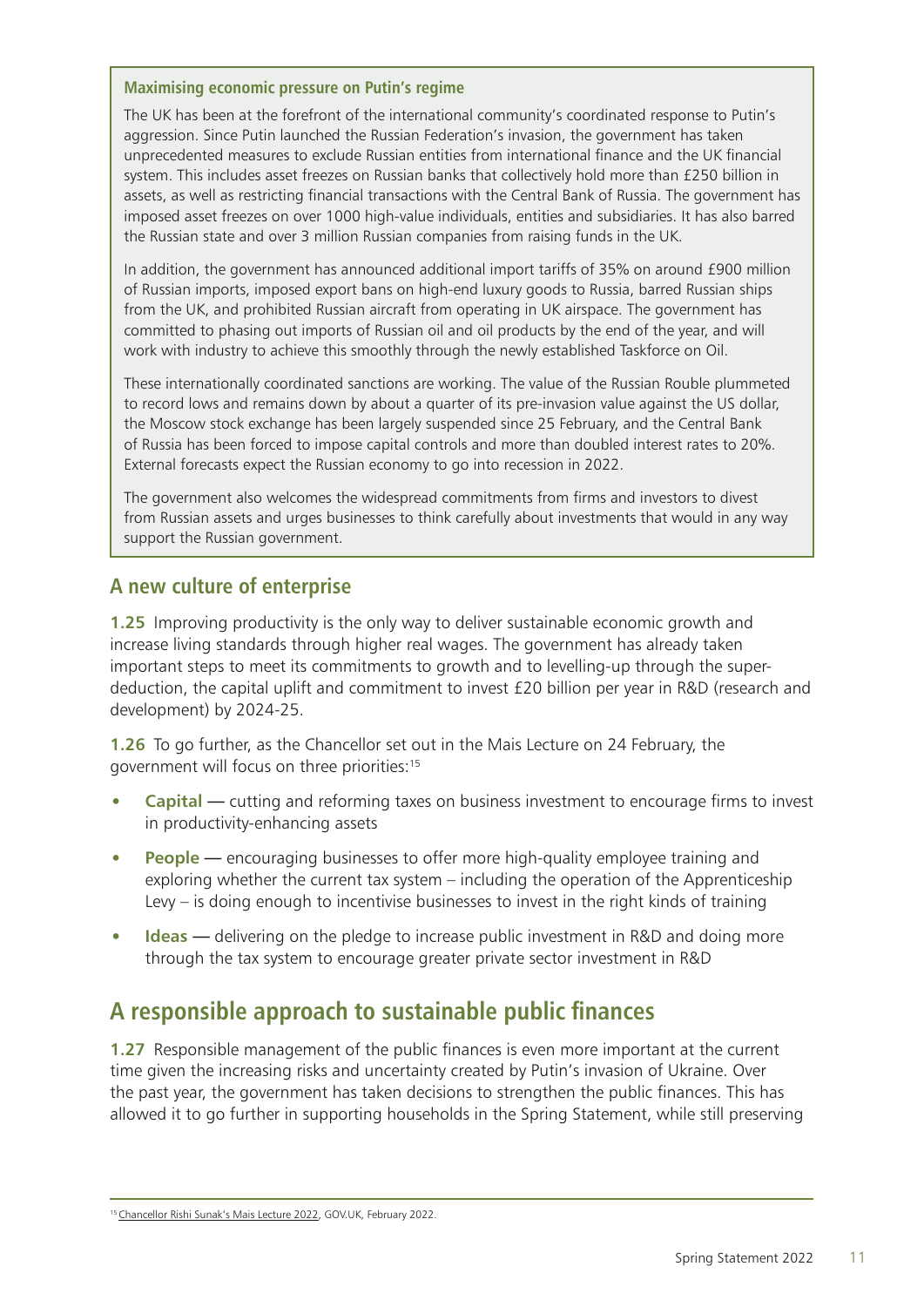**Maximising economic pressure on Putin's regime**

The UK has been at the forefront of the international community's coordinated response to Putin's aggression. Since Putin launched the Russian Federation's invasion, the government has taken unprecedented measures to exclude Russian entities from international finance and the UK financial system. This includes asset freezes on Russian banks that collectively hold more than £250 billion in assets, as well as restricting financial transactions with the Central Bank of Russia. The government has imposed asset freezes on over 1000 high-value individuals, entities and subsidiaries. It has also barred the Russian state and over 3 million Russian companies from raising funds in the UK.

In addition, the government has announced additional import tariffs of 35% on around £900 million of Russian imports, imposed export bans on high-end luxury goods to Russia, barred Russian ships from the UK, and prohibited Russian aircraft from operating in UK airspace. The government has committed to phasing out imports of Russian oil and oil products by the end of the year, and will work with industry to achieve this smoothly through the newly established Taskforce on Oil.

These internationally coordinated sanctions are working. The value of the Russian Rouble plummeted to record lows and remains down by about a quarter of its pre-invasion value against the US dollar, the Moscow stock exchange has been largely suspended since 25 February, and the Central Bank of Russia has been forced to impose capital controls and more than doubled interest rates to 20%. External forecasts expect the Russian economy to go into recession in 2022.

The government also welcomes the widespread commitments from firms and investors to divest from Russian assets and urges businesses to think carefully about investments that would in any way support the Russian government.

### A new culture of enterprise

**1.25** Improving productivity is the only way to deliver sustainable economic growth and increase living standards through higher real wages. The government has already taken important steps to meet its commitments to growth and to levelling-up through the super-deduction, the capital uplift and commitment to invest £20 billion per year in R&D (research and development) by 2024-25.

**1.26** To go further, as the Chancellor set out in the Mais Lecture on 24 February, the government will focus on three priorities:[15]

- **Capital** — cutting and reforming taxes on business investment to encourage firms to invest in productivity-enhancing assets
- **People** — encouraging businesses to offer more high-quality employee training and exploring whether the current tax system – including the operation of the Apprenticeship Levy – is doing enough to incentivise businesses to invest in the right kinds of training
- **Ideas** — delivering on the pledge to increase public investment in R&D and doing more through the tax system to encourage greater private sector investment in R&D

## A responsible approach to sustainable public finances

**1.27** Responsible management of the public finances is even more important at the current time given the increasing risks and uncertainty created by Putin's invasion of Ukraine. Over the past year, the government has taken decisions to strengthen the public finances. This has allowed it to go further in supporting households in the Spring Statement, while still preserving

[15] Chancellor Rishi Sunak's Mais Lecture 2022, GOV.UK, February 2022.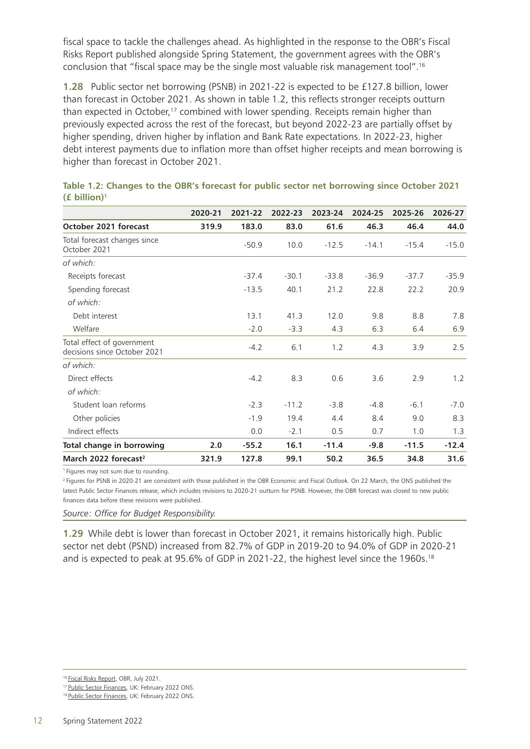fiscal space to tackle the challenges ahead. As highlighted in the response to the OBR's Fiscal Risks Report published alongside Spring Statement, the government agrees with the OBR's conclusion that "fiscal space may be the single most valuable risk management tool".[16]

**1.28** Public sector net borrowing (PSNB) in 2021-22 is expected to be £127.8 billion, lower than forecast in October 2021. As shown in table 1.2, this reflects stronger receipts outturn than expected in October,[17] combined with lower spending. Receipts remain higher than previously expected across the rest of the forecast, but beyond 2022-23 are partially offset by higher spending, driven higher by inflation and Bank Rate expectations. In 2022-23, higher debt interest payments due to inflation more than offset higher receipts and mean borrowing is higher than forecast in October 2021.

**Table 1.2: Changes to the OBR's forecast for public sector net borrowing since October 2021 (£ billion)[1]**

| | 2020-21 | 2021-22 | 2022-23 | 2023-24 | 2024-25 | 2025-26 | 2026-27 |
|---|---|---|---|---|---|---|---|
| **October 2021 forecast** | **319.9** | **183.0** | **83.0** | **61.6** | **46.3** | **46.4** | **44.0** |
| Total forecast changes since October 2021 | | -50.9 | 10.0 | -12.5 | -14.1 | -15.4 | -15.0 |
| *of which:* | | | | | | | |
| Receipts forecast | | -37.4 | -30.1 | -33.8 | -36.9 | -37.7 | -35.9 |
| Spending forecast | | -13.5 | 40.1 | 21.2 | 22.8 | 22.2 | 20.9 |
| *of which:* | | | | | | | |
| Debt interest | | 13.1 | 41.3 | 12.0 | 9.8 | 8.8 | 7.8 |
| Welfare | | -2.0 | -3.3 | 4.3 | 6.3 | 6.4 | 6.9 |
| Total effect of government decisions since October 2021 | | -4.2 | 6.1 | 1.2 | 4.3 | 3.9 | 2.5 |
| *of which:* | | | | | | | |
| Direct effects | | -4.2 | 8.3 | 0.6 | 3.6 | 2.9 | 1.2 |
| *of which:* | | | | | | | |
| Student loan reforms | | -2.3 | -11.2 | -3.8 | -4.8 | -6.1 | -7.0 |
| Other policies | | -1.9 | 19.4 | 4.4 | 8.4 | 9.0 | 8.3 |
| Indirect effects | | 0.0 | -2.1 | 0.5 | 0.7 | 1.0 | 1.3 |
| **Total change in borrowing** | **2.0** | **-55.2** | **16.1** | **-11.4** | **-9.8** | **-11.5** | **-12.4** |
| **March 2022 forecast[2]** | **321.9** | **127.8** | **99.1** | **50.2** | **36.5** | **34.8** | **31.6** |

[1] Figures may not sum due to rounding.

[2] Figures for PSNB in 2020-21 are consistent with those published in the OBR Economic and Fiscal Outlook. On 22 March, the ONS published the latest Public Sector Finances release, which includes revisions to 2020-21 outturn for PSNB. However, the OBR forecast was closed to new public finances data before these revisions were published.

*Source: Office for Budget Responsibility.*

**1.29** While debt is lower than forecast in October 2021, it remains historically high. Public sector net debt (PSND) increased from 82.7% of GDP in 2019-20 to 94.0% of GDP in 2020-21 and is expected to peak at 95.6% of GDP in 2021-22, the highest level since the 1960s.[18]

[16] Fiscal Risks Report, OBR, July 2021.

[17] Public Sector Finances, UK: February 2022 ONS.

[18] Public Sector Finances, UK: February 2022 ONS.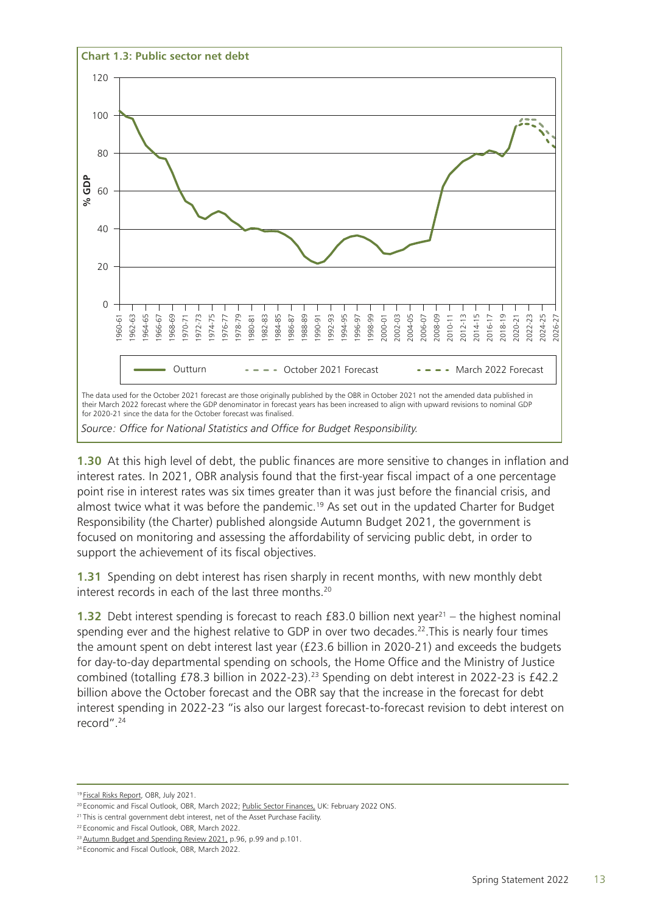**Chart 1.3: Public sector net debt**

The data used for the October 2021 forecast are those originally published by the OBR in October 2021 not the amended data published in their March 2022 forecast where the GDP denominator in forecast years has been increased to align with upward revisions to nominal GDP for 2020-21 since the data for the October forecast was finalised.

*Source: Office for National Statistics and Office for Budget Responsibility.*

**1.30** At this high level of debt, the public finances are more sensitive to changes in inflation and interest rates. In 2021, OBR analysis found that the first-year fiscal impact of a one percentage point rise in interest rates was six times greater than it was just before the financial crisis, and almost twice what it was before the pandemic.[19] As set out in the updated Charter for Budget Responsibility (the Charter) published alongside Autumn Budget 2021, the government is focused on monitoring and assessing the affordability of servicing public debt, in order to support the achievement of its fiscal objectives.

**1.31** Spending on debt interest has risen sharply in recent months, with new monthly debt interest records in each of the last three months.[20]

**1.32** Debt interest spending is forecast to reach £83.0 billion next year[21] – the highest nominal spending ever and the highest relative to GDP in over two decades.[22]. This is nearly four times the amount spent on debt interest last year (£23.6 billion in 2020-21) and exceeds the budgets for day-to-day departmental spending on schools, the Home Office and the Ministry of Justice combined (totalling £78.3 billion in 2022-23).[23] Spending on debt interest in 2022-23 is £42.2 billion above the October forecast and the OBR say that the increase in the forecast for debt interest spending in 2022-23 "is also our largest forecast-to-forecast revision to debt interest on record".[24]

---

[19] Fiscal Risks Report, OBR, July 2021.

[20] Economic and Fiscal Outlook, OBR, March 2022; Public Sector Finances, UK: February 2022 ONS.

[21] This is central government debt interest, net of the Asset Purchase Facility.

[22] Economic and Fiscal Outlook, OBR, March 2022.

[23] Autumn Budget and Spending Review 2021, p.96, p.99 and p.101.

[24] Economic and Fiscal Outlook, OBR, March 2022.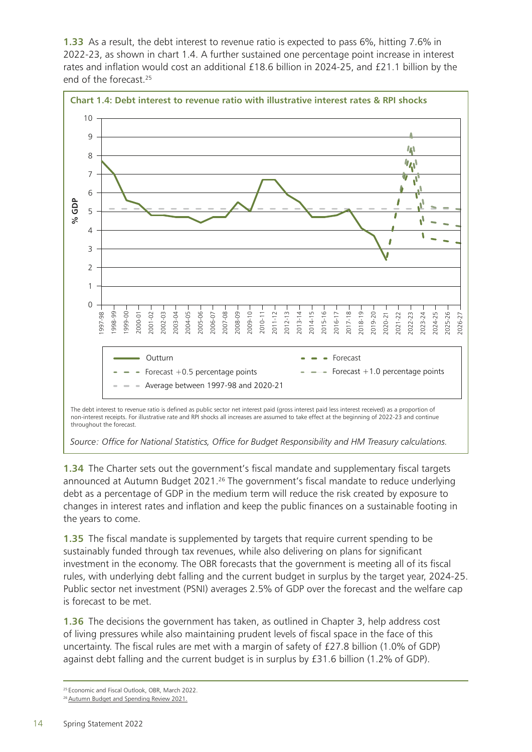**1.33** As a result, the debt interest to revenue ratio is expected to pass 6%, hitting 7.6% in 2022-23, as shown in chart 1.4. A further sustained one percentage point increase in interest rates and inflation would cost an additional £18.6 billion in 2024-25, and £21.1 billion by the end of the forecast.[25]

**Chart 1.4: Debt interest to revenue ratio with illustrative interest rates & RPI shocks**

The debt interest to revenue ratio is defined as public sector net interest paid (gross interest paid less interest received) as a proportion of non-interest receipts. For illustrative rate and RPI shocks all increases are assumed to take effect at the beginning of 2022-23 and continue throughout the forecast.

*Source: Office for National Statistics, Office for Budget Responsibility and HM Treasury calculations.*

**1.34** The Charter sets out the government's fiscal mandate and supplementary fiscal targets announced at Autumn Budget 2021.[26] The government's fiscal mandate to reduce underlying debt as a percentage of GDP in the medium term will reduce the risk created by exposure to changes in interest rates and inflation and keep the public finances on a sustainable footing in the years to come.

**1.35** The fiscal mandate is supplemented by targets that require current spending to be sustainably funded through tax revenues, while also delivering on plans for significant investment in the economy. The OBR forecasts that the government is meeting all of its fiscal rules, with underlying debt falling and the current budget in surplus by the target year, 2024-25. Public sector net investment (PSNI) averages 2.5% of GDP over the forecast and the welfare cap is forecast to be met.

**1.36** The decisions the government has taken, as outlined in Chapter 3, help address cost of living pressures while also maintaining prudent levels of fiscal space in the face of this uncertainty. The fiscal rules are met with a margin of safety of £27.8 billion (1.0% of GDP) against debt falling and the current budget is in surplus by £31.6 billion (1.2% of GDP).

[25] Economic and Fiscal Outlook, OBR, March 2022.

[26] Autumn Budget and Spending Review 2021.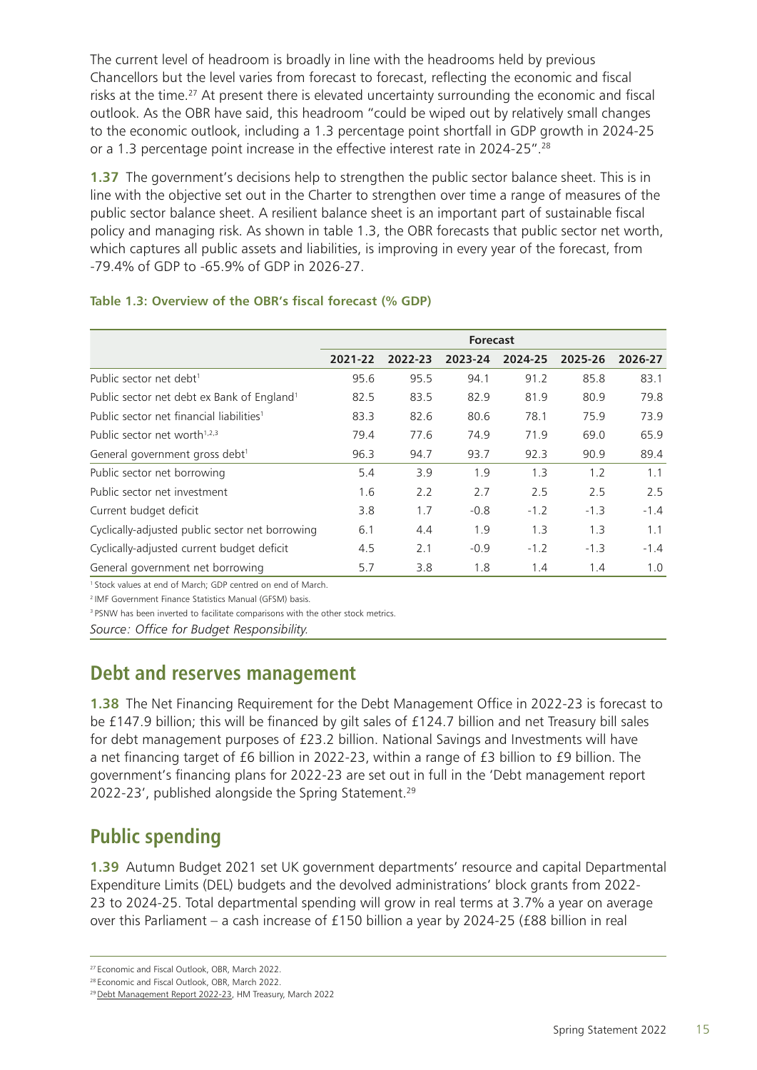The current level of headroom is broadly in line with the headrooms held by previous Chancellors but the level varies from forecast to forecast, reflecting the economic and fiscal risks at the time.[27] At present there is elevated uncertainty surrounding the economic and fiscal outlook. As the OBR have said, this headroom "could be wiped out by relatively small changes to the economic outlook, including a 1.3 percentage point shortfall in GDP growth in 2024-25 or a 1.3 percentage point increase in the effective interest rate in 2024-25".[28]

**1.37** The government's decisions help to strengthen the public sector balance sheet. This is in line with the objective set out in the Charter to strengthen over time a range of measures of the public sector balance sheet. A resilient balance sheet is an important part of sustainable fiscal policy and managing risk. As shown in table 1.3, the OBR forecasts that public sector net worth, which captures all public assets and liabilities, is improving in every year of the forecast, from -79.4% of GDP to -65.9% of GDP in 2026-27.

**Table 1.3: Overview of the OBR's fiscal forecast (% GDP)**

| | Forecast | | | | | |
|---|---|---|---|---|---|---|
| | 2021-22 | 2022-23 | 2023-24 | 2024-25 | 2025-26 | 2026-27 |
| Public sector net debt[1] | 95.6 | 95.5 | 94.1 | 91.2 | 85.8 | 83.1 |
| Public sector net debt ex Bank of England[1] | 82.5 | 83.5 | 82.9 | 81.9 | 80.9 | 79.8 |
| Public sector net financial liabilities[1] | 83.3 | 82.6 | 80.6 | 78.1 | 75.9 | 73.9 |
| Public sector net worth[1,2,3] | 79.4 | 77.6 | 74.9 | 71.9 | 69.0 | 65.9 |
| General government gross debt[1] | 96.3 | 94.7 | 93.7 | 92.3 | 90.9 | 89.4 |
| Public sector net borrowing | 5.4 | 3.9 | 1.9 | 1.3 | 1.2 | 1.1 |
| Public sector net investment | 1.6 | 2.2 | 2.7 | 2.5 | 2.5 | 2.5 |
| Current budget deficit | 3.8 | 1.7 | -0.8 | -1.2 | -1.3 | -1.4 |
| Cyclically-adjusted public sector net borrowing | 6.1 | 4.4 | 1.9 | 1.3 | 1.3 | 1.1 |
| Cyclically-adjusted current budget deficit | 4.5 | 2.1 | -0.9 | -1.2 | -1.3 | -1.4 |
| General government net borrowing | 5.7 | 3.8 | 1.8 | 1.4 | 1.4 | 1.0 |

[1] Stock values at end of March; GDP centred on end of March.

[2] IMF Government Finance Statistics Manual (GFSM) basis.

[3] PSNW has been inverted to facilitate comparisons with the other stock metrics.

*Source: Office for Budget Responsibility.*

## Debt and reserves management

**1.38** The Net Financing Requirement for the Debt Management Office in 2022-23 is forecast to be £147.9 billion; this will be financed by gilt sales of £124.7 billion and net Treasury bill sales for debt management purposes of £23.2 billion. National Savings and Investments will have a net financing target of £6 billion in 2022-23, within a range of £3 billion to £9 billion. The government's financing plans for 2022-23 are set out in full in the 'Debt management report 2022-23', published alongside the Spring Statement.[29]

## Public spending

**1.39** Autumn Budget 2021 set UK government departments' resource and capital Departmental Expenditure Limits (DEL) budgets and the devolved administrations' block grants from 2022-23 to 2024-25. Total departmental spending will grow in real terms at 3.7% a year on average over this Parliament – a cash increase of £150 billion a year by 2024-25 (£88 billion in real

[27] Economic and Fiscal Outlook, OBR, March 2022.

[28] Economic and Fiscal Outlook, OBR, March 2022.

[29] Debt Management Report 2022-23, HM Treasury, March 2022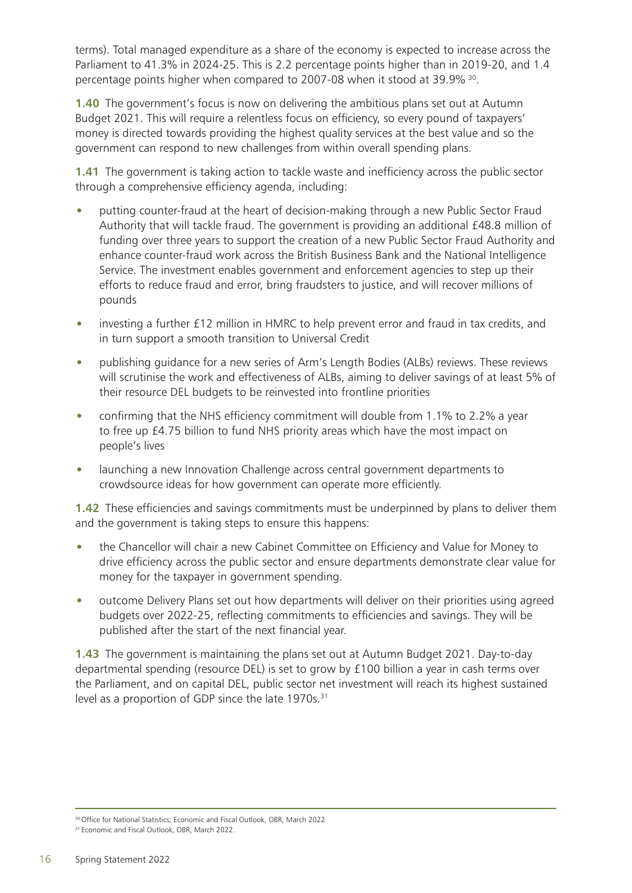terms). Total managed expenditure as a share of the economy is expected to increase across the Parliament to 41.3% in 2024-25. This is 2.2 percentage points higher than in 2019-20, and 1.4 percentage points higher when compared to 2007-08 when it stood at 39.9% [30].

**1.40** The government's focus is now on delivering the ambitious plans set out at Autumn Budget 2021. This will require a relentless focus on efficiency, so every pound of taxpayers' money is directed towards providing the highest quality services at the best value and so the government can respond to new challenges from within overall spending plans.

**1.41** The government is taking action to tackle waste and inefficiency across the public sector through a comprehensive efficiency agenda, including:

- putting counter-fraud at the heart of decision-making through a new Public Sector Fraud Authority that will tackle fraud. The government is providing an additional £48.8 million of funding over three years to support the creation of a new Public Sector Fraud Authority and enhance counter-fraud work across the British Business Bank and the National Intelligence Service. The investment enables government and enforcement agencies to step up their efforts to reduce fraud and error, bring fraudsters to justice, and will recover millions of pounds
- investing a further £12 million in HMRC to help prevent error and fraud in tax credits, and in turn support a smooth transition to Universal Credit
- publishing guidance for a new series of Arm's Length Bodies (ALBs) reviews. These reviews will scrutinise the work and effectiveness of ALBs, aiming to deliver savings of at least 5% of their resource DEL budgets to be reinvested into frontline priorities
- confirming that the NHS efficiency commitment will double from 1.1% to 2.2% a year to free up £4.75 billion to fund NHS priority areas which have the most impact on people's lives
- launching a new Innovation Challenge across central government departments to crowdsource ideas for how government can operate more efficiently.

**1.42** These efficiencies and savings commitments must be underpinned by plans to deliver them and the government is taking steps to ensure this happens:

- the Chancellor will chair a new Cabinet Committee on Efficiency and Value for Money to drive efficiency across the public sector and ensure departments demonstrate clear value for money for the taxpayer in government spending.
- outcome Delivery Plans set out how departments will deliver on their priorities using agreed budgets over 2022-25, reflecting commitments to efficiencies and savings. They will be published after the start of the next financial year.

**1.43** The government is maintaining the plans set out at Autumn Budget 2021. Day-to-day departmental spending (resource DEL) is set to grow by £100 billion a year in cash terms over the Parliament, and on capital DEL, public sector net investment will reach its highest sustained level as a proportion of GDP since the late 1970s.[31]

---

[30] Office for National Statistics; Economic and Fiscal Outlook, OBR, March 2022

[31] Economic and Fiscal Outlook, OBR, March 2022.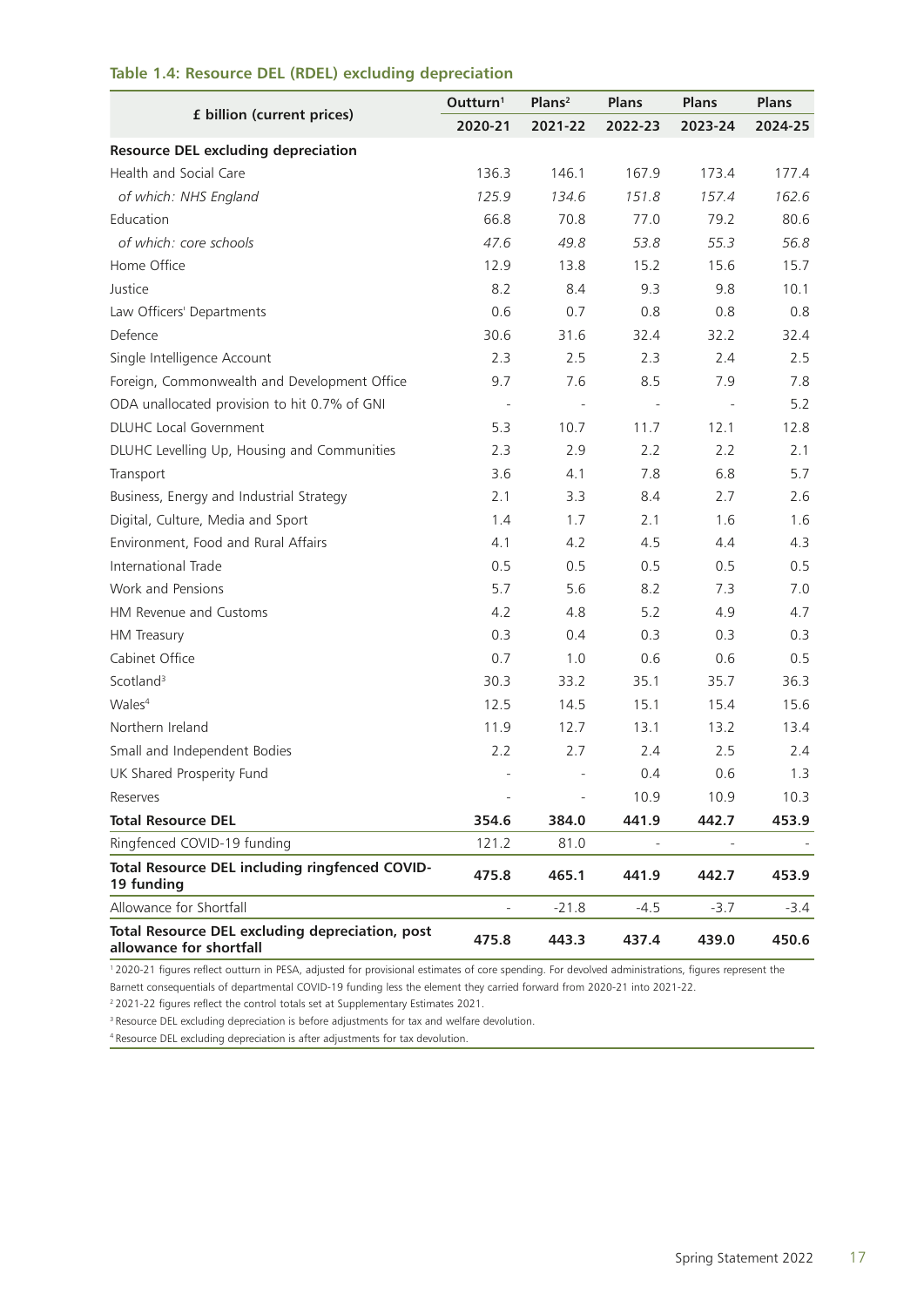### Table 1.4: Resource DEL (RDEL) excluding depreciation

| £ billion (current prices) | Outturn[1] 2020-21 | Plans[2] 2021-22 | Plans 2022-23 | Plans 2023-24 | Plans 2024-25 |
|---|---|---|---|---|---|
| **Resource DEL excluding depreciation** | | | | | |
| Health and Social Care | 136.3 | 146.1 | 167.9 | 173.4 | 177.4 |
| *of which: NHS England* | *125.9* | *134.6* | *151.8* | *157.4* | *162.6* |
| Education | 66.8 | 70.8 | 77.0 | 79.2 | 80.6 |
| *of which: core schools* | *47.6* | *49.8* | *53.8* | *55.3* | *56.8* |
| Home Office | 12.9 | 13.8 | 15.2 | 15.6 | 15.7 |
| Justice | 8.2 | 8.4 | 9.3 | 9.8 | 10.1 |
| Law Officers' Departments | 0.6 | 0.7 | 0.8 | 0.8 | 0.8 |
| Defence | 30.6 | 31.6 | 32.4 | 32.2 | 32.4 |
| Single Intelligence Account | 2.3 | 2.5 | 2.3 | 2.4 | 2.5 |
| Foreign, Commonwealth and Development Office | 9.7 | 7.6 | 8.5 | 7.9 | 7.8 |
| ODA unallocated provision to hit 0.7% of GNI | - | - | - | - | 5.2 |
| DLUHC Local Government | 5.3 | 10.7 | 11.7 | 12.1 | 12.8 |
| DLUHC Levelling Up, Housing and Communities | 2.3 | 2.9 | 2.2 | 2.2 | 2.1 |
| Transport | 3.6 | 4.1 | 7.8 | 6.8 | 5.7 |
| Business, Energy and Industrial Strategy | 2.1 | 3.3 | 8.4 | 2.7 | 2.6 |
| Digital, Culture, Media and Sport | 1.4 | 1.7 | 2.1 | 1.6 | 1.6 |
| Environment, Food and Rural Affairs | 4.1 | 4.2 | 4.5 | 4.4 | 4.3 |
| International Trade | 0.5 | 0.5 | 0.5 | 0.5 | 0.5 |
| Work and Pensions | 5.7 | 5.6 | 8.2 | 7.3 | 7.0 |
| HM Revenue and Customs | 4.2 | 4.8 | 5.2 | 4.9 | 4.7 |
| HM Treasury | 0.3 | 0.4 | 0.3 | 0.3 | 0.3 |
| Cabinet Office | 0.7 | 1.0 | 0.6 | 0.6 | 0.5 |
| Scotland[3] | 30.3 | 33.2 | 35.1 | 35.7 | 36.3 |
| Wales[4] | 12.5 | 14.5 | 15.1 | 15.4 | 15.6 |
| Northern Ireland | 11.9 | 12.7 | 13.1 | 13.2 | 13.4 |
| Small and Independent Bodies | 2.2 | 2.7 | 2.4 | 2.5 | 2.4 |
| UK Shared Prosperity Fund | - | - | 0.4 | 0.6 | 1.3 |
| Reserves | - | - | 10.9 | 10.9 | 10.3 |
| **Total Resource DEL** | **354.6** | **384.0** | **441.9** | **442.7** | **453.9** |
| Ringfenced COVID-19 funding | 121.2 | 81.0 | - | - | - |
| **Total Resource DEL including ringfenced COVID-19 funding** | **475.8** | **465.1** | **441.9** | **442.7** | **453.9** |
| Allowance for Shortfall | - | -21.8 | -4.5 | -3.7 | -3.4 |
| **Total Resource DEL excluding depreciation, post allowance for shortfall** | **475.8** | **443.3** | **437.4** | **439.0** | **450.6** |

[1] 2020-21 figures reflect outturn in PESA, adjusted for provisional estimates of core spending. For devolved administrations, figures represent the Barnett consequentials of departmental COVID-19 funding less the element they carried forward from 2020-21 into 2021-22.

[2] 2021-22 figures reflect the control totals set at Supplementary Estimates 2021.

[3] Resource DEL excluding depreciation is before adjustments for tax and welfare devolution.

[4] Resource DEL excluding depreciation is after adjustments for tax devolution.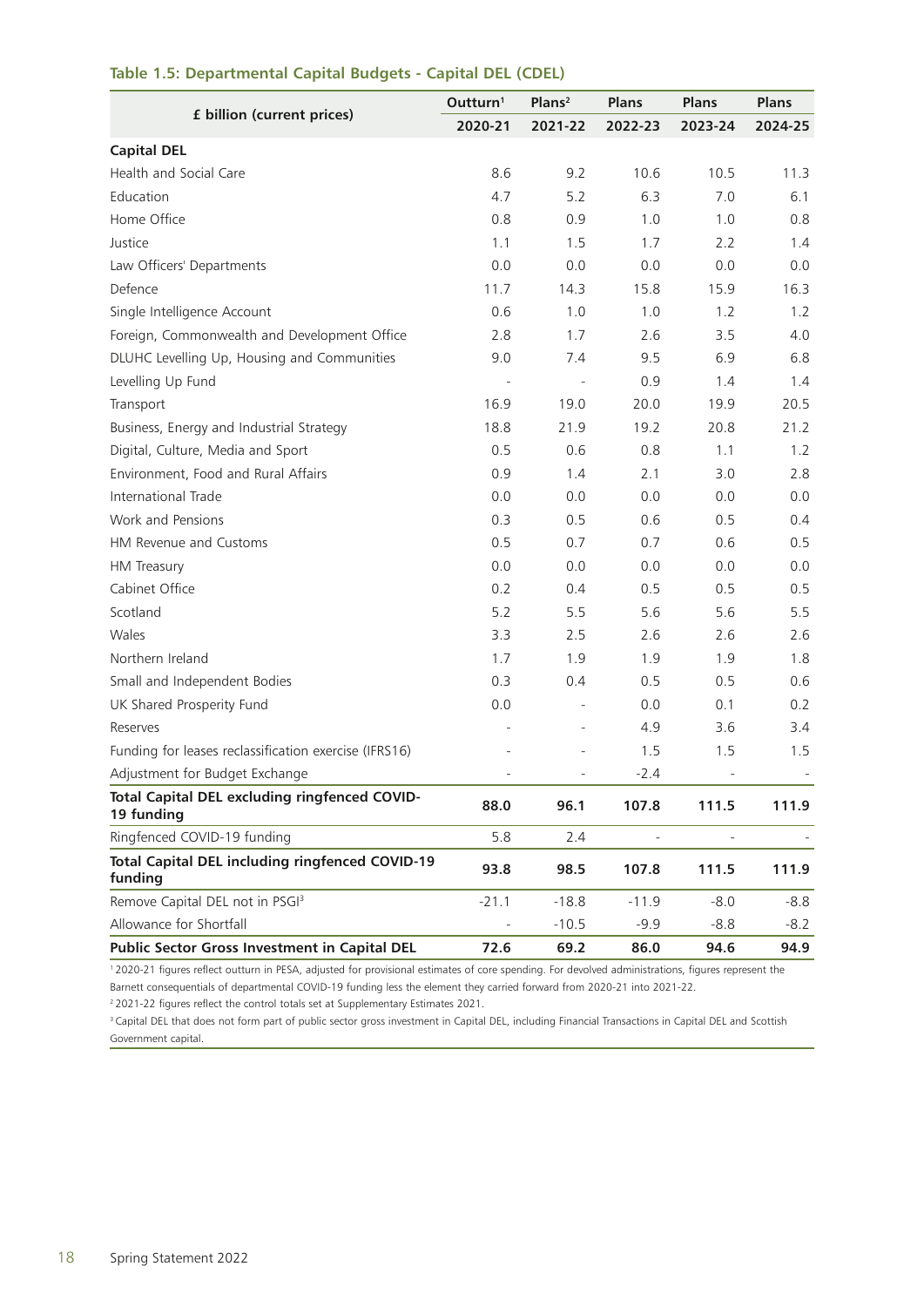### Table 1.5: Departmental Capital Budgets - Capital DEL (CDEL)

| £ billion (current prices) | Outturn[1] | Plans[2] | Plans | Plans | Plans |
|---|---|---|---|---|---|
| | 2020-21 | 2021-22 | 2022-23 | 2023-24 | 2024-25 |
| **Capital DEL** | | | | | |
| Health and Social Care | 8.6 | 9.2 | 10.6 | 10.5 | 11.3 |
| Education | 4.7 | 5.2 | 6.3 | 7.0 | 6.1 |
| Home Office | 0.8 | 0.9 | 1.0 | 1.0 | 0.8 |
| Justice | 1.1 | 1.5 | 1.7 | 2.2 | 1.4 |
| Law Officers' Departments | 0.0 | 0.0 | 0.0 | 0.0 | 0.0 |
| Defence | 11.7 | 14.3 | 15.8 | 15.9 | 16.3 |
| Single Intelligence Account | 0.6 | 1.0 | 1.0 | 1.2 | 1.2 |
| Foreign, Commonwealth and Development Office | 2.8 | 1.7 | 2.6 | 3.5 | 4.0 |
| DLUHC Levelling Up, Housing and Communities | 9.0 | 7.4 | 9.5 | 6.9 | 6.8 |
| Levelling Up Fund | - | - | 0.9 | 1.4 | 1.4 |
| Transport | 16.9 | 19.0 | 20.0 | 19.9 | 20.5 |
| Business, Energy and Industrial Strategy | 18.8 | 21.9 | 19.2 | 20.8 | 21.2 |
| Digital, Culture, Media and Sport | 0.5 | 0.6 | 0.8 | 1.1 | 1.2 |
| Environment, Food and Rural Affairs | 0.9 | 1.4 | 2.1 | 3.0 | 2.8 |
| International Trade | 0.0 | 0.0 | 0.0 | 0.0 | 0.0 |
| Work and Pensions | 0.3 | 0.5 | 0.6 | 0.5 | 0.4 |
| HM Revenue and Customs | 0.5 | 0.7 | 0.7 | 0.6 | 0.5 |
| HM Treasury | 0.0 | 0.0 | 0.0 | 0.0 | 0.0 |
| Cabinet Office | 0.2 | 0.4 | 0.5 | 0.5 | 0.5 |
| Scotland | 5.2 | 5.5 | 5.6 | 5.6 | 5.5 |
| Wales | 3.3 | 2.5 | 2.6 | 2.6 | 2.6 |
| Northern Ireland | 1.7 | 1.9 | 1.9 | 1.9 | 1.8 |
| Small and Independent Bodies | 0.3 | 0.4 | 0.5 | 0.5 | 0.6 |
| UK Shared Prosperity Fund | 0.0 | - | 0.0 | 0.1 | 0.2 |
| Reserves | - | - | 4.9 | 3.6 | 3.4 |
| Funding for leases reclassification exercise (IFRS16) | - | - | 1.5 | 1.5 | 1.5 |
| Adjustment for Budget Exchange | - | - | -2.4 | - | - |
| **Total Capital DEL excluding ringfenced COVID-19 funding** | **88.0** | **96.1** | **107.8** | **111.5** | **111.9** |
| Ringfenced COVID-19 funding | 5.8 | 2.4 | - | - | - |
| **Total Capital DEL including ringfenced COVID-19 funding** | **93.8** | **98.5** | **107.8** | **111.5** | **111.9** |
| Remove Capital DEL not in PSGI[3] | -21.1 | -18.8 | -11.9 | -8.0 | -8.8 |
| Allowance for Shortfall | - | -10.5 | -9.9 | -8.8 | -8.2 |
| **Public Sector Gross Investment in Capital DEL** | **72.6** | **69.2** | **86.0** | **94.6** | **94.9** |

[1] 2020-21 figures reflect outturn in PESA, adjusted for provisional estimates of core spending. For devolved administrations, figures represent the Barnett consequentials of departmental COVID-19 funding less the element they carried forward from 2020-21 into 2021-22.

[2] 2021-22 figures reflect the control totals set at Supplementary Estimates 2021.

[3] Capital DEL that does not form part of public sector gross investment in Capital DEL, including Financial Transactions in Capital DEL and Scottish Government capital.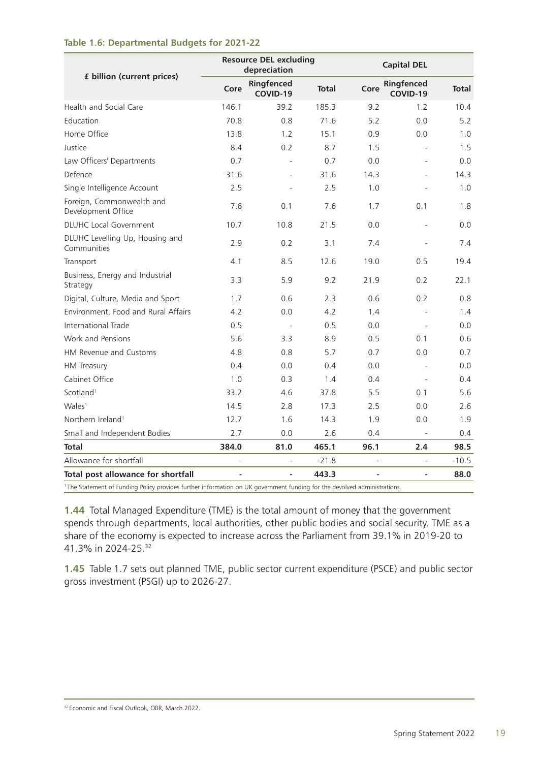**Table 1.6: Departmental Budgets for 2021-22**

| £ billion (current prices) | Resource DEL excluding depreciation | | | Capital DEL | | |
|---|---|---|---|---|---|---|
| | Core | Ringfenced COVID-19 | Total | Core | Ringfenced COVID-19 | Total |
| Health and Social Care | 146.1 | 39.2 | 185.3 | 9.2 | 1.2 | 10.4 |
| Education | 70.8 | 0.8 | 71.6 | 5.2 | 0.0 | 5.2 |
| Home Office | 13.8 | 1.2 | 15.1 | 0.9 | 0.0 | 1.0 |
| Justice | 8.4 | 0.2 | 8.7 | 1.5 | - | 1.5 |
| Law Officers' Departments | 0.7 | - | 0.7 | 0.0 | - | 0.0 |
| Defence | 31.6 | - | 31.6 | 14.3 | - | 14.3 |
| Single Intelligence Account | 2.5 | - | 2.5 | 1.0 | - | 1.0 |
| Foreign, Commonwealth and Development Office | 7.6 | 0.1 | 7.6 | 1.7 | 0.1 | 1.8 |
| DLUHC Local Government | 10.7 | 10.8 | 21.5 | 0.0 | - | 0.0 |
| DLUHC Levelling Up, Housing and Communities | 2.9 | 0.2 | 3.1 | 7.4 | - | 7.4 |
| Transport | 4.1 | 8.5 | 12.6 | 19.0 | 0.5 | 19.4 |
| Business, Energy and Industrial Strategy | 3.3 | 5.9 | 9.2 | 21.9 | 0.2 | 22.1 |
| Digital, Culture, Media and Sport | 1.7 | 0.6 | 2.3 | 0.6 | 0.2 | 0.8 |
| Environment, Food and Rural Affairs | 4.2 | 0.0 | 4.2 | 1.4 | - | 1.4 |
| International Trade | 0.5 | - | 0.5 | 0.0 | - | 0.0 |
| Work and Pensions | 5.6 | 3.3 | 8.9 | 0.5 | 0.1 | 0.6 |
| HM Revenue and Customs | 4.8 | 0.8 | 5.7 | 0.7 | 0.0 | 0.7 |
| HM Treasury | 0.4 | 0.0 | 0.4 | 0.0 | - | 0.0 |
| Cabinet Office | 1.0 | 0.3 | 1.4 | 0.4 | - | 0.4 |
| Scotland[1] | 33.2 | 4.6 | 37.8 | 5.5 | 0.1 | 5.6 |
| Wales[1] | 14.5 | 2.8 | 17.3 | 2.5 | 0.0 | 2.6 |
| Northern Ireland[1] | 12.7 | 1.6 | 14.3 | 1.9 | 0.0 | 1.9 |
| Small and Independent Bodies | 2.7 | 0.0 | 2.6 | 0.4 | - | 0.4 |
| **Total** | **384.0** | **81.0** | **465.1** | **96.1** | **2.4** | **98.5** |
| Allowance for shortfall | - | - | -21.8 | - | - | -10.5 |
| **Total post allowance for shortfall** | **-** | **-** | **443.3** | **-** | **-** | **88.0** |

[1] The Statement of Funding Policy provides further information on UK government funding for the devolved administrations.

**1.44** Total Managed Expenditure (TME) is the total amount of money that the government spends through departments, local authorities, other public bodies and social security. TME as a share of the economy is expected to increase across the Parliament from 39.1% in 2019-20 to 41.3% in 2024-25.[32]

**1.45** Table 1.7 sets out planned TME, public sector current expenditure (PSCE) and public sector gross investment (PSGI) up to 2026-27.

[32] Economic and Fiscal Outlook, OBR, March 2022.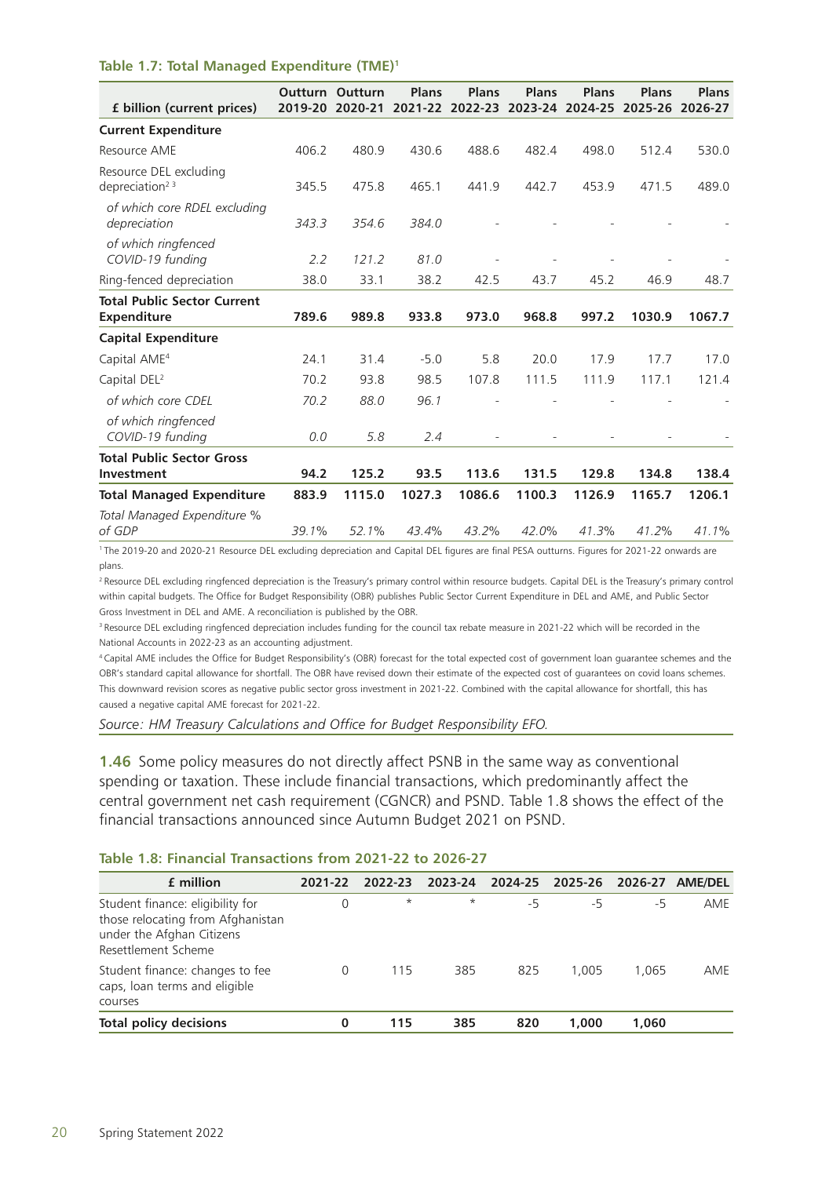**Table 1.7: Total Managed Expenditure (TME)[1]**

| £ billion (current prices) | Outturn 2019-20 | Outturn 2020-21 | Plans 2021-22 | Plans 2022-23 | Plans 2023-24 | Plans 2024-25 | Plans 2025-26 | Plans 2026-27 |
|---|---|---|---|---|---|---|---|---|
| **Current Expenditure** | | | | | | | | |
| Resource AME | 406.2 | 480.9 | 430.6 | 488.6 | 482.4 | 498.0 | 512.4 | 530.0 |
| Resource DEL excluding depreciation[2 3] | 345.5 | 475.8 | 465.1 | 441.9 | 442.7 | 453.9 | 471.5 | 489.0 |
| *of which core RDEL excluding depreciation* | *343.3* | *354.6* | *384.0* | - | - | - | - | - |
| *of which ringfenced COVID-19 funding* | *2.2* | *121.2* | *81.0* | - | - | - | - | - |
| Ring-fenced depreciation | 38.0 | 33.1 | 38.2 | 42.5 | 43.7 | 45.2 | 46.9 | 48.7 |
| **Total Public Sector Current Expenditure** | **789.6** | **989.8** | **933.8** | **973.0** | **968.8** | **997.2** | **1030.9** | **1067.7** |
| **Capital Expenditure** | | | | | | | | |
| Capital AME[4] | 24.1 | 31.4 | -5.0 | 5.8 | 20.0 | 17.9 | 17.7 | 17.0 |
| Capital DEL[2] | 70.2 | 93.8 | 98.5 | 107.8 | 111.5 | 111.9 | 117.1 | 121.4 |
| *of which core CDEL* | *70.2* | *88.0* | *96.1* | - | - | - | - | - |
| *of which ringfenced COVID-19 funding* | *0.0* | *5.8* | *2.4* | - | - | - | - | - |
| **Total Public Sector Gross Investment** | **94.2** | **125.2** | **93.5** | **113.6** | **131.5** | **129.8** | **134.8** | **138.4** |
| **Total Managed Expenditure** | **883.9** | **1115.0** | **1027.3** | **1086.6** | **1100.3** | **1126.9** | **1165.7** | **1206.1** |
| *Total Managed Expenditure % of GDP* | *39.1%* | *52.1%* | *43.4%* | *43.2%* | *42.0%* | *41.3%* | *41.2%* | *41.1%* |

[1] The 2019-20 and 2020-21 Resource DEL excluding depreciation and Capital DEL figures are final PESA outturns. Figures for 2021-22 onwards are plans.

[2] Resource DEL excluding ringfenced depreciation is the Treasury's primary control within resource budgets. Capital DEL is the Treasury's primary control within capital budgets. The Office for Budget Responsibility (OBR) publishes Public Sector Current Expenditure in DEL and AME, and Public Sector Gross Investment in DEL and AME. A reconciliation is published by the OBR.

[3] Resource DEL excluding ringfenced depreciation includes funding for the council tax rebate measure in 2021-22 which will be recorded in the National Accounts in 2022-23 as an accounting adjustment.

[4] Capital AME includes the Office for Budget Responsibility's (OBR) forecast for the total expected cost of government loan guarantee schemes and the OBR's standard capital allowance for shortfall. The OBR have revised down their estimate of the expected cost of guarantees on covid loans schemes. This downward revision scores as negative public sector gross investment in 2021-22. Combined with the capital allowance for shortfall, this has caused a negative capital AME forecast for 2021-22.

*Source: HM Treasury Calculations and Office for Budget Responsibility EFO.*

**1.46** Some policy measures do not directly affect PSNB in the same way as conventional spending or taxation. These include financial transactions, which predominantly affect the central government net cash requirement (CGNCR) and PSND. Table 1.8 shows the effect of the financial transactions announced since Autumn Budget 2021 on PSND.

**Table 1.8: Financial Transactions from 2021-22 to 2026-27**

| £ million | 2021-22 | 2022-23 | 2023-24 | 2024-25 | 2025-26 | 2026-27 | AME/DEL |
|---|---|---|---|---|---|---|---|
| Student finance: eligibility for those relocating from Afghanistan under the Afghan Citizens Resettlement Scheme | 0 | * | * | -5 | -5 | -5 | AME |
| Student finance: changes to fee caps, loan terms and eligible courses | 0 | 115 | 385 | 825 | 1,005 | 1,065 | AME |
| **Total policy decisions** | **0** | **115** | **385** | **820** | **1,000** | **1,060** | |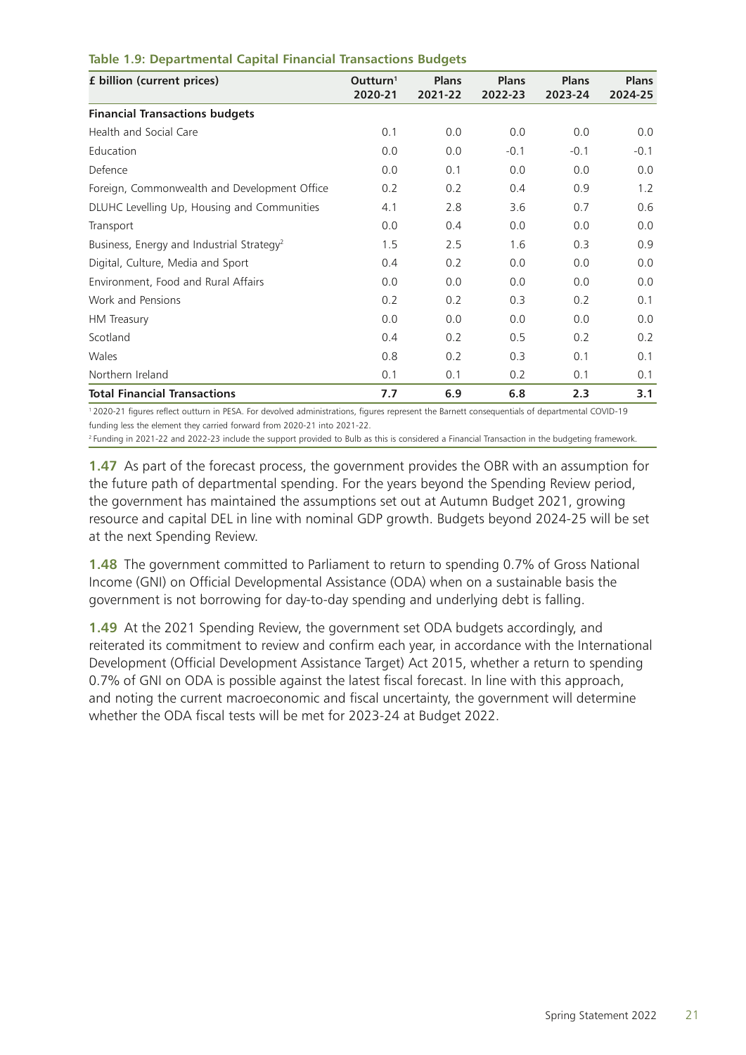**Table 1.9: Departmental Capital Financial Transactions Budgets**

| £ billion (current prices) | Outturn[1] 2020-21 | Plans 2021-22 | Plans 2022-23 | Plans 2023-24 | Plans 2024-25 |
|---|---|---|---|---|---|
| **Financial Transactions budgets** | | | | | |
| Health and Social Care | 0.1 | 0.0 | 0.0 | 0.0 | 0.0 |
| Education | 0.0 | 0.0 | -0.1 | -0.1 | -0.1 |
| Defence | 0.0 | 0.1 | 0.0 | 0.0 | 0.0 |
| Foreign, Commonwealth and Development Office | 0.2 | 0.2 | 0.4 | 0.9 | 1.2 |
| DLUHC Levelling Up, Housing and Communities | 4.1 | 2.8 | 3.6 | 0.7 | 0.6 |
| Transport | 0.0 | 0.4 | 0.0 | 0.0 | 0.0 |
| Business, Energy and Industrial Strategy[2] | 1.5 | 2.5 | 1.6 | 0.3 | 0.9 |
| Digital, Culture, Media and Sport | 0.4 | 0.2 | 0.0 | 0.0 | 0.0 |
| Environment, Food and Rural Affairs | 0.0 | 0.0 | 0.0 | 0.0 | 0.0 |
| Work and Pensions | 0.2 | 0.2 | 0.3 | 0.2 | 0.1 |
| HM Treasury | 0.0 | 0.0 | 0.0 | 0.0 | 0.0 |
| Scotland | 0.4 | 0.2 | 0.5 | 0.2 | 0.2 |
| Wales | 0.8 | 0.2 | 0.3 | 0.1 | 0.1 |
| Northern Ireland | 0.1 | 0.1 | 0.2 | 0.1 | 0.1 |
| **Total Financial Transactions** | **7.7** | **6.9** | **6.8** | **2.3** | **3.1** |

[1] 2020-21 figures reflect outturn in PESA. For devolved administrations, figures represent the Barnett consequentials of departmental COVID-19 funding less the element they carried forward from 2020-21 into 2021-22.

[2] Funding in 2021-22 and 2022-23 include the support provided to Bulb as this is considered a Financial Transaction in the budgeting framework.

**1.47** As part of the forecast process, the government provides the OBR with an assumption for the future path of departmental spending. For the years beyond the Spending Review period, the government has maintained the assumptions set out at Autumn Budget 2021, growing resource and capital DEL in line with nominal GDP growth. Budgets beyond 2024-25 will be set at the next Spending Review.

**1.48** The government committed to Parliament to return to spending 0.7% of Gross National Income (GNI) on Official Developmental Assistance (ODA) when on a sustainable basis the government is not borrowing for day-to-day spending and underlying debt is falling.

**1.49** At the 2021 Spending Review, the government set ODA budgets accordingly, and reiterated its commitment to review and confirm each year, in accordance with the International Development (Official Development Assistance Target) Act 2015, whether a return to spending 0.7% of GNI on ODA is possible against the latest fiscal forecast. In line with this approach, and noting the current macroeconomic and fiscal uncertainty, the government will determine whether the ODA fiscal tests will be met for 2023-24 at Budget 2022.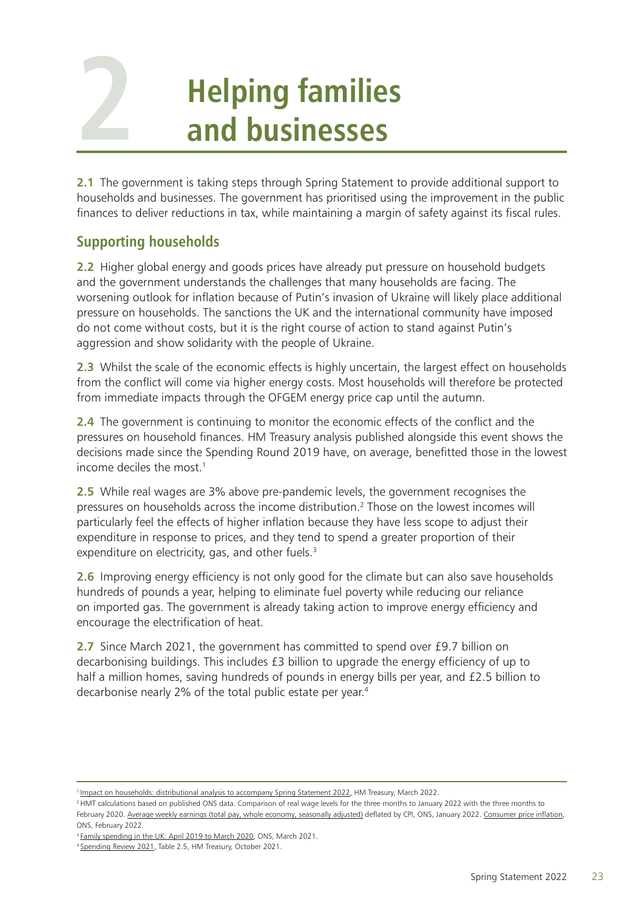# 2 Helping families and businesses

**2.1** The government is taking steps through Spring Statement to provide additional support to households and businesses. The government has prioritised using the improvement in the public finances to deliver reductions in tax, while maintaining a margin of safety against its fiscal rules.

## Supporting households

**2.2** Higher global energy and goods prices have already put pressure on household budgets and the government understands the challenges that many households are facing. The worsening outlook for inflation because of Putin's invasion of Ukraine will likely place additional pressure on households. The sanctions the UK and the international community have imposed do not come without costs, but it is the right course of action to stand against Putin's aggression and show solidarity with the people of Ukraine.

**2.3** Whilst the scale of the economic effects is highly uncertain, the largest effect on households from the conflict will come via higher energy costs. Most households will therefore be protected from immediate impacts through the OFGEM energy price cap until the autumn.

**2.4** The government is continuing to monitor the economic effects of the conflict and the pressures on household finances. HM Treasury analysis published alongside this event shows the decisions made since the Spending Round 2019 have, on average, benefitted those in the lowest income deciles the most.[1]

**2.5** While real wages are 3% above pre-pandemic levels, the government recognises the pressures on households across the income distribution.[2] Those on the lowest incomes will particularly feel the effects of higher inflation because they have less scope to adjust their expenditure in response to prices, and they tend to spend a greater proportion of their expenditure on electricity, gas, and other fuels.[3]

**2.6** Improving energy efficiency is not only good for the climate but can also save households hundreds of pounds a year, helping to eliminate fuel poverty while reducing our reliance on imported gas. The government is already taking action to improve energy efficiency and encourage the electrification of heat.

**2.7** Since March 2021, the government has committed to spend over £9.7 billion on decarbonising buildings. This includes £3 billion to upgrade the energy efficiency of up to half a million homes, saving hundreds of pounds in energy bills per year, and £2.5 billion to decarbonise nearly 2% of the total public estate per year.[4]

---

[1] Impact on households: distributional analysis to accompany Spring Statement 2022, HM Treasury, March 2022.

[2] HMT calculations based on published ONS data. Comparison of real wage levels for the three months to January 2022 with the three months to February 2020. Average weekly earnings (total pay, whole economy, seasonally adjusted) deflated by CPI, ONS, January 2022. Consumer price inflation, ONS, February 2022.

[3] Family spending in the UK: April 2019 to March 2020, ONS, March 2021.

[4] Spending Review 2021, Table 2.5, HM Treasury, October 2021.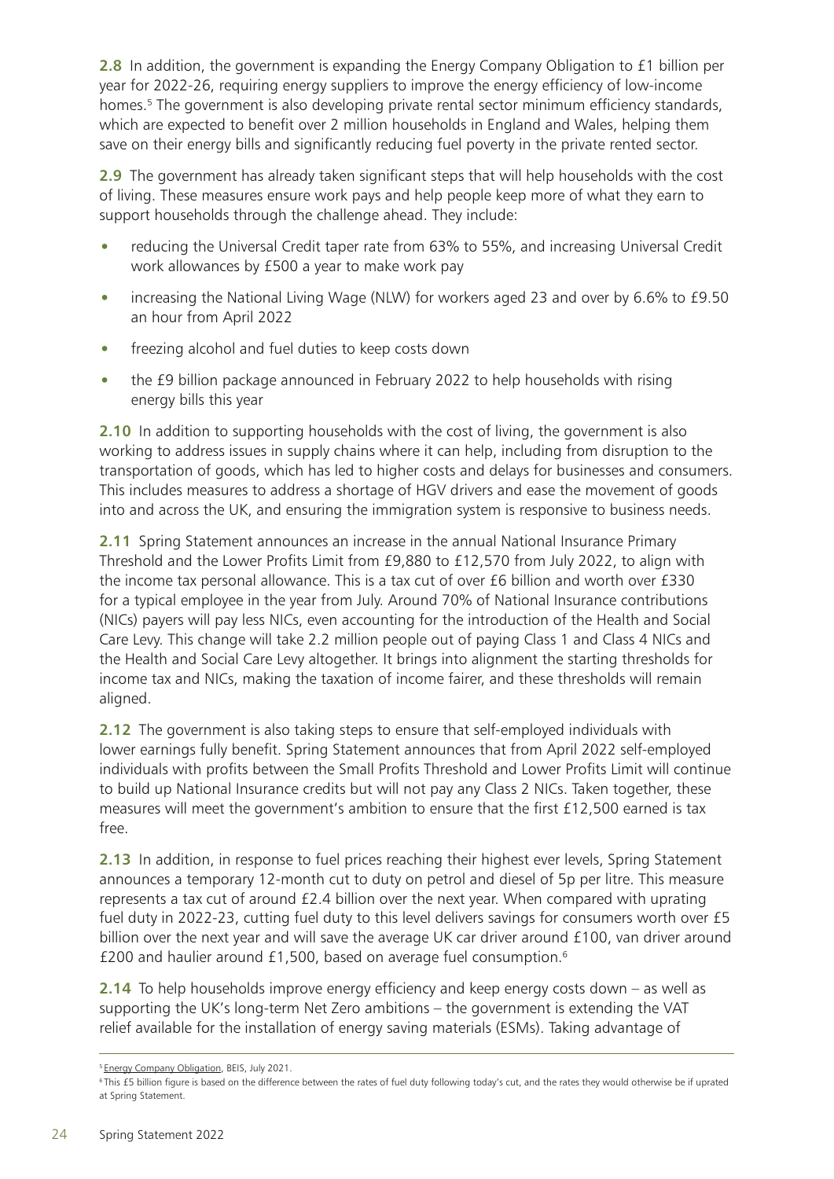**2.8** In addition, the government is expanding the Energy Company Obligation to £1 billion per year for 2022-26, requiring energy suppliers to improve the energy efficiency of low-income homes.[5] The government is also developing private rental sector minimum efficiency standards, which are expected to benefit over 2 million households in England and Wales, helping them save on their energy bills and significantly reducing fuel poverty in the private rented sector.

**2.9** The government has already taken significant steps that will help households with the cost of living. These measures ensure work pays and help people keep more of what they earn to support households through the challenge ahead. They include:

- reducing the Universal Credit taper rate from 63% to 55%, and increasing Universal Credit work allowances by £500 a year to make work pay
- increasing the National Living Wage (NLW) for workers aged 23 and over by 6.6% to £9.50 an hour from April 2022
- freezing alcohol and fuel duties to keep costs down
- the £9 billion package announced in February 2022 to help households with rising energy bills this year

**2.10** In addition to supporting households with the cost of living, the government is also working to address issues in supply chains where it can help, including from disruption to the transportation of goods, which has led to higher costs and delays for businesses and consumers. This includes measures to address a shortage of HGV drivers and ease the movement of goods into and across the UK, and ensuring the immigration system is responsive to business needs.

**2.11** Spring Statement announces an increase in the annual National Insurance Primary Threshold and the Lower Profits Limit from £9,880 to £12,570 from July 2022, to align with the income tax personal allowance. This is a tax cut of over £6 billion and worth over £330 for a typical employee in the year from July. Around 70% of National Insurance contributions (NICs) payers will pay less NICs, even accounting for the introduction of the Health and Social Care Levy. This change will take 2.2 million people out of paying Class 1 and Class 4 NICs and the Health and Social Care Levy altogether. It brings into alignment the starting thresholds for income tax and NICs, making the taxation of income fairer, and these thresholds will remain aligned.

**2.12** The government is also taking steps to ensure that self-employed individuals with lower earnings fully benefit. Spring Statement announces that from April 2022 self-employed individuals with profits between the Small Profits Threshold and Lower Profits Limit will continue to build up National Insurance credits but will not pay any Class 2 NICs. Taken together, these measures will meet the government's ambition to ensure that the first £12,500 earned is tax free.

**2.13** In addition, in response to fuel prices reaching their highest ever levels, Spring Statement announces a temporary 12-month cut to duty on petrol and diesel of 5p per litre. This measure represents a tax cut of around £2.4 billion over the next year. When compared with uprating fuel duty in 2022-23, cutting fuel duty to this level delivers savings for consumers worth over £5 billion over the next year and will save the average UK car driver around £100, van driver around £200 and haulier around £1,500, based on average fuel consumption.[6]

**2.14** To help households improve energy efficiency and keep energy costs down – as well as supporting the UK's long-term Net Zero ambitions – the government is extending the VAT relief available for the installation of energy saving materials (ESMs). Taking advantage of

---

[5] Energy Company Obligation, BEIS, July 2021.

[6] This £5 billion figure is based on the difference between the rates of fuel duty following today's cut, and the rates they would otherwise be if uprated at Spring Statement.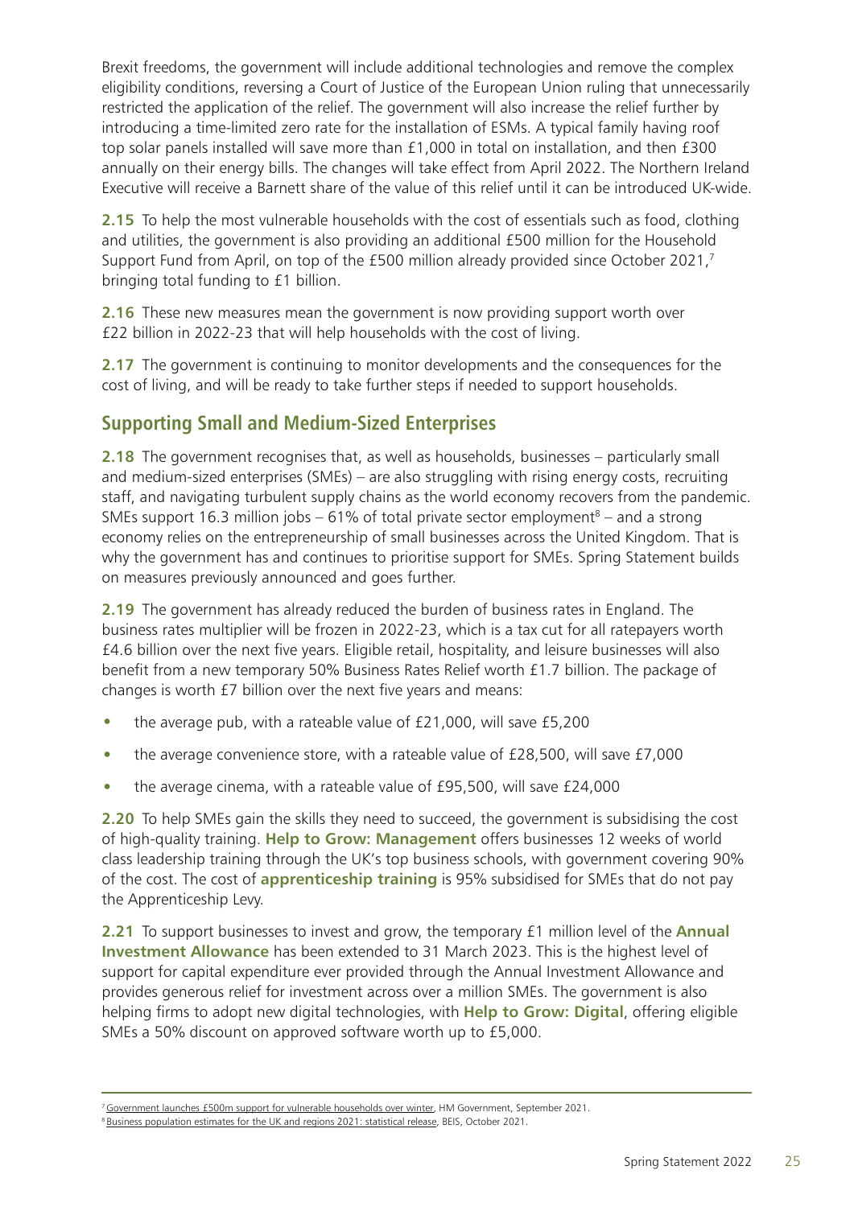Brexit freedoms, the government will include additional technologies and remove the complex eligibility conditions, reversing a Court of Justice of the European Union ruling that unnecessarily restricted the application of the relief. The government will also increase the relief further by introducing a time-limited zero rate for the installation of ESMs. A typical family having roof top solar panels installed will save more than £1,000 in total on installation, and then £300 annually on their energy bills. The changes will take effect from April 2022. The Northern Ireland Executive will receive a Barnett share of the value of this relief until it can be introduced UK-wide.

**2.15** To help the most vulnerable households with the cost of essentials such as food, clothing and utilities, the government is also providing an additional £500 million for the Household Support Fund from April, on top of the £500 million already provided since October 2021,[7] bringing total funding to £1 billion.

**2.16** These new measures mean the government is now providing support worth over £22 billion in 2022-23 that will help households with the cost of living.

**2.17** The government is continuing to monitor developments and the consequences for the cost of living, and will be ready to take further steps if needed to support households.

## Supporting Small and Medium-Sized Enterprises

**2.18** The government recognises that, as well as households, businesses – particularly small and medium-sized enterprises (SMEs) – are also struggling with rising energy costs, recruiting staff, and navigating turbulent supply chains as the world economy recovers from the pandemic. SMEs support 16.3 million jobs – 61% of total private sector employment[8] – and a strong economy relies on the entrepreneurship of small businesses across the United Kingdom. That is why the government has and continues to prioritise support for SMEs. Spring Statement builds on measures previously announced and goes further.

**2.19** The government has already reduced the burden of business rates in England. The business rates multiplier will be frozen in 2022-23, which is a tax cut for all ratepayers worth £4.6 billion over the next five years. Eligible retail, hospitality, and leisure businesses will also benefit from a new temporary 50% Business Rates Relief worth £1.7 billion. The package of changes is worth £7 billion over the next five years and means:

- the average pub, with a rateable value of £21,000, will save £5,200
- the average convenience store, with a rateable value of £28,500, will save £7,000
- the average cinema, with a rateable value of £95,500, will save £24,000

**2.20** To help SMEs gain the skills they need to succeed, the government is subsidising the cost of high-quality training. **Help to Grow: Management** offers businesses 12 weeks of world class leadership training through the UK's top business schools, with government covering 90% of the cost. The cost of **apprenticeship training** is 95% subsidised for SMEs that do not pay the Apprenticeship Levy.

**2.21** To support businesses to invest and grow, the temporary £1 million level of the **Annual Investment Allowance** has been extended to 31 March 2023. This is the highest level of support for capital expenditure ever provided through the Annual Investment Allowance and provides generous relief for investment across over a million SMEs. The government is also helping firms to adopt new digital technologies, with **Help to Grow: Digital**, offering eligible SMEs a 50% discount on approved software worth up to £5,000.

---

[7] Government launches £500m support for vulnerable households over winter, HM Government, September 2021.

[8] Business population estimates for the UK and regions 2021: statistical release, BEIS, October 2021.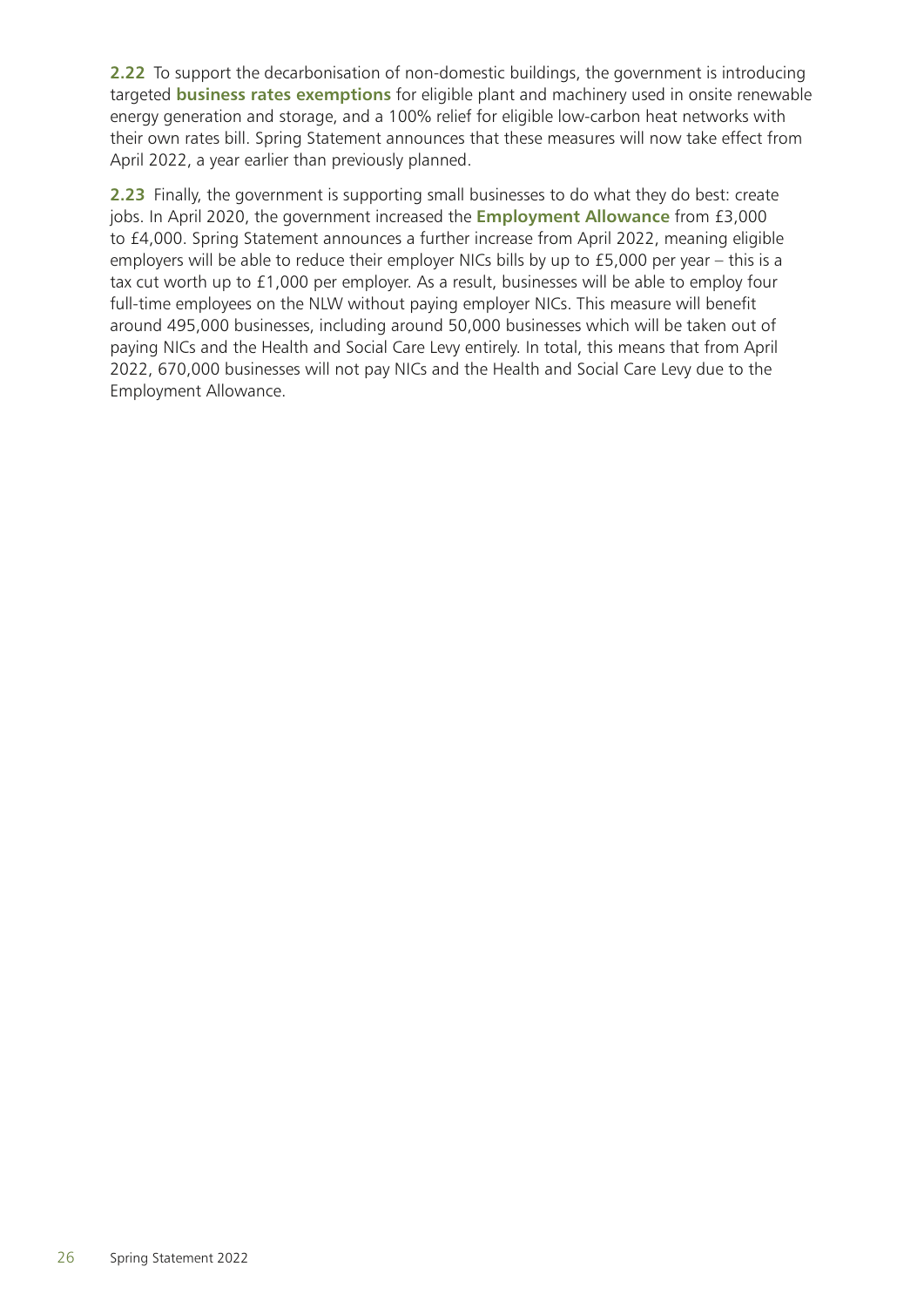**2.22** To support the decarbonisation of non-domestic buildings, the government is introducing targeted **business rates exemptions** for eligible plant and machinery used in onsite renewable energy generation and storage, and a 100% relief for eligible low-carbon heat networks with their own rates bill. Spring Statement announces that these measures will now take effect from April 2022, a year earlier than previously planned.

**2.23** Finally, the government is supporting small businesses to do what they do best: create jobs. In April 2020, the government increased the **Employment Allowance** from £3,000 to £4,000. Spring Statement announces a further increase from April 2022, meaning eligible employers will be able to reduce their employer NICs bills by up to £5,000 per year – this is a tax cut worth up to £1,000 per employer. As a result, businesses will be able to employ four full-time employees on the NLW without paying employer NICs. This measure will benefit around 495,000 businesses, including around 50,000 businesses which will be taken out of paying NICs and the Health and Social Care Levy entirely. In total, this means that from April 2022, 670,000 businesses will not pay NICs and the Health and Social Care Levy due to the Employment Allowance.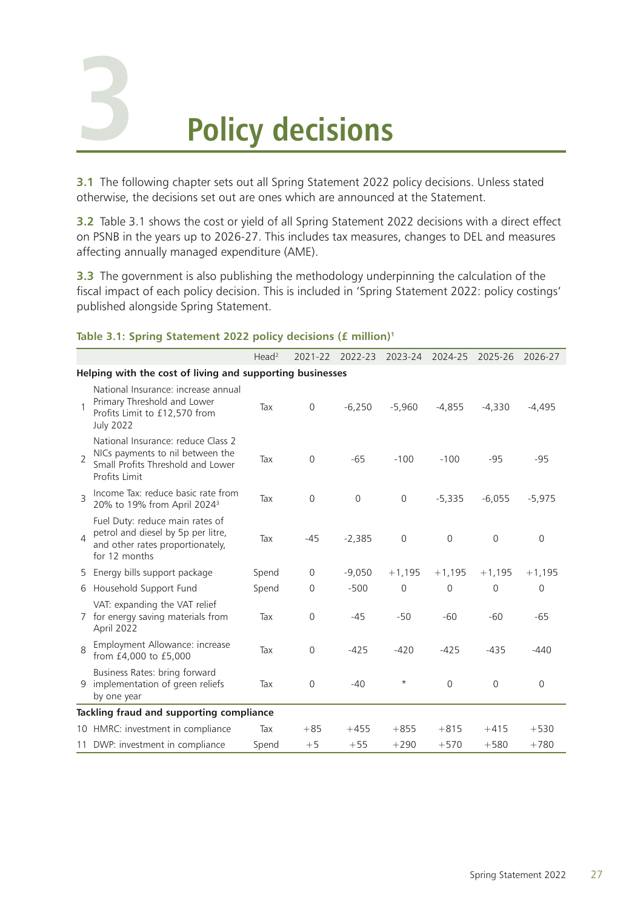# 3 Policy decisions

**3.1** The following chapter sets out all Spring Statement 2022 policy decisions. Unless stated otherwise, the decisions set out are ones which are announced at the Statement.

**3.2** Table 3.1 shows the cost or yield of all Spring Statement 2022 decisions with a direct effect on PSNB in the years up to 2026-27. This includes tax measures, changes to DEL and measures affecting annually managed expenditure (AME).

**3.3** The government is also publishing the methodology underpinning the calculation of the fiscal impact of each policy decision. This is included in 'Spring Statement 2022: policy costings' published alongside Spring Statement.

**Table 3.1: Spring Statement 2022 policy decisions (£ million)[1]**

| | | Head[2] | 2021-22 | 2022-23 | 2023-24 | 2024-25 | 2025-26 | 2026-27 |
|---|---|---|---|---|---|---|---|---|
| **Helping with the cost of living and supporting businesses** | | | | | | | | |
| 1 | National Insurance: increase annual Primary Threshold and Lower Profits Limit to £12,570 from July 2022 | Tax | 0 | -6,250 | -5,960 | -4,855 | -4,330 | -4,495 |
| 2 | National Insurance: reduce Class 2 NICs payments to nil between the Small Profits Threshold and Lower Profits Limit | Tax | 0 | -65 | -100 | -100 | -95 | -95 |
| 3 | Income Tax: reduce basic rate from 20% to 19% from April 2024[3] | Tax | 0 | 0 | 0 | -5,335 | -6,055 | -5,975 |
| 4 | Fuel Duty: reduce main rates of petrol and diesel by 5p per litre, and other rates proportionately, for 12 months | Tax | -45 | -2,385 | 0 | 0 | 0 | 0 |
| 5 | Energy bills support package | Spend | 0 | -9,050 | +1,195 | +1,195 | +1,195 | +1,195 |
| 6 | Household Support Fund | Spend | 0 | -500 | 0 | 0 | 0 | 0 |
| 7 | VAT: expanding the VAT relief for energy saving materials from April 2022 | Tax | 0 | -45 | -50 | -60 | -60 | -65 |
| 8 | Employment Allowance: increase from £4,000 to £5,000 | Tax | 0 | -425 | -420 | -425 | -435 | -440 |
| 9 | Business Rates: bring forward implementation of green reliefs by one year | Tax | 0 | -40 | * | 0 | 0 | 0 |
| **Tackling fraud and supporting compliance** | | | | | | | | |
| 10 | HMRC: investment in compliance | Tax | +85 | +455 | +855 | +815 | +415 | +530 |
| 11 | DWP: investment in compliance | Spend | +5 | +55 | +290 | +570 | +580 | +780 |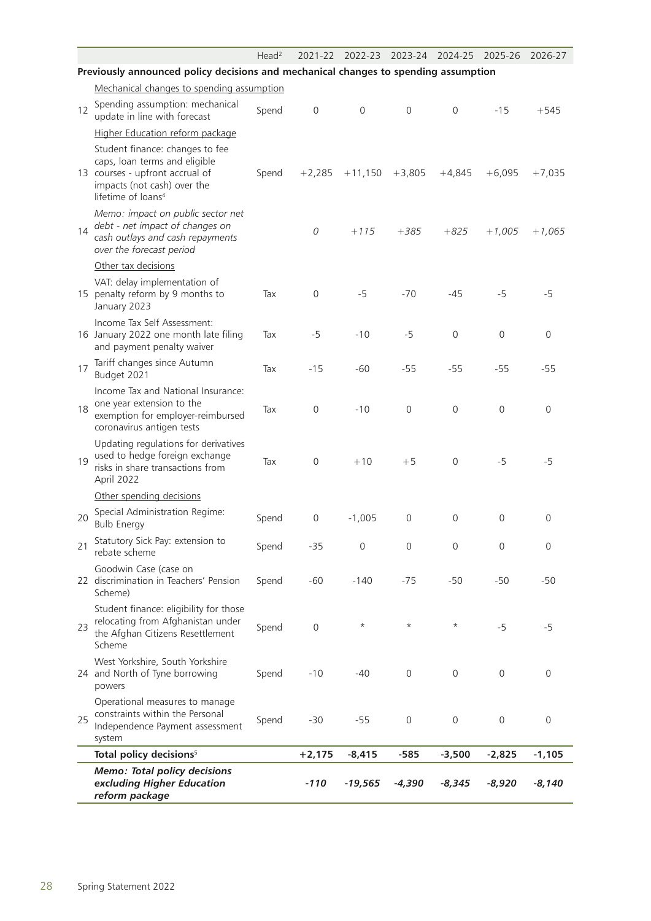| | | Head[2] | 2021-22 | 2022-23 | 2023-24 | 2024-25 | 2025-26 | 2026-27 |
|---|---|---|---|---|---|---|---|---|
| **Previously announced policy decisions and mechanical changes to spending assumption** | | | | | | | | |
| | Mechanical changes to spending assumption | | | | | | | |
| 12 | Spending assumption: mechanical update in line with forecast | Spend | 0 | 0 | 0 | 0 | -15 | +545 |
| | Higher Education reform package | | | | | | | |
| 13 | Student finance: changes to fee caps, loan terms and eligible courses - upfront accrual of impacts (not cash) over the lifetime of loans[4] | Spend | +2,285 | +11,150 | +3,805 | +4,845 | +6,095 | +7,035 |
| 14 | *Memo: impact on public sector net debt - net impact of changes on cash outlays and cash repayments over the forecast period* | | *0* | *+115* | *+385* | *+825* | *+1,005* | *+1,065* |
| | Other tax decisions | | | | | | | |
| 15 | VAT: delay implementation of penalty reform by 9 months to January 2023 | Tax | 0 | -5 | -70 | -45 | -5 | -5 |
| 16 | Income Tax Self Assessment: January 2022 one month late filing and payment penalty waiver | Tax | -5 | -10 | -5 | 0 | 0 | 0 |
| 17 | Tariff changes since Autumn Budget 2021 | Tax | -15 | -60 | -55 | -55 | -55 | -55 |
| 18 | Income Tax and National Insurance: one year extension to the exemption for employer-reimbursed coronavirus antigen tests | Tax | 0 | -10 | 0 | 0 | 0 | 0 |
| 19 | Updating regulations for derivatives used to hedge foreign exchange risks in share transactions from April 2022 | Tax | 0 | +10 | +5 | 0 | -5 | -5 |
| | Other spending decisions | | | | | | | |
| 20 | Special Administration Regime: Bulb Energy | Spend | 0 | -1,005 | 0 | 0 | 0 | 0 |
| 21 | Statutory Sick Pay: extension to rebate scheme | Spend | -35 | 0 | 0 | 0 | 0 | 0 |
| 22 | Goodwin Case (case on discrimination in Teachers' Pension Scheme) | Spend | -60 | -140 | -75 | -50 | -50 | -50 |
| 23 | Student finance: eligibility for those relocating from Afghanistan under the Afghan Citizens Resettlement Scheme | Spend | 0 | * | * | * | -5 | -5 |
| 24 | West Yorkshire, South Yorkshire and North of Tyne borrowing powers | Spend | -10 | -40 | 0 | 0 | 0 | 0 |
| 25 | Operational measures to manage constraints within the Personal Independence Payment assessment system | Spend | -30 | -55 | 0 | 0 | 0 | 0 |
| | **Total policy decisions[5]** | | **+2,175** | **-8,415** | **-585** | **-3,500** | **-2,825** | **-1,105** |
| | ***Memo: Total policy decisions excluding Higher Education reform package*** | | ***-110*** | ***-19,565*** | ***-4,390*** | ***-8,345*** | ***-8,920*** | ***-8,140*** |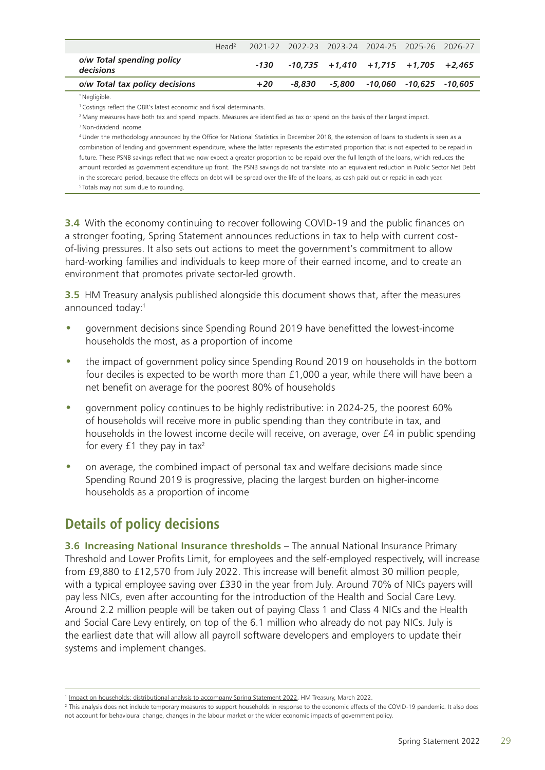| | Head[2] | 2021-22 | 2022-23 | 2023-24 | 2024-25 | 2025-26 | 2026-27 |
|---|---|---|---|---|---|---|---|
| *o/w Total spending policy decisions* | | *-130* | *-10,735* | *+1,410* | *+1,715* | *+1,705* | *+2,465* |
| *o/w Total tax policy decisions* | | *+20* | *-8,830* | *-5,800* | *-10,060* | *-10,625* | *-10,605* |

* Negligible.

[1] Costings reflect the OBR's latest economic and fiscal determinants.

[2] Many measures have both tax and spend impacts. Measures are identified as tax or spend on the basis of their largest impact.

[3] Non-dividend income.

[4] Under the methodology announced by the Office for National Statistics in December 2018, the extension of loans to students is seen as a combination of lending and government expenditure, where the latter represents the estimated proportion that is not expected to be repaid in future. These PSNB savings reflect that we now expect a greater proportion to be repaid over the full length of the loans, which reduces the amount recorded as government expenditure up front. The PSNB savings do not translate into an equivalent reduction in Public Sector Net Debt in the scorecard period, because the effects on debt will be spread over the life of the loans, as cash paid out or repaid in each year.

[5] Totals may not sum due to rounding.

**3.4** With the economy continuing to recover following COVID-19 and the public finances on a stronger footing, Spring Statement announces reductions in tax to help with current cost-of-living pressures. It also sets out actions to meet the government's commitment to allow hard-working families and individuals to keep more of their earned income, and to create an environment that promotes private sector-led growth.

**3.5** HM Treasury analysis published alongside this document shows that, after the measures announced today:[1]

- government decisions since Spending Round 2019 have benefitted the lowest-income households the most, as a proportion of income
- the impact of government policy since Spending Round 2019 on households in the bottom four deciles is expected to be worth more than £1,000 a year, while there will have been a net benefit on average for the poorest 80% of households
- government policy continues to be highly redistributive: in 2024-25, the poorest 60% of households will receive more in public spending than they contribute in tax, and households in the lowest income decile will receive, on average, over £4 in public spending for every £1 they pay in tax[2]
- on average, the combined impact of personal tax and welfare decisions made since Spending Round 2019 is progressive, placing the largest burden on higher-income households as a proportion of income

## Details of policy decisions

**3.6 Increasing National Insurance thresholds** – The annual National Insurance Primary Threshold and Lower Profits Limit, for employees and the self-employed respectively, will increase from £9,880 to £12,570 from July 2022. This increase will benefit almost 30 million people, with a typical employee saving over £330 in the year from July. Around 70% of NICs payers will pay less NICs, even after accounting for the introduction of the Health and Social Care Levy. Around 2.2 million people will be taken out of paying Class 1 and Class 4 NICs and the Health and Social Care Levy entirely, on top of the 6.1 million who already do not pay NICs. July is the earliest date that will allow all payroll software developers and employers to update their systems and implement changes.

[1] Impact on households: distributional analysis to accompany Spring Statement 2022, HM Treasury, March 2022.

[2] This analysis does not include temporary measures to support households in response to the economic effects of the COVID-19 pandemic. It also does not account for behavioural change, changes in the labour market or the wider economic impacts of government policy.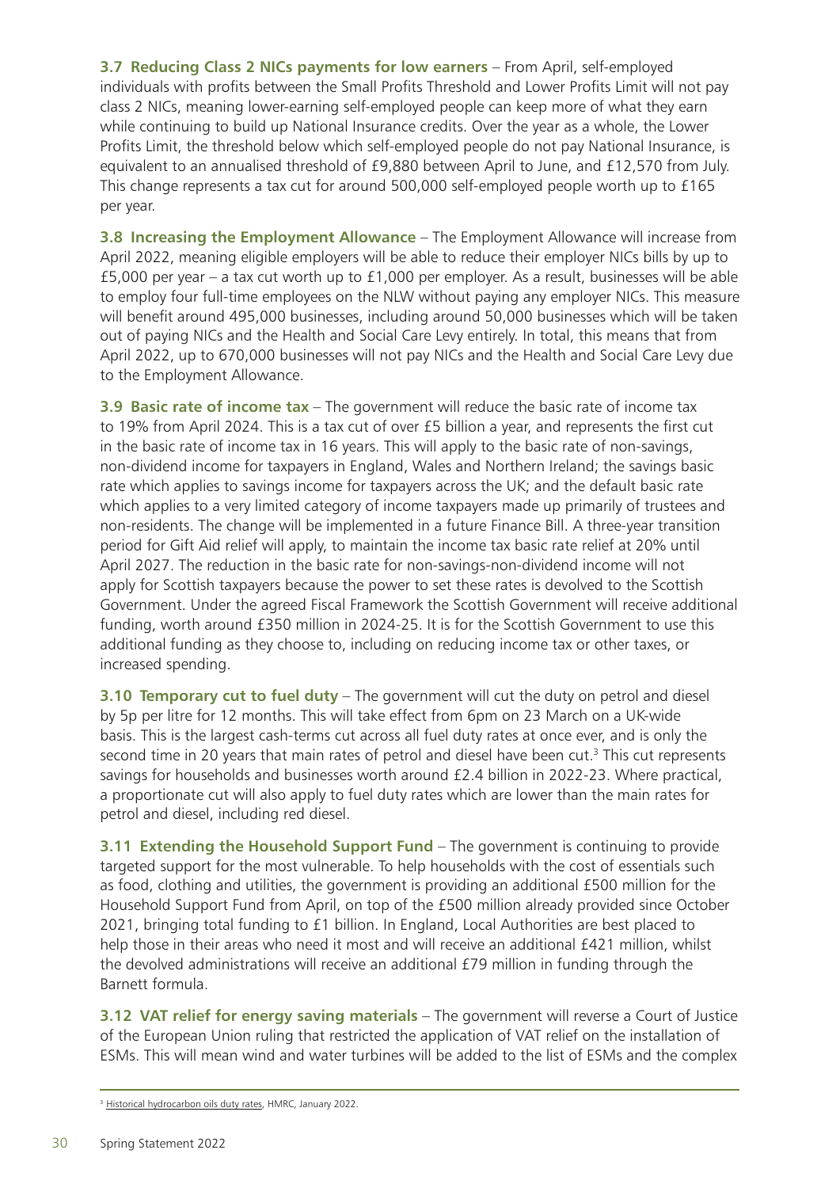**3.7 Reducing Class 2 NICs payments for low earners** – From April, self-employed individuals with profits between the Small Profits Threshold and Lower Profits Limit will not pay class 2 NICs, meaning lower-earning self-employed people can keep more of what they earn while continuing to build up National Insurance credits. Over the year as a whole, the Lower Profits Limit, the threshold below which self-employed people do not pay National Insurance, is equivalent to an annualised threshold of £9,880 between April to June, and £12,570 from July. This change represents a tax cut for around 500,000 self-employed people worth up to £165 per year.

**3.8 Increasing the Employment Allowance** – The Employment Allowance will increase from April 2022, meaning eligible employers will be able to reduce their employer NICs bills by up to £5,000 per year – a tax cut worth up to £1,000 per employer. As a result, businesses will be able to employ four full-time employees on the NLW without paying any employer NICs. This measure will benefit around 495,000 businesses, including around 50,000 businesses which will be taken out of paying NICs and the Health and Social Care Levy entirely. In total, this means that from April 2022, up to 670,000 businesses will not pay NICs and the Health and Social Care Levy due to the Employment Allowance.

**3.9 Basic rate of income tax** – The government will reduce the basic rate of income tax to 19% from April 2024. This is a tax cut of over £5 billion a year, and represents the first cut in the basic rate of income tax in 16 years. This will apply to the basic rate of non-savings, non-dividend income for taxpayers in England, Wales and Northern Ireland; the savings basic rate which applies to savings income for taxpayers across the UK; and the default basic rate which applies to a very limited category of income taxpayers made up primarily of trustees and non-residents. The change will be implemented in a future Finance Bill. A three-year transition period for Gift Aid relief will apply, to maintain the income tax basic rate relief at 20% until April 2027. The reduction in the basic rate for non-savings-non-dividend income will not apply for Scottish taxpayers because the power to set these rates is devolved to the Scottish Government. Under the agreed Fiscal Framework the Scottish Government will receive additional funding, worth around £350 million in 2024-25. It is for the Scottish Government to use this additional funding as they choose to, including on reducing income tax or other taxes, or increased spending.

**3.10 Temporary cut to fuel duty** – The government will cut the duty on petrol and diesel by 5p per litre for 12 months. This will take effect from 6pm on 23 March on a UK-wide basis. This is the largest cash-terms cut across all fuel duty rates at once ever, and is only the second time in 20 years that main rates of petrol and diesel have been cut.[3] This cut represents savings for households and businesses worth around £2.4 billion in 2022-23. Where practical, a proportionate cut will also apply to fuel duty rates which are lower than the main rates for petrol and diesel, including red diesel.

**3.11 Extending the Household Support Fund** – The government is continuing to provide targeted support for the most vulnerable. To help households with the cost of essentials such as food, clothing and utilities, the government is providing an additional £500 million for the Household Support Fund from April, on top of the £500 million already provided since October 2021, bringing total funding to £1 billion. In England, Local Authorities are best placed to help those in their areas who need it most and will receive an additional £421 million, whilst the devolved administrations will receive an additional £79 million in funding through the Barnett formula.

**3.12 VAT relief for energy saving materials** – The government will reverse a Court of Justice of the European Union ruling that restricted the application of VAT relief on the installation of ESMs. This will mean wind and water turbines will be added to the list of ESMs and the complex

---

[3] Historical hydrocarbon oils duty rates, HMRC, January 2022.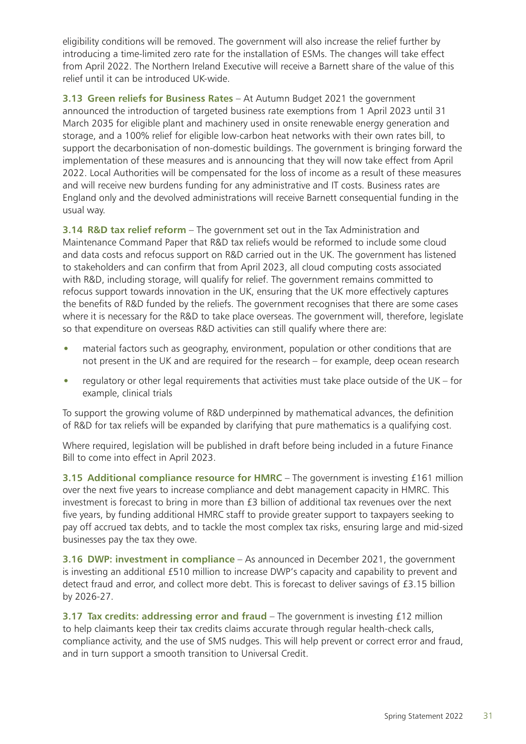eligibility conditions will be removed. The government will also increase the relief further by introducing a time-limited zero rate for the installation of ESMs. The changes will take effect from April 2022. The Northern Ireland Executive will receive a Barnett share of the value of this relief until it can be introduced UK-wide.

**3.13 Green reliefs for Business Rates** – At Autumn Budget 2021 the government announced the introduction of targeted business rate exemptions from 1 April 2023 until 31 March 2035 for eligible plant and machinery used in onsite renewable energy generation and storage, and a 100% relief for eligible low-carbon heat networks with their own rates bill, to support the decarbonisation of non-domestic buildings. The government is bringing forward the implementation of these measures and is announcing that they will now take effect from April 2022. Local Authorities will be compensated for the loss of income as a result of these measures and will receive new burdens funding for any administrative and IT costs. Business rates are England only and the devolved administrations will receive Barnett consequential funding in the usual way.

**3.14 R&D tax relief reform** – The government set out in the Tax Administration and Maintenance Command Paper that R&D tax reliefs would be reformed to include some cloud and data costs and refocus support on R&D carried out in the UK. The government has listened to stakeholders and can confirm that from April 2023, all cloud computing costs associated with R&D, including storage, will qualify for relief. The government remains committed to refocus support towards innovation in the UK, ensuring that the UK more effectively captures the benefits of R&D funded by the reliefs. The government recognises that there are some cases where it is necessary for the R&D to take place overseas. The government will, therefore, legislate so that expenditure on overseas R&D activities can still qualify where there are:

- material factors such as geography, environment, population or other conditions that are not present in the UK and are required for the research – for example, deep ocean research
- regulatory or other legal requirements that activities must take place outside of the UK – for example, clinical trials

To support the growing volume of R&D underpinned by mathematical advances, the definition of R&D for tax reliefs will be expanded by clarifying that pure mathematics is a qualifying cost.

Where required, legislation will be published in draft before being included in a future Finance Bill to come into effect in April 2023.

**3.15 Additional compliance resource for HMRC** – The government is investing £161 million over the next five years to increase compliance and debt management capacity in HMRC. This investment is forecast to bring in more than £3 billion of additional tax revenues over the next five years, by funding additional HMRC staff to provide greater support to taxpayers seeking to pay off accrued tax debts, and to tackle the most complex tax risks, ensuring large and mid-sized businesses pay the tax they owe.

**3.16 DWP: investment in compliance** – As announced in December 2021, the government is investing an additional £510 million to increase DWP's capacity and capability to prevent and detect fraud and error, and collect more debt. This is forecast to deliver savings of £3.15 billion by 2026-27.

**3.17 Tax credits: addressing error and fraud** – The government is investing £12 million to help claimants keep their tax credits claims accurate through regular health-check calls, compliance activity, and the use of SMS nudges. This will help prevent or correct error and fraud, and in turn support a smooth transition to Universal Credit.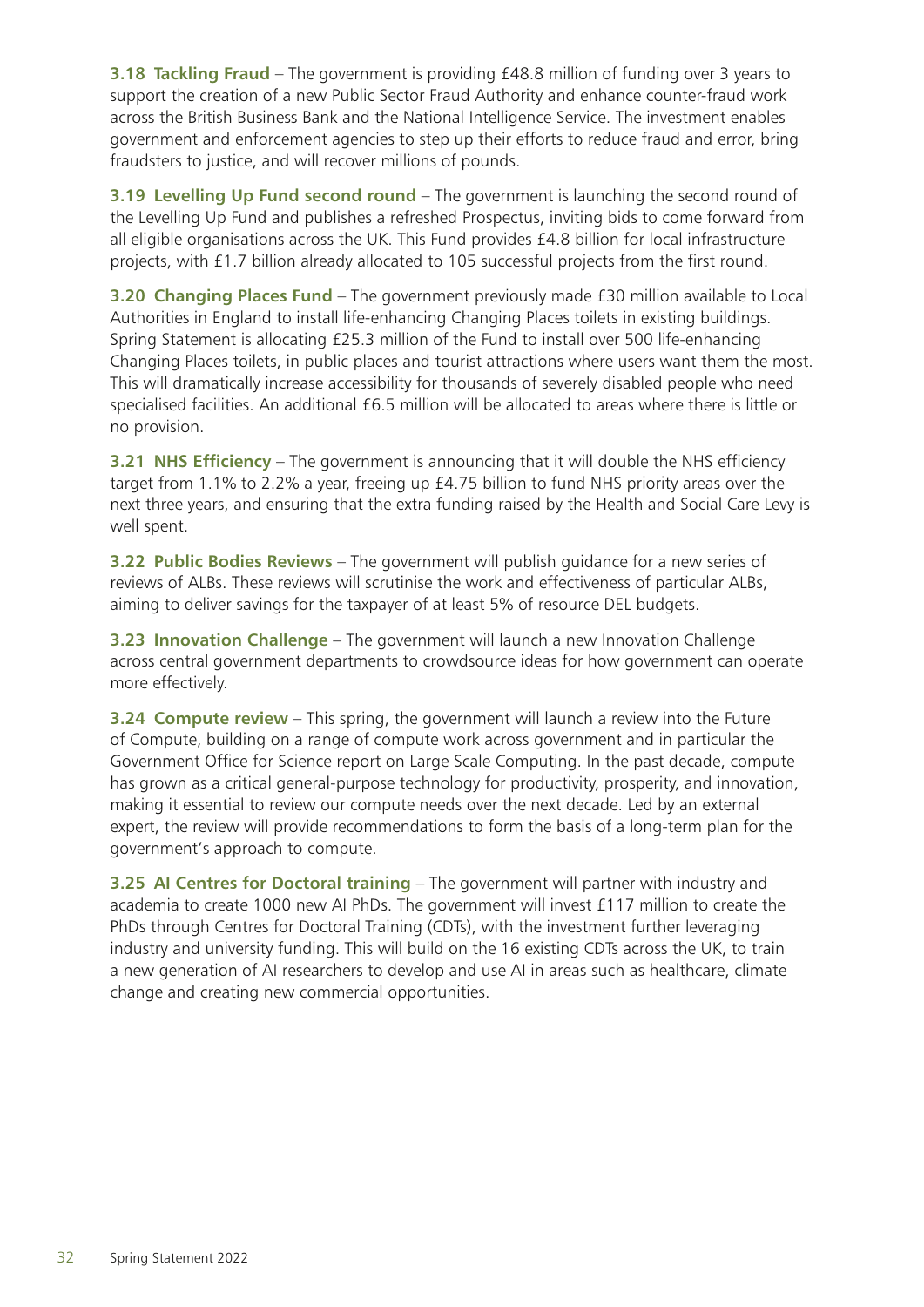**3.18 Tackling Fraud** – The government is providing £48.8 million of funding over 3 years to support the creation of a new Public Sector Fraud Authority and enhance counter-fraud work across the British Business Bank and the National Intelligence Service. The investment enables government and enforcement agencies to step up their efforts to reduce fraud and error, bring fraudsters to justice, and will recover millions of pounds.

**3.19 Levelling Up Fund second round** – The government is launching the second round of the Levelling Up Fund and publishes a refreshed Prospectus, inviting bids to come forward from all eligible organisations across the UK. This Fund provides £4.8 billion for local infrastructure projects, with £1.7 billion already allocated to 105 successful projects from the first round.

**3.20 Changing Places Fund** – The government previously made £30 million available to Local Authorities in England to install life-enhancing Changing Places toilets in existing buildings. Spring Statement is allocating £25.3 million of the Fund to install over 500 life-enhancing Changing Places toilets, in public places and tourist attractions where users want them the most. This will dramatically increase accessibility for thousands of severely disabled people who need specialised facilities. An additional £6.5 million will be allocated to areas where there is little or no provision.

**3.21 NHS Efficiency** – The government is announcing that it will double the NHS efficiency target from 1.1% to 2.2% a year, freeing up £4.75 billion to fund NHS priority areas over the next three years, and ensuring that the extra funding raised by the Health and Social Care Levy is well spent.

**3.22 Public Bodies Reviews** – The government will publish guidance for a new series of reviews of ALBs. These reviews will scrutinise the work and effectiveness of particular ALBs, aiming to deliver savings for the taxpayer of at least 5% of resource DEL budgets.

**3.23 Innovation Challenge** – The government will launch a new Innovation Challenge across central government departments to crowdsource ideas for how government can operate more effectively.

**3.24 Compute review** – This spring, the government will launch a review into the Future of Compute, building on a range of compute work across government and in particular the Government Office for Science report on Large Scale Computing. In the past decade, compute has grown as a critical general-purpose technology for productivity, prosperity, and innovation, making it essential to review our compute needs over the next decade. Led by an external expert, the review will provide recommendations to form the basis of a long-term plan for the government's approach to compute.

**3.25 AI Centres for Doctoral training** – The government will partner with industry and academia to create 1000 new AI PhDs. The government will invest £117 million to create the PhDs through Centres for Doctoral Training (CDTs), with the investment further leveraging industry and university funding. This will build on the 16 existing CDTs across the UK, to train a new generation of AI researchers to develop and use AI in areas such as healthcare, climate change and creating new commercial opportunities.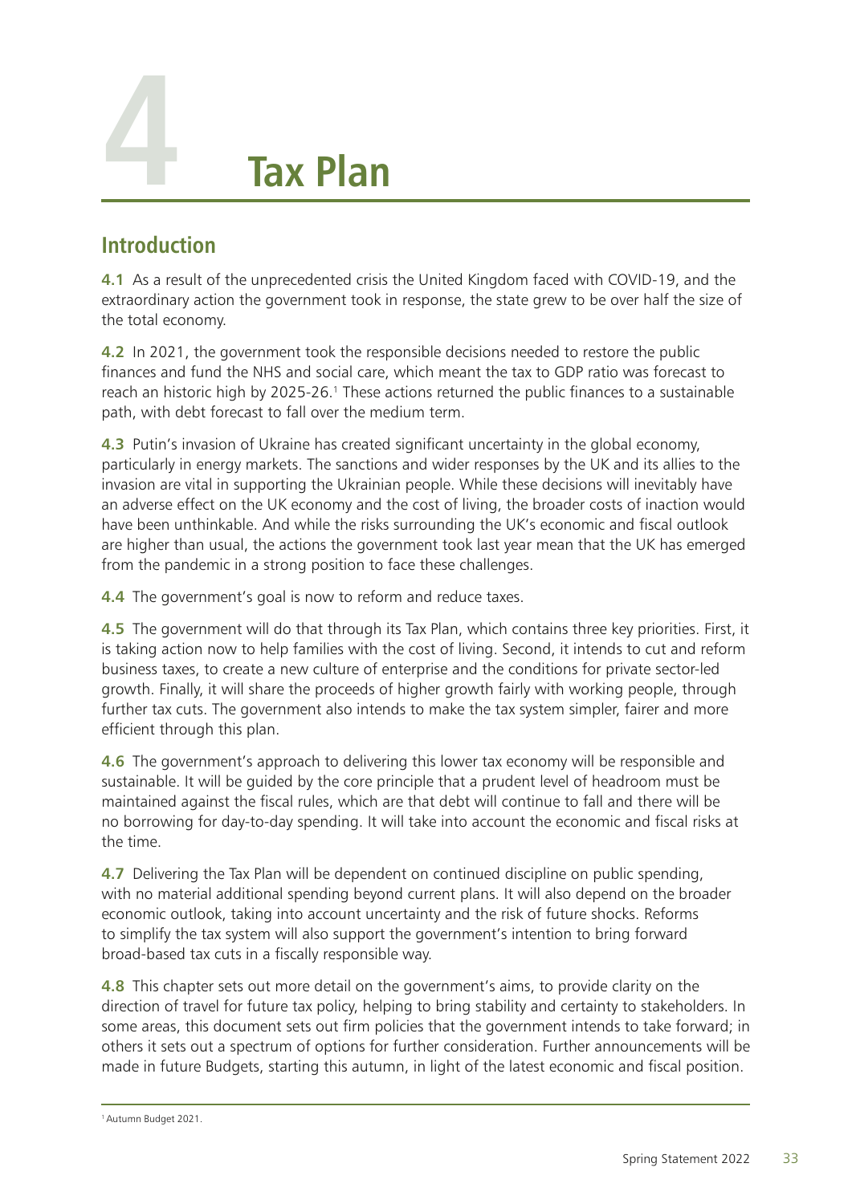# 4 Tax Plan

## Introduction

**4.1** As a result of the unprecedented crisis the United Kingdom faced with COVID-19, and the extraordinary action the government took in response, the state grew to be over half the size of the total economy.

**4.2** In 2021, the government took the responsible decisions needed to restore the public finances and fund the NHS and social care, which meant the tax to GDP ratio was forecast to reach an historic high by 2025-26.[1] These actions returned the public finances to a sustainable path, with debt forecast to fall over the medium term.

**4.3** Putin's invasion of Ukraine has created significant uncertainty in the global economy, particularly in energy markets. The sanctions and wider responses by the UK and its allies to the invasion are vital in supporting the Ukrainian people. While these decisions will inevitably have an adverse effect on the UK economy and the cost of living, the broader costs of inaction would have been unthinkable. And while the risks surrounding the UK's economic and fiscal outlook are higher than usual, the actions the government took last year mean that the UK has emerged from the pandemic in a strong position to face these challenges.

**4.4** The government's goal is now to reform and reduce taxes.

**4.5** The government will do that through its Tax Plan, which contains three key priorities. First, it is taking action now to help families with the cost of living. Second, it intends to cut and reform business taxes, to create a new culture of enterprise and the conditions for private sector-led growth. Finally, it will share the proceeds of higher growth fairly with working people, through further tax cuts. The government also intends to make the tax system simpler, fairer and more efficient through this plan.

**4.6** The government's approach to delivering this lower tax economy will be responsible and sustainable. It will be guided by the core principle that a prudent level of headroom must be maintained against the fiscal rules, which are that debt will continue to fall and there will be no borrowing for day-to-day spending. It will take into account the economic and fiscal risks at the time.

**4.7** Delivering the Tax Plan will be dependent on continued discipline on public spending, with no material additional spending beyond current plans. It will also depend on the broader economic outlook, taking into account uncertainty and the risk of future shocks. Reforms to simplify the tax system will also support the government's intention to bring forward broad-based tax cuts in a fiscally responsible way.

**4.8** This chapter sets out more detail on the government's aims, to provide clarity on the direction of travel for future tax policy, helping to bring stability and certainty to stakeholders. In some areas, this document sets out firm policies that the government intends to take forward; in others it sets out a spectrum of options for further consideration. Further announcements will be made in future Budgets, starting this autumn, in light of the latest economic and fiscal position.

[1] Autumn Budget 2021.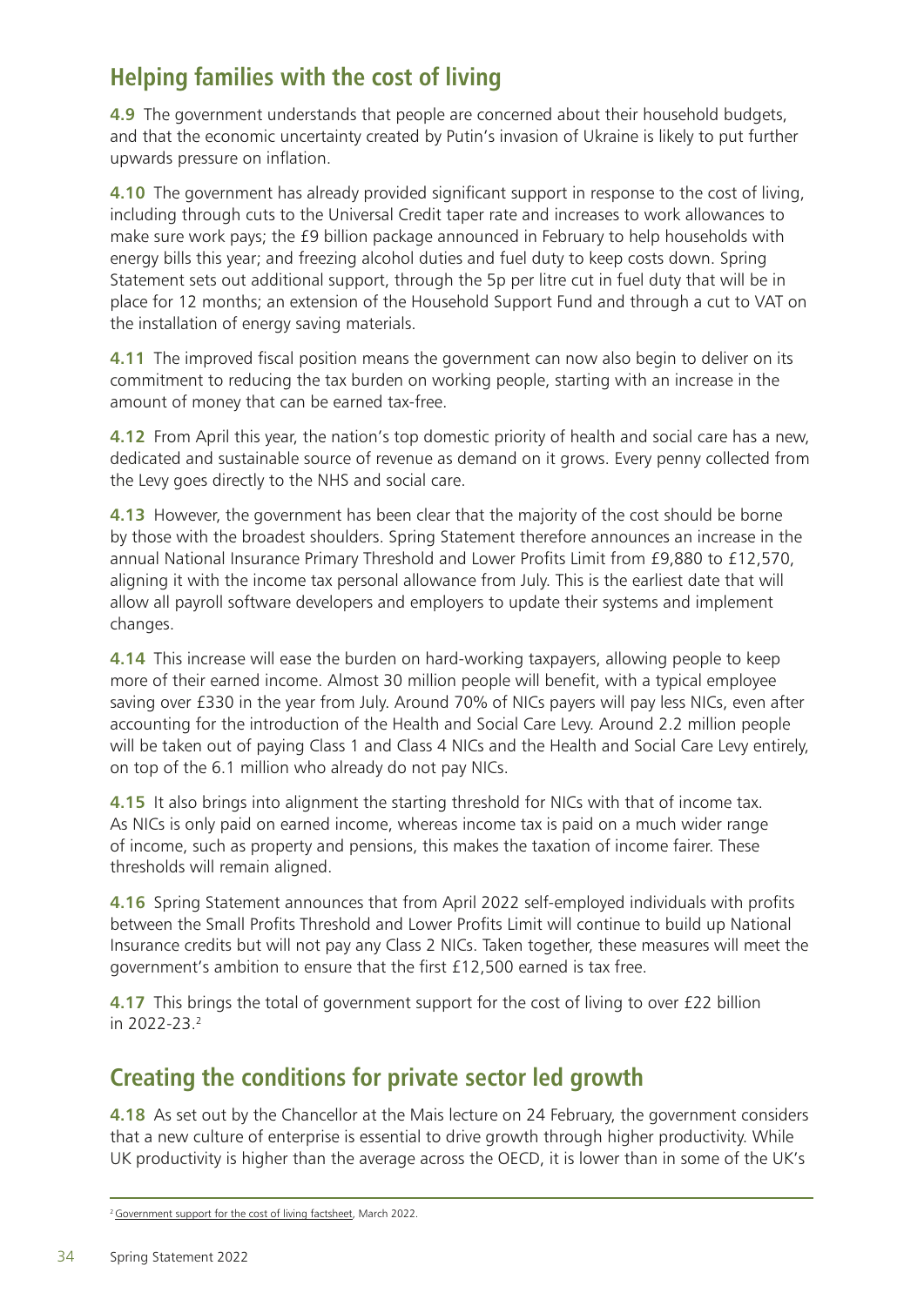## Helping families with the cost of living

**4.9** The government understands that people are concerned about their household budgets, and that the economic uncertainty created by Putin's invasion of Ukraine is likely to put further upwards pressure on inflation.

**4.10** The government has already provided significant support in response to the cost of living, including through cuts to the Universal Credit taper rate and increases to work allowances to make sure work pays; the £9 billion package announced in February to help households with energy bills this year; and freezing alcohol duties and fuel duty to keep costs down. Spring Statement sets out additional support, through the 5p per litre cut in fuel duty that will be in place for 12 months; an extension of the Household Support Fund and through a cut to VAT on the installation of energy saving materials.

**4.11** The improved fiscal position means the government can now also begin to deliver on its commitment to reducing the tax burden on working people, starting with an increase in the amount of money that can be earned tax-free.

**4.12** From April this year, the nation's top domestic priority of health and social care has a new, dedicated and sustainable source of revenue as demand on it grows. Every penny collected from the Levy goes directly to the NHS and social care.

**4.13** However, the government has been clear that the majority of the cost should be borne by those with the broadest shoulders. Spring Statement therefore announces an increase in the annual National Insurance Primary Threshold and Lower Profits Limit from £9,880 to £12,570, aligning it with the income tax personal allowance from July. This is the earliest date that will allow all payroll software developers and employers to update their systems and implement changes.

**4.14** This increase will ease the burden on hard-working taxpayers, allowing people to keep more of their earned income. Almost 30 million people will benefit, with a typical employee saving over £330 in the year from July. Around 70% of NICs payers will pay less NICs, even after accounting for the introduction of the Health and Social Care Levy. Around 2.2 million people will be taken out of paying Class 1 and Class 4 NICs and the Health and Social Care Levy entirely, on top of the 6.1 million who already do not pay NICs.

**4.15** It also brings into alignment the starting threshold for NICs with that of income tax. As NICs is only paid on earned income, whereas income tax is paid on a much wider range of income, such as property and pensions, this makes the taxation of income fairer. These thresholds will remain aligned.

**4.16** Spring Statement announces that from April 2022 self-employed individuals with profits between the Small Profits Threshold and Lower Profits Limit will continue to build up National Insurance credits but will not pay any Class 2 NICs. Taken together, these measures will meet the government's ambition to ensure that the first £12,500 earned is tax free.

**4.17** This brings the total of government support for the cost of living to over £22 billion in 2022-23.[2]

## Creating the conditions for private sector led growth

**4.18** As set out by the Chancellor at the Mais lecture on 24 February, the government considers that a new culture of enterprise is essential to drive growth through higher productivity. While UK productivity is higher than the average across the OECD, it is lower than in some of the UK's

[2] Government support for the cost of living factsheet, March 2022.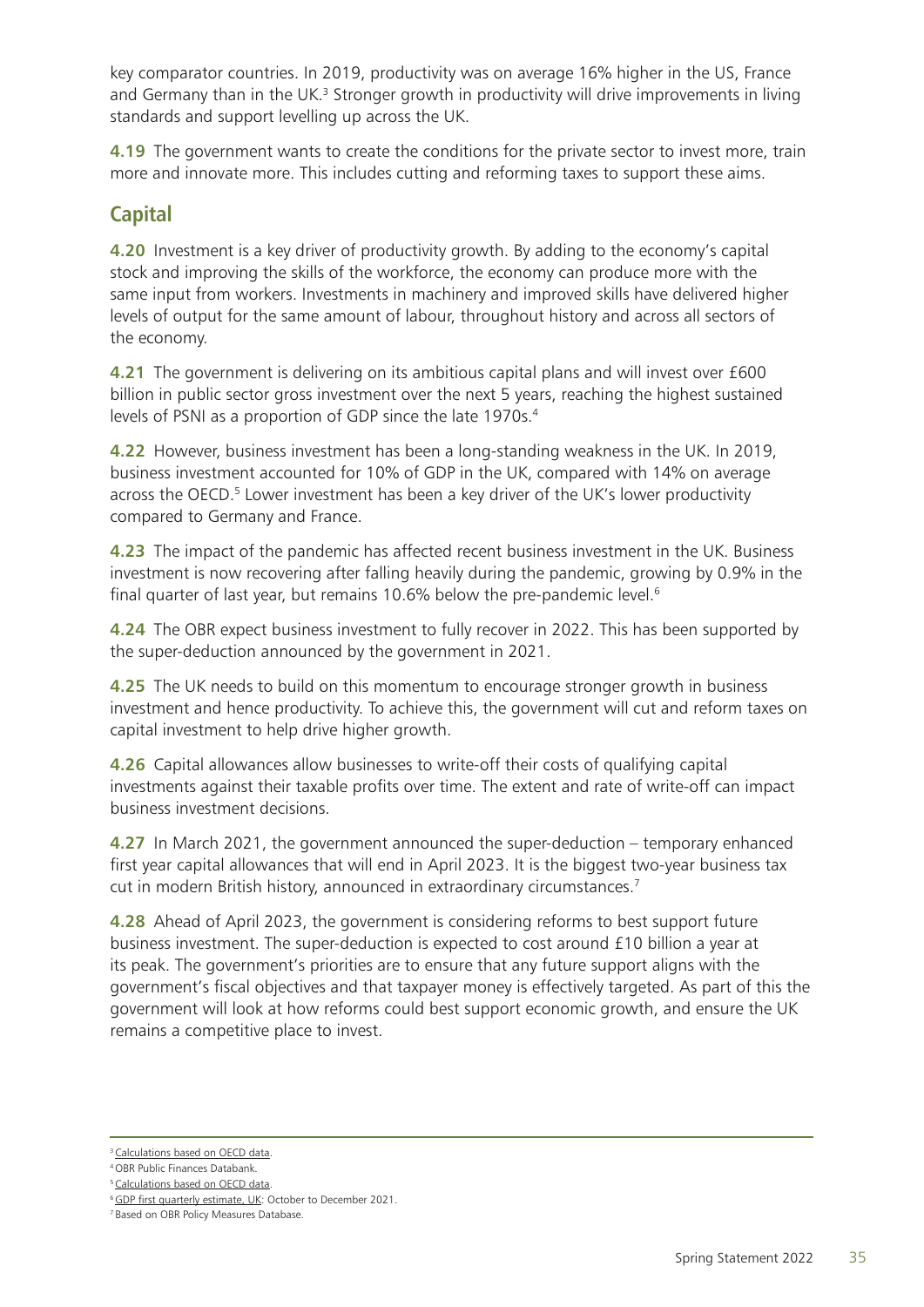key comparator countries. In 2019, productivity was on average 16% higher in the US, France and Germany than in the UK.[3] Stronger growth in productivity will drive improvements in living standards and support levelling up across the UK.

**4.19** The government wants to create the conditions for the private sector to invest more, train more and innovate more. This includes cutting and reforming taxes to support these aims.

## Capital

**4.20** Investment is a key driver of productivity growth. By adding to the economy's capital stock and improving the skills of the workforce, the economy can produce more with the same input from workers. Investments in machinery and improved skills have delivered higher levels of output for the same amount of labour, throughout history and across all sectors of the economy.

**4.21** The government is delivering on its ambitious capital plans and will invest over £600 billion in public sector gross investment over the next 5 years, reaching the highest sustained levels of PSNI as a proportion of GDP since the late 1970s.[4]

**4.22** However, business investment has been a long-standing weakness in the UK. In 2019, business investment accounted for 10% of GDP in the UK, compared with 14% on average across the OECD.[5] Lower investment has been a key driver of the UK's lower productivity compared to Germany and France.

**4.23** The impact of the pandemic has affected recent business investment in the UK. Business investment is now recovering after falling heavily during the pandemic, growing by 0.9% in the final quarter of last year, but remains 10.6% below the pre-pandemic level.[6]

**4.24** The OBR expect business investment to fully recover in 2022. This has been supported by the super-deduction announced by the government in 2021.

**4.25** The UK needs to build on this momentum to encourage stronger growth in business investment and hence productivity. To achieve this, the government will cut and reform taxes on capital investment to help drive higher growth.

**4.26** Capital allowances allow businesses to write-off their costs of qualifying capital investments against their taxable profits over time. The extent and rate of write-off can impact business investment decisions.

**4.27** In March 2021, the government announced the super-deduction – temporary enhanced first year capital allowances that will end in April 2023. It is the biggest two-year business tax cut in modern British history, announced in extraordinary circumstances.[7]

**4.28** Ahead of April 2023, the government is considering reforms to best support future business investment. The super-deduction is expected to cost around £10 billion a year at its peak. The government's priorities are to ensure that any future support aligns with the government's fiscal objectives and that taxpayer money is effectively targeted. As part of this the government will look at how reforms could best support economic growth, and ensure the UK remains a competitive place to invest.

---

[3] Calculations based on OECD data.

[4] OBR Public Finances Databank.

[5] Calculations based on OECD data.

[6] GDP first quarterly estimate, UK: October to December 2021.

[7] Based on OBR Policy Measures Database.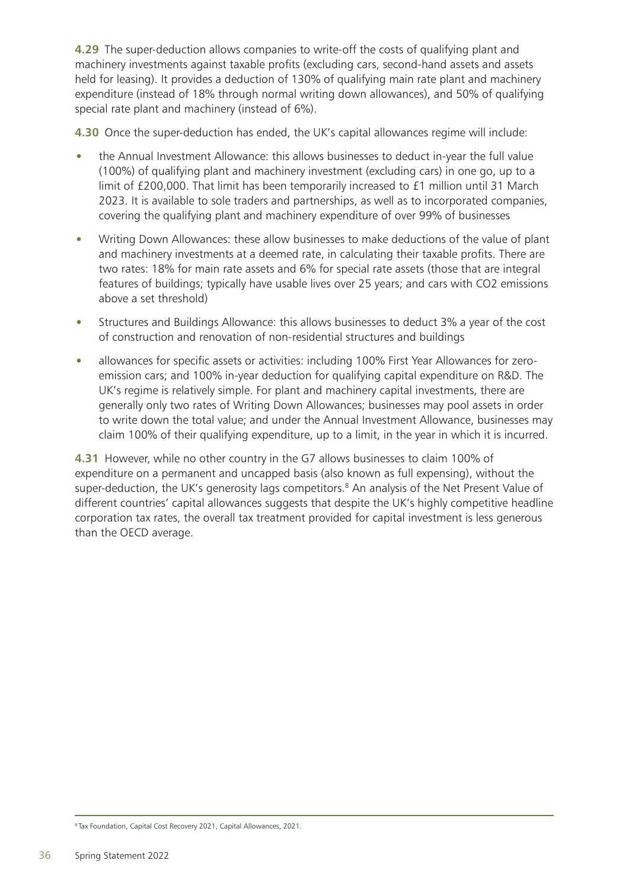**4.29** The super-deduction allows companies to write-off the costs of qualifying plant and machinery investments against taxable profits (excluding cars, second-hand assets and assets held for leasing). It provides a deduction of 130% of qualifying main rate plant and machinery expenditure (instead of 18% through normal writing down allowances), and 50% of qualifying special rate plant and machinery (instead of 6%).

**4.30** Once the super-deduction has ended, the UK's capital allowances regime will include:

- the Annual Investment Allowance: this allows businesses to deduct in-year the full value (100%) of qualifying plant and machinery investment (excluding cars) in one go, up to a limit of £200,000. That limit has been temporarily increased to £1 million until 31 March 2023. It is available to sole traders and partnerships, as well as to incorporated companies, covering the qualifying plant and machinery expenditure of over 99% of businesses
- Writing Down Allowances: these allow businesses to make deductions of the value of plant and machinery investments at a deemed rate, in calculating their taxable profits. There are two rates: 18% for main rate assets and 6% for special rate assets (those that are integral features of buildings; typically have usable lives over 25 years; and cars with $CO_2$ emissions above a set threshold)
- Structures and Buildings Allowance: this allows businesses to deduct 3% a year of the cost of construction and renovation of non-residential structures and buildings
- allowances for specific assets or activities: including 100% First Year Allowances for zero-emission cars; and 100% in-year deduction for qualifying capital expenditure on R&D. The UK's regime is relatively simple. For plant and machinery capital investments, there are generally only two rates of Writing Down Allowances; businesses may pool assets in order to write down the total value; and under the Annual Investment Allowance, businesses may claim 100% of their qualifying expenditure, up to a limit, in the year in which it is incurred.

**4.31** However, while no other country in the G7 allows businesses to claim 100% of expenditure on a permanent and uncapped basis (also known as full expensing), without the super-deduction, the UK's generosity lags competitors.[8] An analysis of the Net Present Value of different countries' capital allowances suggests that despite the UK's highly competitive headline corporation tax rates, the overall tax treatment provided for capital investment is less generous than the OECD average.

---

[8] Tax Foundation, Capital Cost Recovery 2021, Capital Allowances, 2021.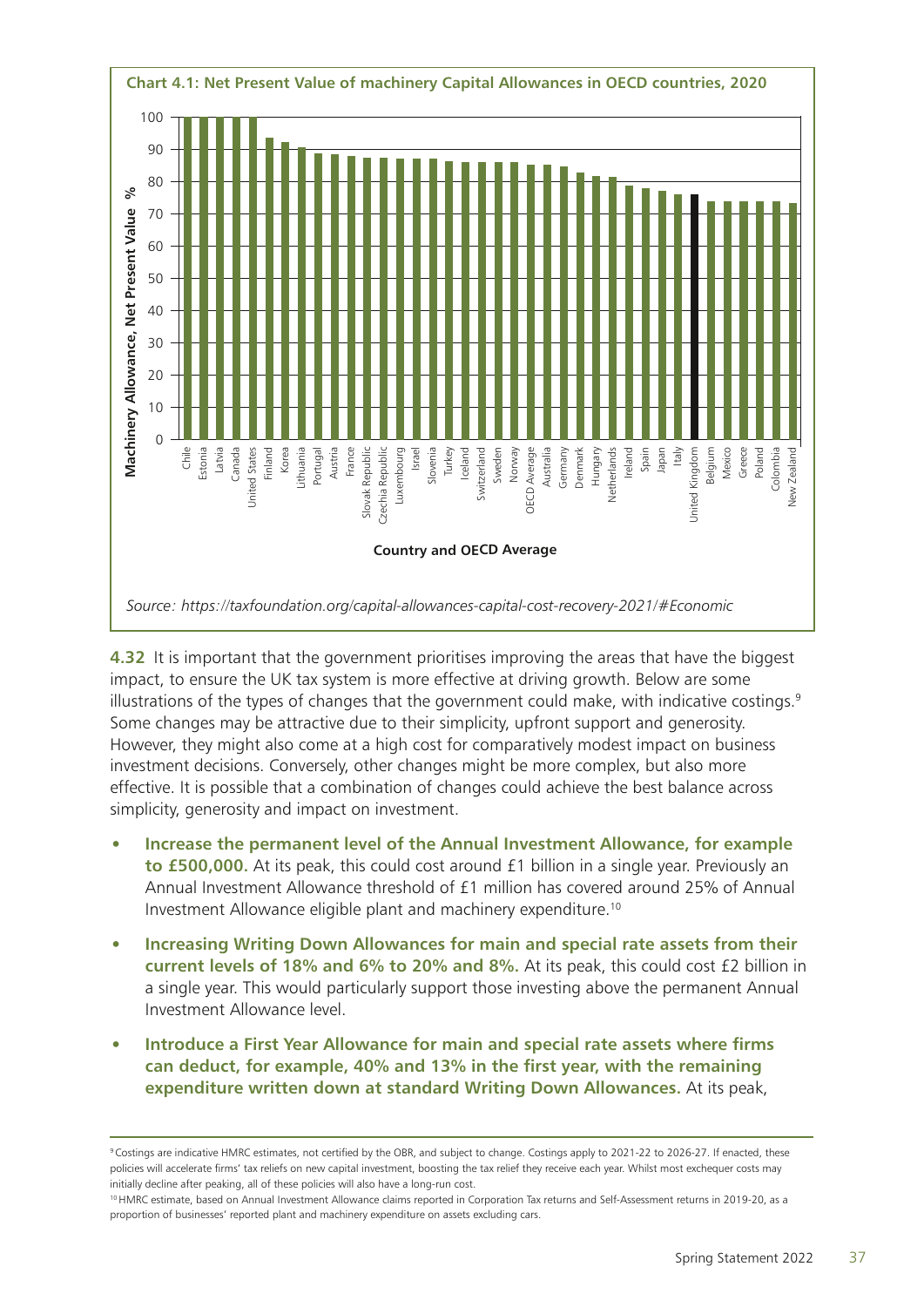**Chart 4.1: Net Present Value of machinery Capital Allowances in OECD countries, 2020**

*Source: https://taxfoundation.org/capital-allowances-capital-cost-recovery-2021/#Economic*

**4.32** It is important that the government prioritises improving the areas that have the biggest impact, to ensure the UK tax system is more effective at driving growth. Below are some illustrations of the types of changes that the government could make, with indicative costings.[9] Some changes may be attractive due to their simplicity, upfront support and generosity. However, they might also come at a high cost for comparatively modest impact on business investment decisions. Conversely, other changes might be more complex, but also more effective. It is possible that a combination of changes could achieve the best balance across simplicity, generosity and impact on investment.

- **Increase the permanent level of the Annual Investment Allowance, for example to £500,000.** At its peak, this could cost around £1 billion in a single year. Previously an Annual Investment Allowance threshold of £1 million has covered around 25% of Annual Investment Allowance eligible plant and machinery expenditure.[10]
- **Increasing Writing Down Allowances for main and special rate assets from their current levels of 18% and 6% to 20% and 8%.** At its peak, this could cost £2 billion in a single year. This would particularly support those investing above the permanent Annual Investment Allowance level.
- **Introduce a First Year Allowance for main and special rate assets where firms can deduct, for example, 40% and 13% in the first year, with the remaining expenditure written down at standard Writing Down Allowances.** At its peak,

[9] Costings are indicative HMRC estimates, not certified by the OBR, and subject to change. Costings apply to 2021-22 to 2026-27. If enacted, these policies will accelerate firms' tax reliefs on new capital investment, boosting the tax relief they receive each year. Whilst most exchequer costs may initially decline after peaking, all of these policies will also have a long-run cost.

[10] HMRC estimate, based on Annual Investment Allowance claims reported in Corporation Tax returns and Self-Assessment returns in 2019-20, as a proportion of businesses' reported plant and machinery expenditure on assets excluding cars.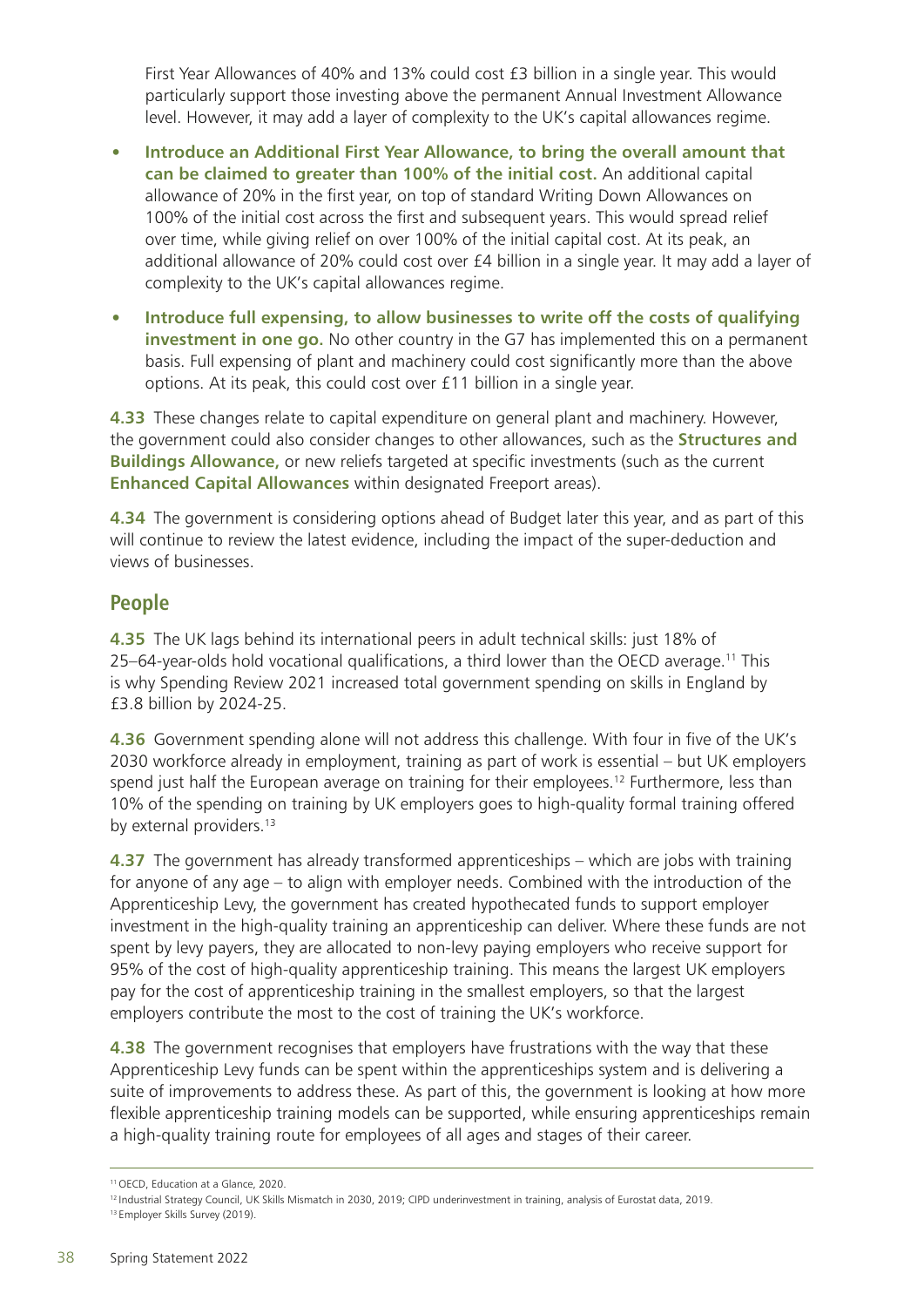First Year Allowances of 40% and 13% could cost £3 billion in a single year. This would particularly support those investing above the permanent Annual Investment Allowance level. However, it may add a layer of complexity to the UK's capital allowances regime.

- **Introduce an Additional First Year Allowance, to bring the overall amount that can be claimed to greater than 100% of the initial cost.** An additional capital allowance of 20% in the first year, on top of standard Writing Down Allowances on 100% of the initial cost across the first and subsequent years. This would spread relief over time, while giving relief on over 100% of the initial capital cost. At its peak, an additional allowance of 20% could cost over £4 billion in a single year. It may add a layer of complexity to the UK's capital allowances regime.
- **Introduce full expensing, to allow businesses to write off the costs of qualifying investment in one go.** No other country in the G7 has implemented this on a permanent basis. Full expensing of plant and machinery could cost significantly more than the above options. At its peak, this could cost over £11 billion in a single year.

**4.33** These changes relate to capital expenditure on general plant and machinery. However, the government could also consider changes to other allowances, such as the **Structures and Buildings Allowance,** or new reliefs targeted at specific investments (such as the current **Enhanced Capital Allowances** within designated Freeport areas).

**4.34** The government is considering options ahead of Budget later this year, and as part of this will continue to review the latest evidence, including the impact of the super-deduction and views of businesses.

## People

**4.35** The UK lags behind its international peers in adult technical skills: just 18% of 25–64-year-olds hold vocational qualifications, a third lower than the OECD average.[11] This is why Spending Review 2021 increased total government spending on skills in England by £3.8 billion by 2024-25.

**4.36** Government spending alone will not address this challenge. With four in five of the UK's 2030 workforce already in employment, training as part of work is essential – but UK employers spend just half the European average on training for their employees.[12] Furthermore, less than 10% of the spending on training by UK employers goes to high-quality formal training offered by external providers.[13]

**4.37** The government has already transformed apprenticeships – which are jobs with training for anyone of any age – to align with employer needs. Combined with the introduction of the Apprenticeship Levy, the government has created hypothecated funds to support employer investment in the high-quality training an apprenticeship can deliver. Where these funds are not spent by levy payers, they are allocated to non-levy paying employers who receive support for 95% of the cost of high-quality apprenticeship training. This means the largest UK employers pay for the cost of apprenticeship training in the smallest employers, so that the largest employers contribute the most to the cost of training the UK's workforce.

**4.38** The government recognises that employers have frustrations with the way that these Apprenticeship Levy funds can be spent within the apprenticeships system and is delivering a suite of improvements to address these. As part of this, the government is looking at how more flexible apprenticeship training models can be supported, while ensuring apprenticeships remain a high-quality training route for employees of all ages and stages of their career.

---

[11] OECD, Education at a Glance, 2020.

[12] Industrial Strategy Council, UK Skills Mismatch in 2030, 2019; CIPD underinvestment in training, analysis of Eurostat data, 2019.

[13] Employer Skills Survey (2019).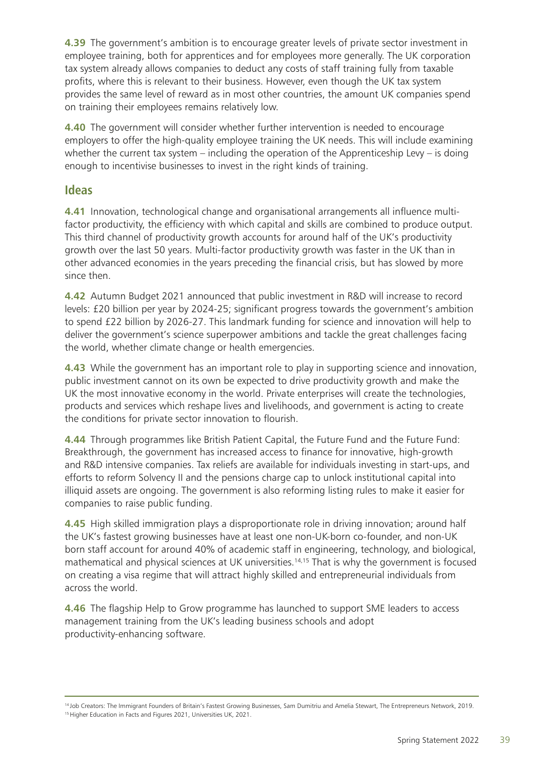**4.39** The government's ambition is to encourage greater levels of private sector investment in employee training, both for apprentices and for employees more generally. The UK corporation tax system already allows companies to deduct any costs of staff training fully from taxable profits, where this is relevant to their business. However, even though the UK tax system provides the same level of reward as in most other countries, the amount UK companies spend on training their employees remains relatively low.

**4.40** The government will consider whether further intervention is needed to encourage employers to offer the high-quality employee training the UK needs. This will include examining whether the current tax system – including the operation of the Apprenticeship Levy – is doing enough to incentivise businesses to invest in the right kinds of training.

## Ideas

**4.41** Innovation, technological change and organisational arrangements all influence multi-factor productivity, the efficiency with which capital and skills are combined to produce output. This third channel of productivity growth accounts for around half of the UK's productivity growth over the last 50 years. Multi-factor productivity growth was faster in the UK than in other advanced economies in the years preceding the financial crisis, but has slowed by more since then.

**4.42** Autumn Budget 2021 announced that public investment in R&D will increase to record levels: £20 billion per year by 2024-25; significant progress towards the government's ambition to spend £22 billion by 2026-27. This landmark funding for science and innovation will help to deliver the government's science superpower ambitions and tackle the great challenges facing the world, whether climate change or health emergencies.

**4.43** While the government has an important role to play in supporting science and innovation, public investment cannot on its own be expected to drive productivity growth and make the UK the most innovative economy in the world. Private enterprises will create the technologies, products and services which reshape lives and livelihoods, and government is acting to create the conditions for private sector innovation to flourish.

**4.44** Through programmes like British Patient Capital, the Future Fund and the Future Fund: Breakthrough, the government has increased access to finance for innovative, high-growth and R&D intensive companies. Tax reliefs are available for individuals investing in start-ups, and efforts to reform Solvency II and the pensions charge cap to unlock institutional capital into illiquid assets are ongoing. The government is also reforming listing rules to make it easier for companies to raise public funding.

**4.45** High skilled immigration plays a disproportionate role in driving innovation; around half the UK's fastest growing businesses have at least one non-UK-born co-founder, and non-UK born staff account for around 40% of academic staff in engineering, technology, and biological, mathematical and physical sciences at UK universities.[14,15] That is why the government is focused on creating a visa regime that will attract highly skilled and entrepreneurial individuals from across the world.

**4.46** The flagship Help to Grow programme has launched to support SME leaders to access management training from the UK's leading business schools and adopt productivity-enhancing software.

---

[14] Job Creators: The Immigrant Founders of Britain's Fastest Growing Businesses, Sam Dumitriu and Amelia Stewart, The Entrepreneurs Network, 2019.
[15] Higher Education in Facts and Figures 2021, Universities UK, 2021.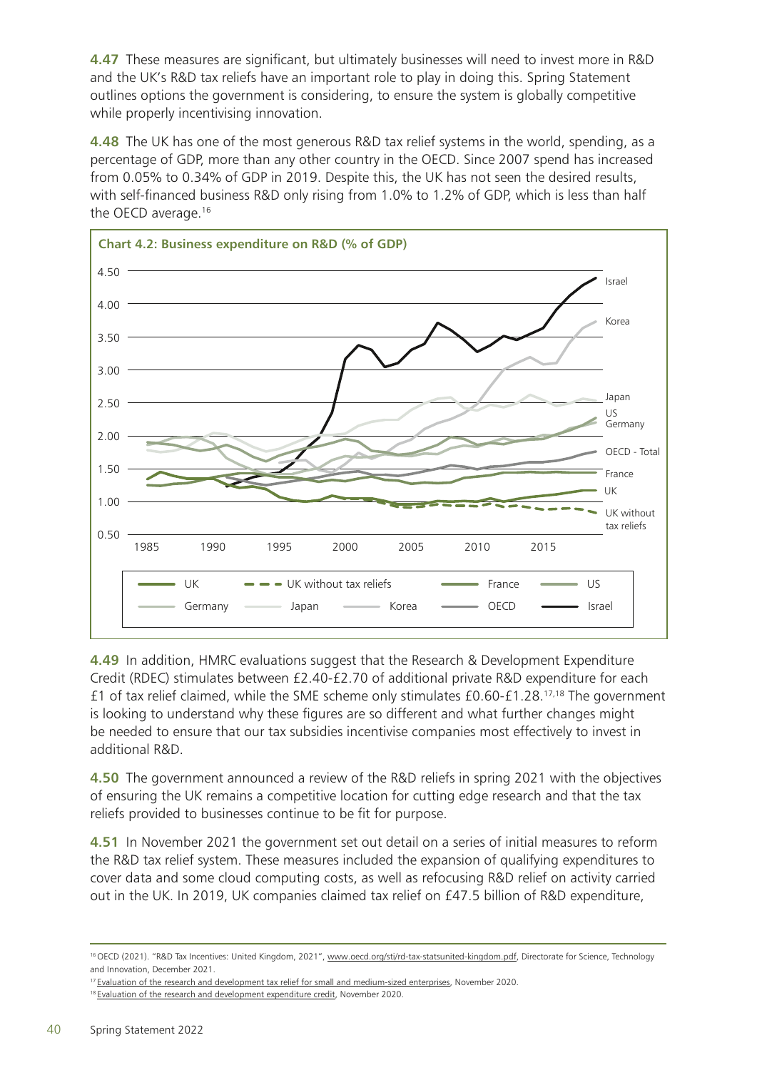**4.47** These measures are significant, but ultimately businesses will need to invest more in R&D and the UK's R&D tax reliefs have an important role to play in doing this. Spring Statement outlines options the government is considering, to ensure the system is globally competitive while properly incentivising innovation.

**4.48** The UK has one of the most generous R&D tax relief systems in the world, spending, as a percentage of GDP, more than any other country in the OECD. Since 2007 spend has increased from 0.05% to 0.34% of GDP in 2019. Despite this, the UK has not seen the desired results, with self-financed business R&D only rising from 1.0% to 1.2% of GDP, which is less than half the OECD average.[16]

**Chart 4.2: Business expenditure on R&D (% of GDP)**

**4.49** In addition, HMRC evaluations suggest that the Research & Development Expenditure Credit (RDEC) stimulates between £2.40-£2.70 of additional private R&D expenditure for each £1 of tax relief claimed, while the SME scheme only stimulates £0.60-£1.28.[17,18] The government is looking to understand why these figures are so different and what further changes might be needed to ensure that our tax subsidies incentivise companies most effectively to invest in additional R&D.

**4.50** The government announced a review of the R&D reliefs in spring 2021 with the objectives of ensuring the UK remains a competitive location for cutting edge research and that the tax reliefs provided to businesses continue to be fit for purpose.

**4.51** In November 2021 the government set out detail on a series of initial measures to reform the R&D tax relief system. These measures included the expansion of qualifying expenditures to cover data and some cloud computing costs, as well as refocusing R&D relief on activity carried out in the UK. In 2019, UK companies claimed tax relief on £47.5 billion of R&D expenditure,

[16] OECD (2021). "R&D Tax Incentives: United Kingdom, 2021", www.oecd.org/sti/rd-tax-statsunited-kingdom.pdf, Directorate for Science, Technology and Innovation, December 2021.

[17] Evaluation of the research and development tax relief for small and medium-sized enterprises, November 2020.

[18] Evaluation of the research and development expenditure credit, November 2020.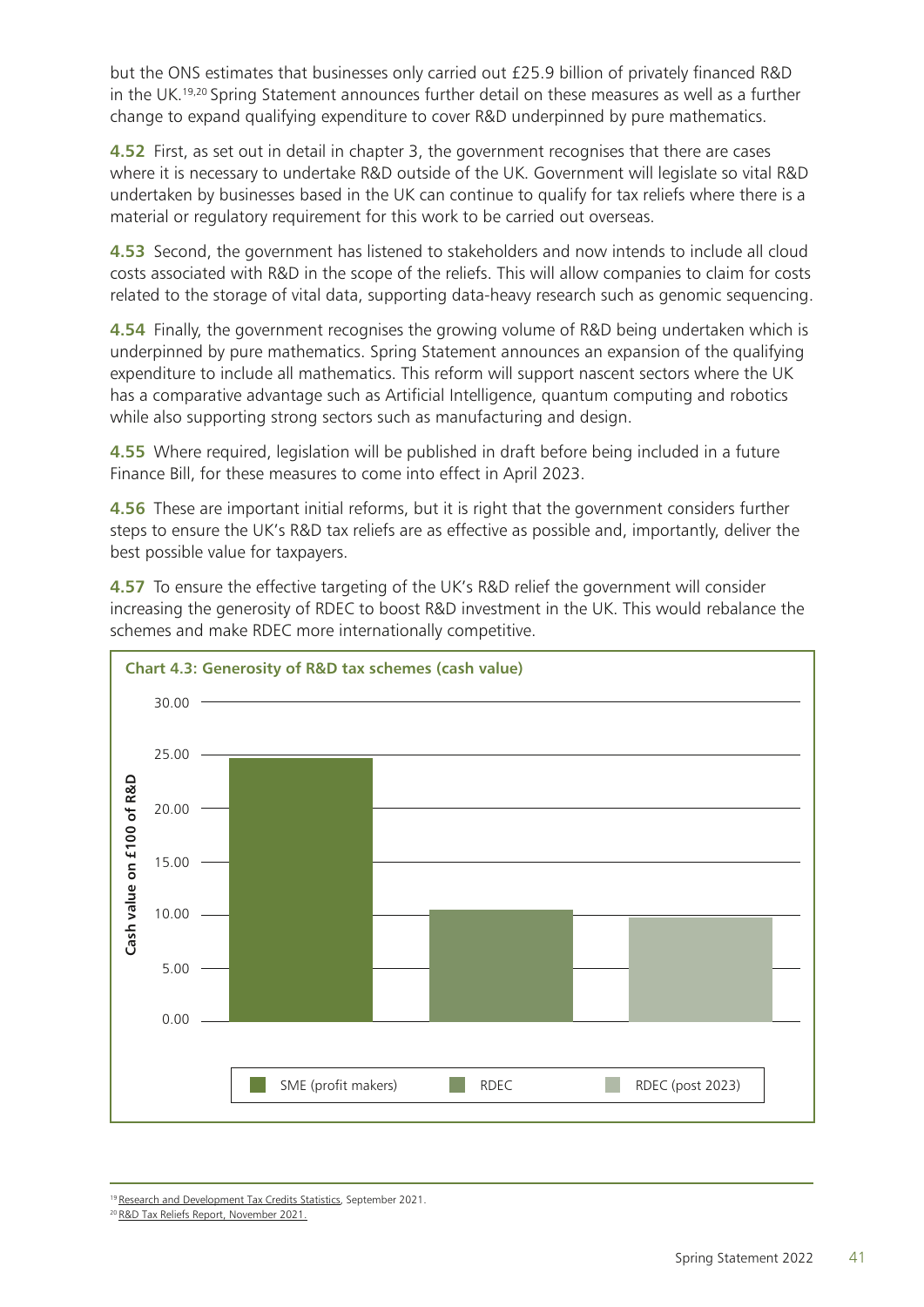but the ONS estimates that businesses only carried out £25.9 billion of privately financed R&D in the UK.[19,20] Spring Statement announces further detail on these measures as well as a further change to expand qualifying expenditure to cover R&D underpinned by pure mathematics.

**4.52** First, as set out in detail in chapter 3, the government recognises that there are cases where it is necessary to undertake R&D outside of the UK. Government will legislate so vital R&D undertaken by businesses based in the UK can continue to qualify for tax reliefs where there is a material or regulatory requirement for this work to be carried out overseas.

**4.53** Second, the government has listened to stakeholders and now intends to include all cloud costs associated with R&D in the scope of the reliefs. This will allow companies to claim for costs related to the storage of vital data, supporting data-heavy research such as genomic sequencing.

**4.54** Finally, the government recognises the growing volume of R&D being undertaken which is underpinned by pure mathematics. Spring Statement announces an expansion of the qualifying expenditure to include all mathematics. This reform will support nascent sectors where the UK has a comparative advantage such as Artificial Intelligence, quantum computing and robotics while also supporting strong sectors such as manufacturing and design.

**4.55** Where required, legislation will be published in draft before being included in a future Finance Bill, for these measures to come into effect in April 2023.

**4.56** These are important initial reforms, but it is right that the government considers further steps to ensure the UK's R&D tax reliefs are as effective as possible and, importantly, deliver the best possible value for taxpayers.

**4.57** To ensure the effective targeting of the UK's R&D relief the government will consider increasing the generosity of RDEC to boost R&D investment in the UK. This would rebalance the schemes and make RDEC more internationally competitive.

**Chart 4.3: Generosity of R&D tax schemes (cash value)**

Cash value on £100 of R&D

| | Cash value on £100 of R&D |
|---|---|
| SME (profit makers) | ~24.7 |
| RDEC | ~10.5 |
| RDEC (post 2023) | ~9.7 |

[19] Research and Development Tax Credits Statistics, September 2021.
[20] R&D Tax Reliefs Report, November 2021.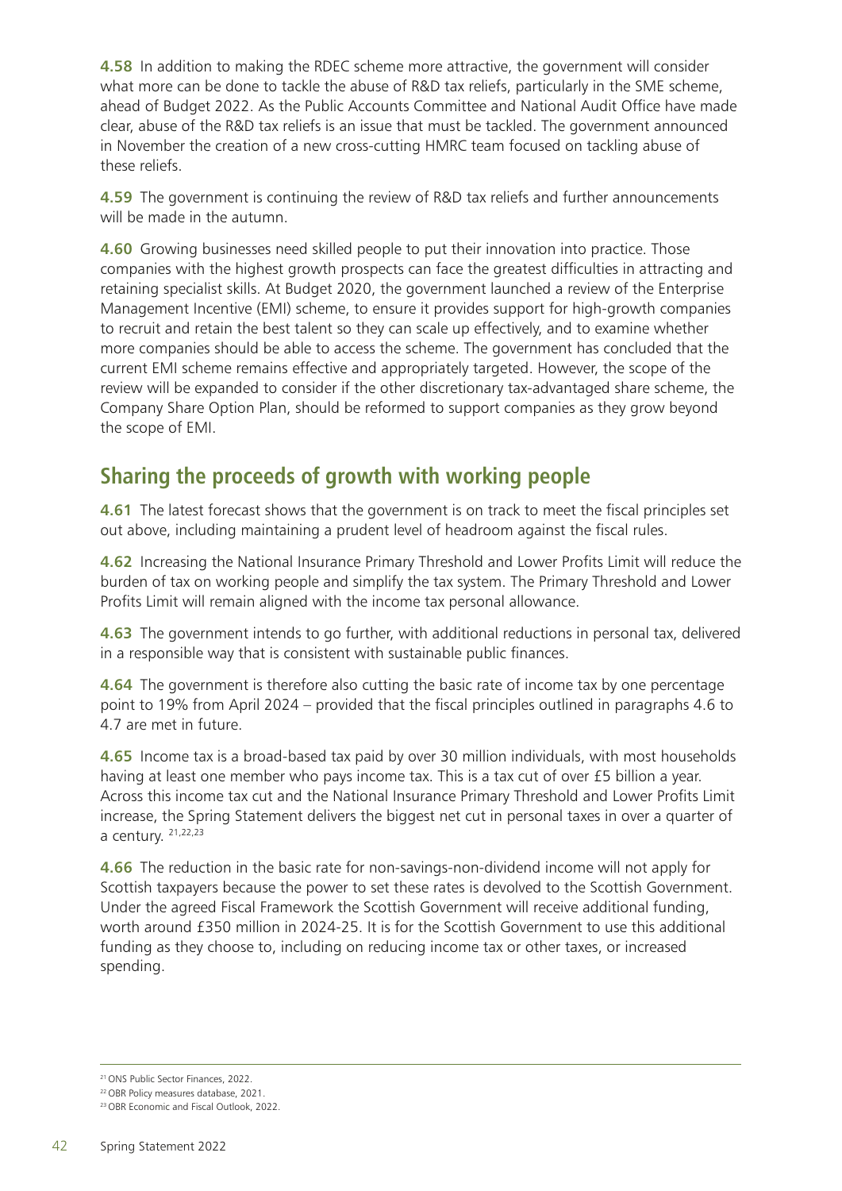**4.58** In addition to making the RDEC scheme more attractive, the government will consider what more can be done to tackle the abuse of R&D tax reliefs, particularly in the SME scheme, ahead of Budget 2022. As the Public Accounts Committee and National Audit Office have made clear, abuse of the R&D tax reliefs is an issue that must be tackled. The government announced in November the creation of a new cross-cutting HMRC team focused on tackling abuse of these reliefs.

**4.59** The government is continuing the review of R&D tax reliefs and further announcements will be made in the autumn.

**4.60** Growing businesses need skilled people to put their innovation into practice. Those companies with the highest growth prospects can face the greatest difficulties in attracting and retaining specialist skills. At Budget 2020, the government launched a review of the Enterprise Management Incentive (EMI) scheme, to ensure it provides support for high-growth companies to recruit and retain the best talent so they can scale up effectively, and to examine whether more companies should be able to access the scheme. The government has concluded that the current EMI scheme remains effective and appropriately targeted. However, the scope of the review will be expanded to consider if the other discretionary tax-advantaged share scheme, the Company Share Option Plan, should be reformed to support companies as they grow beyond the scope of EMI.

## Sharing the proceeds of growth with working people

**4.61** The latest forecast shows that the government is on track to meet the fiscal principles set out above, including maintaining a prudent level of headroom against the fiscal rules.

**4.62** Increasing the National Insurance Primary Threshold and Lower Profits Limit will reduce the burden of tax on working people and simplify the tax system. The Primary Threshold and Lower Profits Limit will remain aligned with the income tax personal allowance.

**4.63** The government intends to go further, with additional reductions in personal tax, delivered in a responsible way that is consistent with sustainable public finances.

**4.64** The government is therefore also cutting the basic rate of income tax by one percentage point to 19% from April 2024 – provided that the fiscal principles outlined in paragraphs 4.6 to 4.7 are met in future.

**4.65** Income tax is a broad-based tax paid by over 30 million individuals, with most households having at least one member who pays income tax. This is a tax cut of over £5 billion a year. Across this income tax cut and the National Insurance Primary Threshold and Lower Profits Limit increase, the Spring Statement delivers the biggest net cut in personal taxes in over a quarter of a century. [21,22,23]

**4.66** The reduction in the basic rate for non-savings-non-dividend income will not apply for Scottish taxpayers because the power to set these rates is devolved to the Scottish Government. Under the agreed Fiscal Framework the Scottish Government will receive additional funding, worth around £350 million in 2024-25. It is for the Scottish Government to use this additional funding as they choose to, including on reducing income tax or other taxes, or increased spending.

---

[21] ONS Public Sector Finances, 2022.

[22] OBR Policy measures database, 2021.

[23] OBR Economic and Fiscal Outlook, 2022.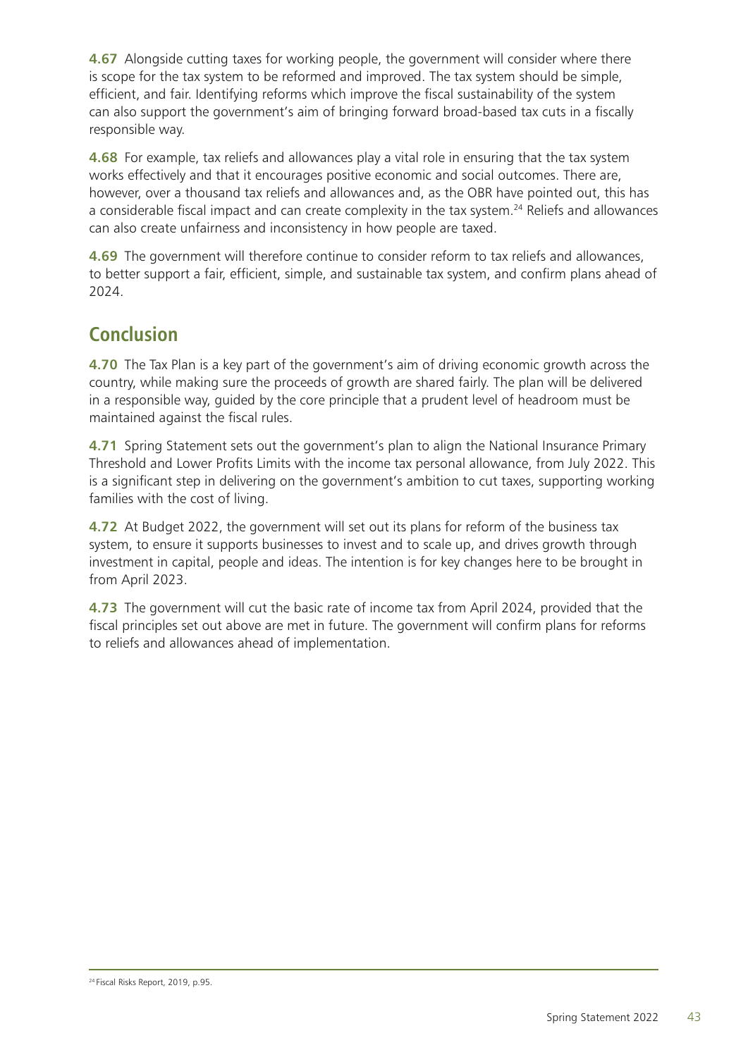**4.67** Alongside cutting taxes for working people, the government will consider where there is scope for the tax system to be reformed and improved. The tax system should be simple, efficient, and fair. Identifying reforms which improve the fiscal sustainability of the system can also support the government's aim of bringing forward broad-based tax cuts in a fiscally responsible way.

**4.68** For example, tax reliefs and allowances play a vital role in ensuring that the tax system works effectively and that it encourages positive economic and social outcomes. There are, however, over a thousand tax reliefs and allowances and, as the OBR have pointed out, this has a considerable fiscal impact and can create complexity in the tax system.[24] Reliefs and allowances can also create unfairness and inconsistency in how people are taxed.

**4.69** The government will therefore continue to consider reform to tax reliefs and allowances, to better support a fair, efficient, simple, and sustainable tax system, and confirm plans ahead of 2024.

## Conclusion

**4.70** The Tax Plan is a key part of the government's aim of driving economic growth across the country, while making sure the proceeds of growth are shared fairly. The plan will be delivered in a responsible way, guided by the core principle that a prudent level of headroom must be maintained against the fiscal rules.

**4.71** Spring Statement sets out the government's plan to align the National Insurance Primary Threshold and Lower Profits Limits with the income tax personal allowance, from July 2022. This is a significant step in delivering on the government's ambition to cut taxes, supporting working families with the cost of living.

**4.72** At Budget 2022, the government will set out its plans for reform of the business tax system, to ensure it supports businesses to invest and to scale up, and drives growth through investment in capital, people and ideas. The intention is for key changes here to be brought in from April 2023.

**4.73** The government will cut the basic rate of income tax from April 2024, provided that the fiscal principles set out above are met in future. The government will confirm plans for reforms to reliefs and allowances ahead of implementation.

[24] Fiscal Risks Report, 2019, p.95.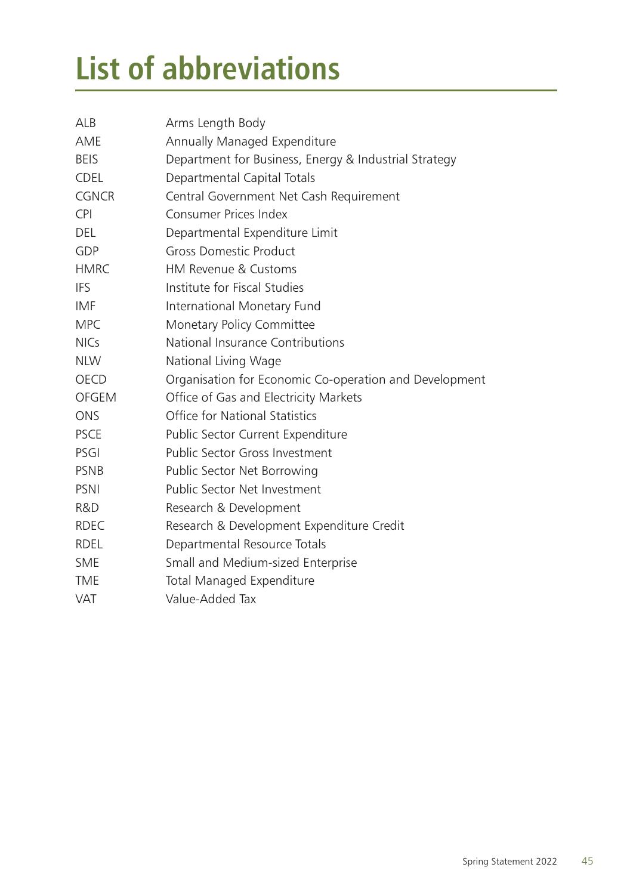# List of abbreviations

| | |
|---|---|
| ALB | Arms Length Body |
| AME | Annually Managed Expenditure |
| BEIS | Department for Business, Energy & Industrial Strategy |
| CDEL | Departmental Capital Totals |
| CGNCR | Central Government Net Cash Requirement |
| CPI | Consumer Prices Index |
| DEL | Departmental Expenditure Limit |
| GDP | Gross Domestic Product |
| HMRC | HM Revenue & Customs |
| IFS | Institute for Fiscal Studies |
| IMF | International Monetary Fund |
| MPC | Monetary Policy Committee |
| NICs | National Insurance Contributions |
| NLW | National Living Wage |
| OECD | Organisation for Economic Co-operation and Development |
| OFGEM | Office of Gas and Electricity Markets |
| ONS | Office for National Statistics |
| PSCE | Public Sector Current Expenditure |
| PSGI | Public Sector Gross Investment |
| PSNB | Public Sector Net Borrowing |
| PSNI | Public Sector Net Investment |
| R&D | Research & Development |
| RDEC | Research & Development Expenditure Credit |
| RDEL | Departmental Resource Totals |
| SME | Small and Medium-sized Enterprise |
| TME | Total Managed Expenditure |
| VAT | Value-Added Tax |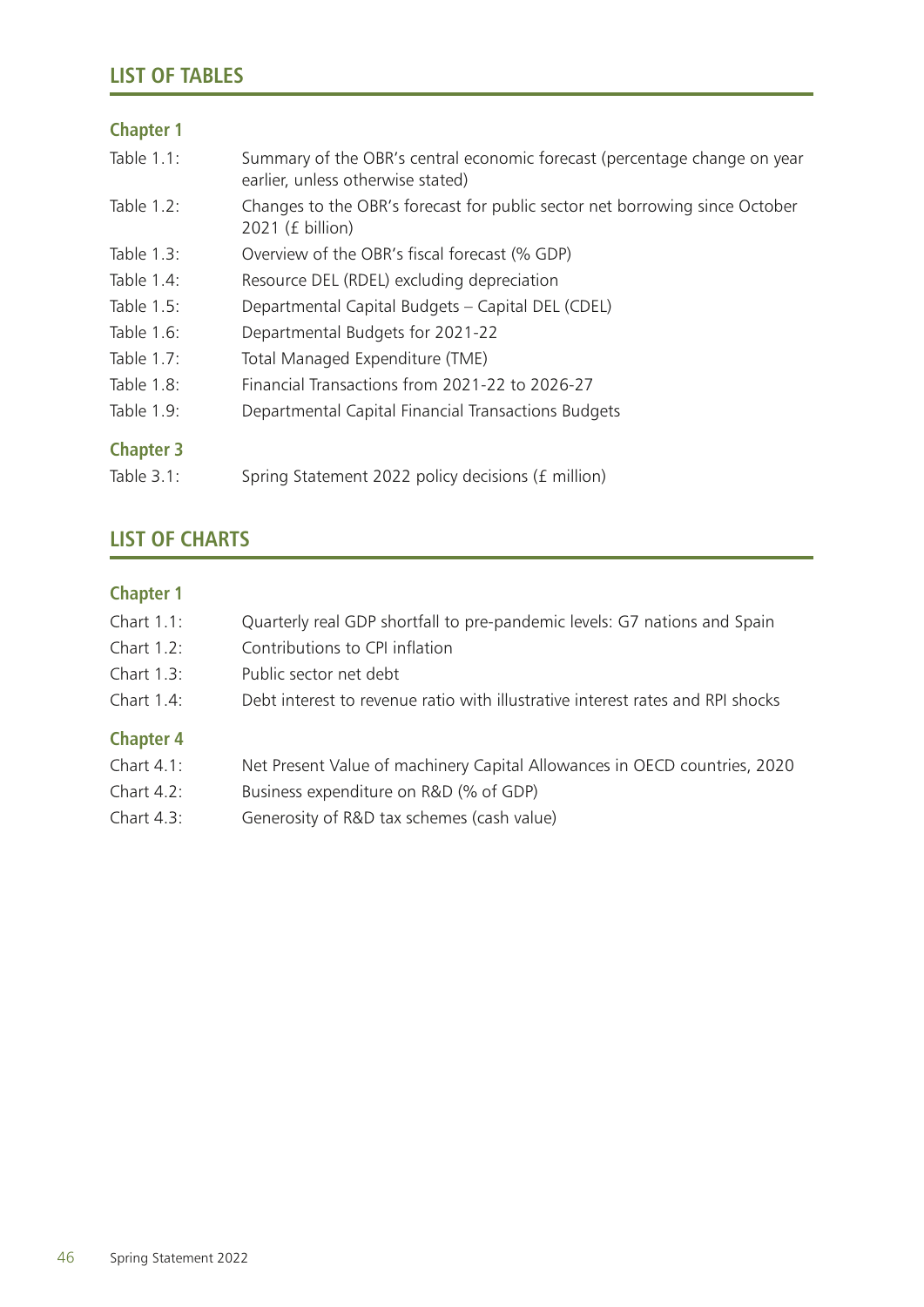## LIST OF TABLES

### Chapter 1

| | |
|---|---|
| Table 1.1: | Summary of the OBR's central economic forecast (percentage change on year earlier, unless otherwise stated) |
| Table 1.2: | Changes to the OBR's forecast for public sector net borrowing since October 2021 (£ billion) |
| Table 1.3: | Overview of the OBR's fiscal forecast (% GDP) |
| Table 1.4: | Resource DEL (RDEL) excluding depreciation |
| Table 1.5: | Departmental Capital Budgets – Capital DEL (CDEL) |
| Table 1.6: | Departmental Budgets for 2021-22 |
| Table 1.7: | Total Managed Expenditure (TME) |
| Table 1.8: | Financial Transactions from 2021-22 to 2026-27 |
| Table 1.9: | Departmental Capital Financial Transactions Budgets |

### Chapter 3

| | |
|---|---|
| Table 3.1: | Spring Statement 2022 policy decisions (£ million) |

## LIST OF CHARTS

### Chapter 1

| | |
|---|---|
| Chart 1.1: | Quarterly real GDP shortfall to pre-pandemic levels: G7 nations and Spain |
| Chart 1.2: | Contributions to CPI inflation |
| Chart 1.3: | Public sector net debt |
| Chart 1.4: | Debt interest to revenue ratio with illustrative interest rates and RPI shocks |

### Chapter 4

| | |
|---|---|
| Chart 4.1: | Net Present Value of machinery Capital Allowances in OECD countries, 2020 |
| Chart 4.2: | Business expenditure on R&D (% of GDP) |
| Chart 4.3: | Generosity of R&D tax schemes (cash value) |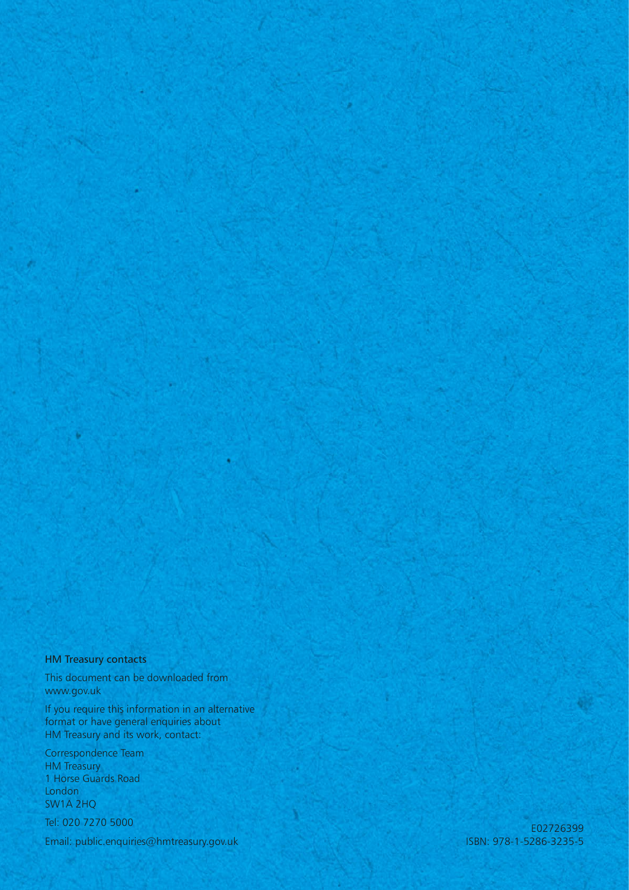HM Treasury contacts

This document can be downloaded from www.gov.uk

If you require this information in an alternative format or have general enquiries about HM Treasury and its work, contact:

Correspondence Team
HM Treasury
1 Horse Guards Road
London
SW1A 2HQ

Tel: 020 7270 5000

Email: public.enquiries@hmtreasury.gov.uk

E02726399
ISBN: 978-1-5286-3235-5